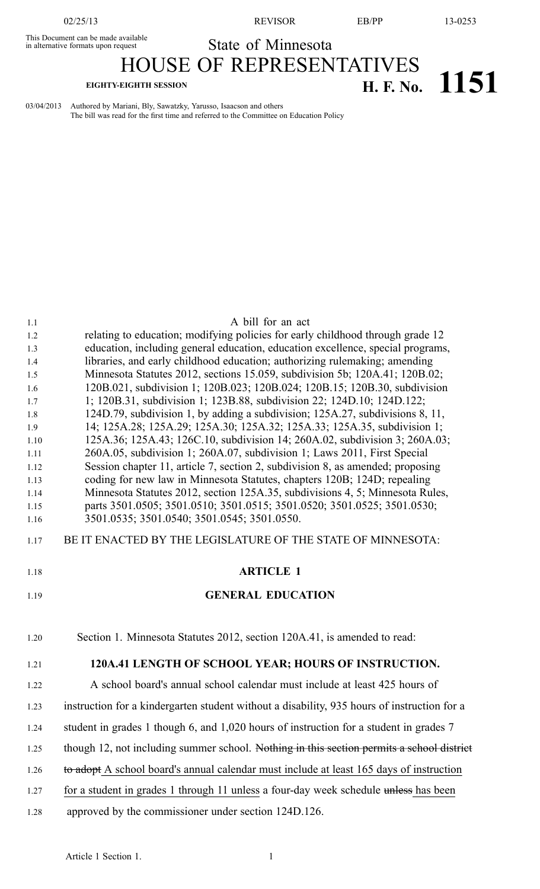This Document can be made available in alternative formats upon request

State of Minnesota

# HOUSE OF REPRESENTATIVES

**EIGHTY-EIGHTH SESSION** **H. F. No. 1151**

03/04/2013 Authored by Mariani, Bly, Sawatzky, Yarusso, Isaacson and others
The bill was read for the first time and referred to the Committee on Education Policy

A bill for an act
relating to education; modifying policies for early childhood through grade 12 education, including general education, education excellence, special programs, libraries, and early childhood education; authorizing rulemaking; amending Minnesota Statutes 2012, sections 15.059, subdivision 5b; 120A.41; 120B.02; 120B.021, subdivision 1; 120B.023; 120B.024; 120B.15; 120B.30, subdivision 1; 120B.31, subdivision 1; 123B.88, subdivision 22; 124D.10; 124D.122; 124D.79, subdivision 1, by adding a subdivision; 125A.27, subdivisions 8, 11, 14; 125A.28; 125A.29; 125A.30; 125A.32; 125A.33; 125A.35, subdivision 1; 125A.36; 125A.43; 126C.10, subdivision 14; 260A.02, subdivision 3; 260A.03; 260A.05, subdivision 1; 260A.07, subdivision 1; Laws 2011, First Special Session chapter 11, article 7, section 2, subdivision 8, as amended; proposing coding for new law in Minnesota Statutes, chapters 120B; 124D; repealing Minnesota Statutes 2012, section 125A.35, subdivisions 4, 5; Minnesota Rules, parts 3501.0505; 3501.0510; 3501.0515; 3501.0520; 3501.0525; 3501.0530; 3501.0535; 3501.0540; 3501.0545; 3501.0550.

BE IT ENACTED BY THE LEGISLATURE OF THE STATE OF MINNESOTA:

## ARTICLE 1

## GENERAL EDUCATION

Section 1. Minnesota Statutes 2012, section 120A.41, is amended to read:

**120A.41 LENGTH OF SCHOOL YEAR; HOURS OF INSTRUCTION.**

A school board's annual school calendar must include at least 425 hours of instruction for a kindergarten student without a disability, 935 hours of instruction for a student in grades 1 though 6, and 1,020 hours of instruction for a student in grades 7 though 12, not including summer school. ~~Nothing in this section permits a school district to adopt~~ A school board's annual calendar must include at least 165 days of instruction for a student in grades 1 through 11 unless a four-day week schedule ~~unless~~ has been approved by the commissioner under section 124D.126.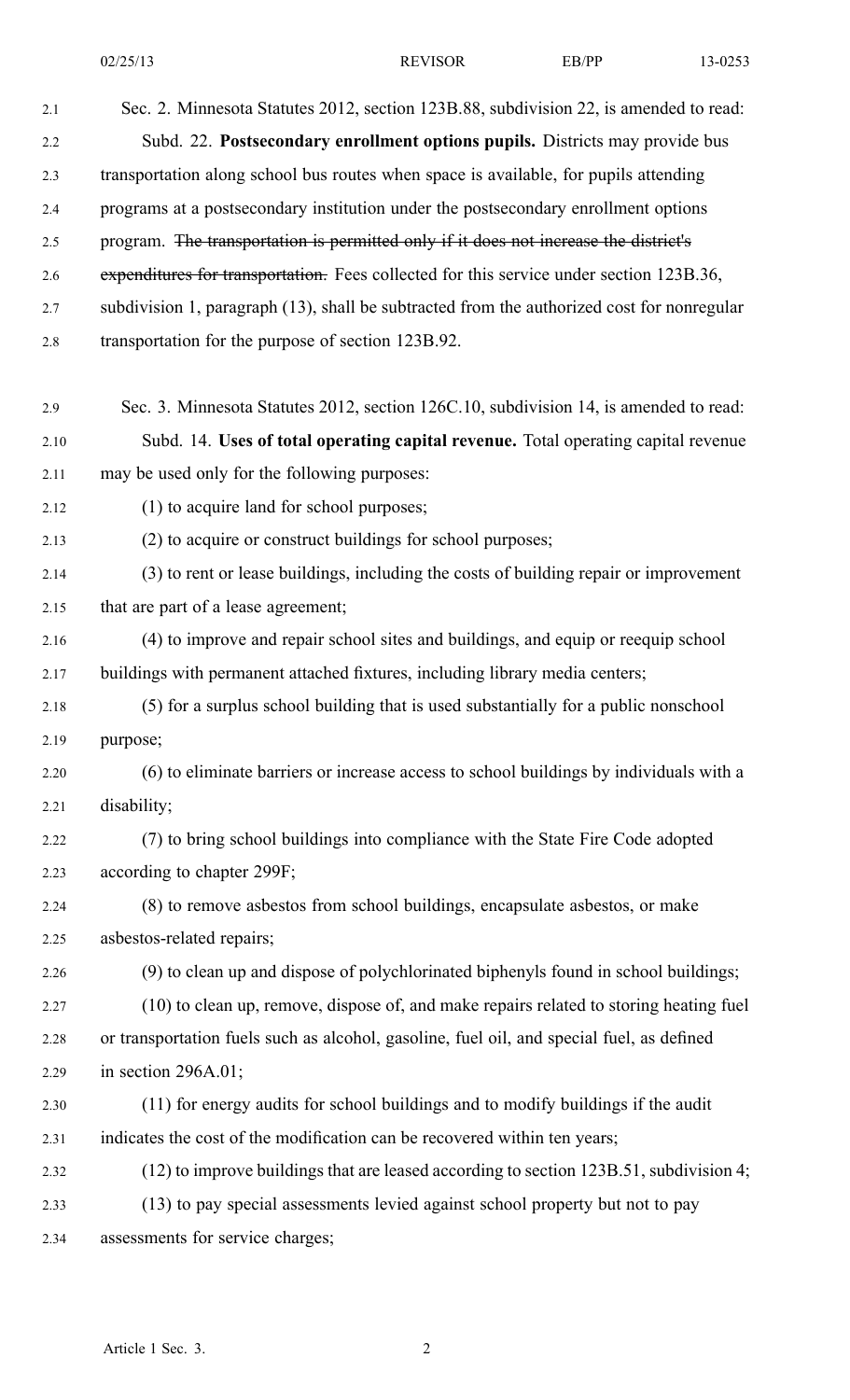Sec. 2. Minnesota Statutes 2012, section 123B.88, subdivision 22, is amended to read:

Subd. 22. **Postsecondary enrollment options pupils.** Districts may provide bus transportation along school bus routes when space is available, for pupils attending programs at a postsecondary institution under the postsecondary enrollment options program. ~~The transportation is permitted only if it does not increase the district's expenditures for transportation.~~ Fees collected for this service under section 123B.36, subdivision 1, paragraph (13), shall be subtracted from the authorized cost for nonregular transportation for the purpose of section 123B.92.

Sec. 3. Minnesota Statutes 2012, section 126C.10, subdivision 14, is amended to read:

Subd. 14. **Uses of total operating capital revenue.** Total operating capital revenue may be used only for the following purposes:

(1) to acquire land for school purposes;

(2) to acquire or construct buildings for school purposes;

(3) to rent or lease buildings, including the costs of building repair or improvement that are part of a lease agreement;

(4) to improve and repair school sites and buildings, and equip or reequip school buildings with permanent attached fixtures, including library media centers;

(5) for a surplus school building that is used substantially for a public nonschool purpose;

(6) to eliminate barriers or increase access to school buildings by individuals with a disability;

(7) to bring school buildings into compliance with the State Fire Code adopted according to chapter 299F;

(8) to remove asbestos from school buildings, encapsulate asbestos, or make asbestos-related repairs;

(9) to clean up and dispose of polychlorinated biphenyls found in school buildings;

(10) to clean up, remove, dispose of, and make repairs related to storing heating fuel or transportation fuels such as alcohol, gasoline, fuel oil, and special fuel, as defined in section 296A.01;

(11) for energy audits for school buildings and to modify buildings if the audit indicates the cost of the modification can be recovered within ten years;

(12) to improve buildings that are leased according to section 123B.51, subdivision 4;

(13) to pay special assessments levied against school property but not to pay assessments for service charges;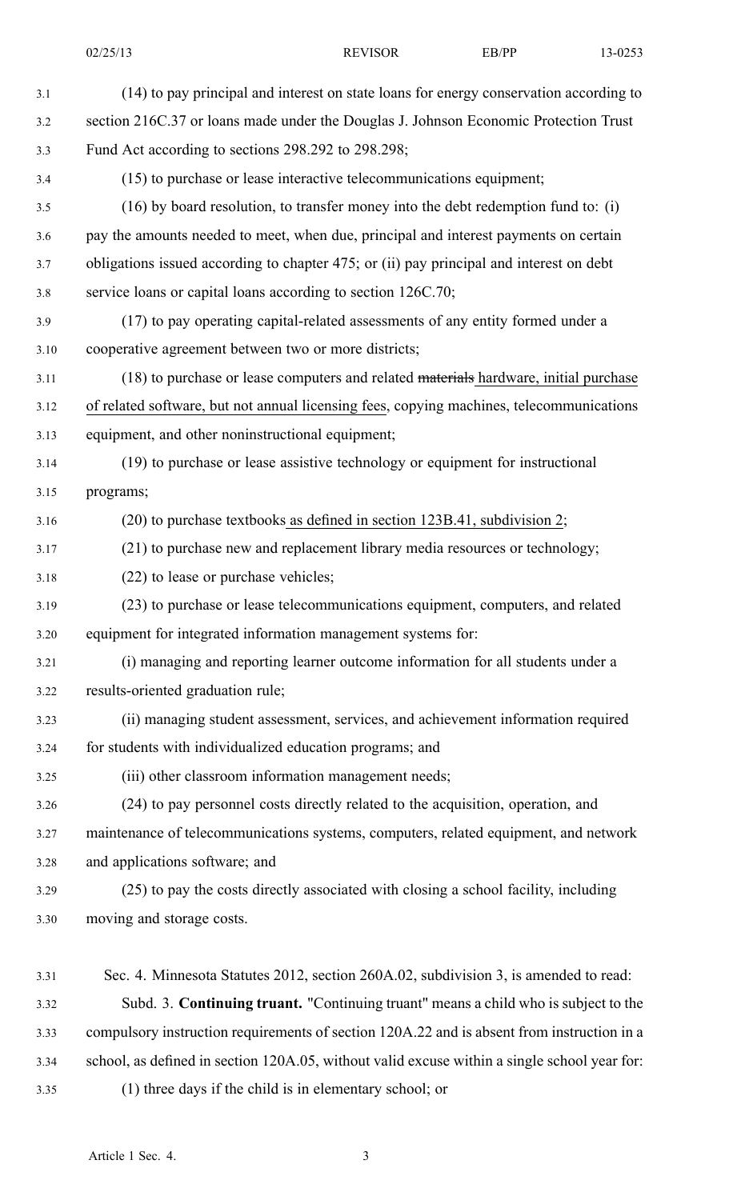(14) to pay principal and interest on state loans for energy conservation according to section 216C.37 or loans made under the Douglas J. Johnson Economic Protection Trust Fund Act according to sections 298.292 to 298.298;

(15) to purchase or lease interactive telecommunications equipment;

(16) by board resolution, to transfer money into the debt redemption fund to: (i) pay the amounts needed to meet, when due, principal and interest payments on certain obligations issued according to chapter 475; or (ii) pay principal and interest on debt service loans or capital loans according to section 126C.70;

(17) to pay operating capital-related assessments of any entity formed under a cooperative agreement between two or more districts;

(18) to purchase or lease computers and related ~~materials~~ hardware, initial purchase of related software, but not annual licensing fees, copying machines, telecommunications equipment, and other noninstructional equipment;

(19) to purchase or lease assistive technology or equipment for instructional programs;

(20) to purchase textbooks as defined in section 123B.41, subdivision 2;

(21) to purchase new and replacement library media resources or technology;

(22) to lease or purchase vehicles;

(23) to purchase or lease telecommunications equipment, computers, and related equipment for integrated information management systems for:

(i) managing and reporting learner outcome information for all students under a results-oriented graduation rule;

(ii) managing student assessment, services, and achievement information required for students with individualized education programs; and

(iii) other classroom information management needs;

(24) to pay personnel costs directly related to the acquisition, operation, and maintenance of telecommunications systems, computers, related equipment, and network and applications software; and

(25) to pay the costs directly associated with closing a school facility, including moving and storage costs.

Sec. 4. Minnesota Statutes 2012, section 260A.02, subdivision 3, is amended to read:

Subd. 3. **Continuing truant.** "Continuing truant" means a child who is subject to the compulsory instruction requirements of section 120A.22 and is absent from instruction in a school, as defined in section 120A.05, without valid excuse within a single school year for:

(1) three days if the child is in elementary school; or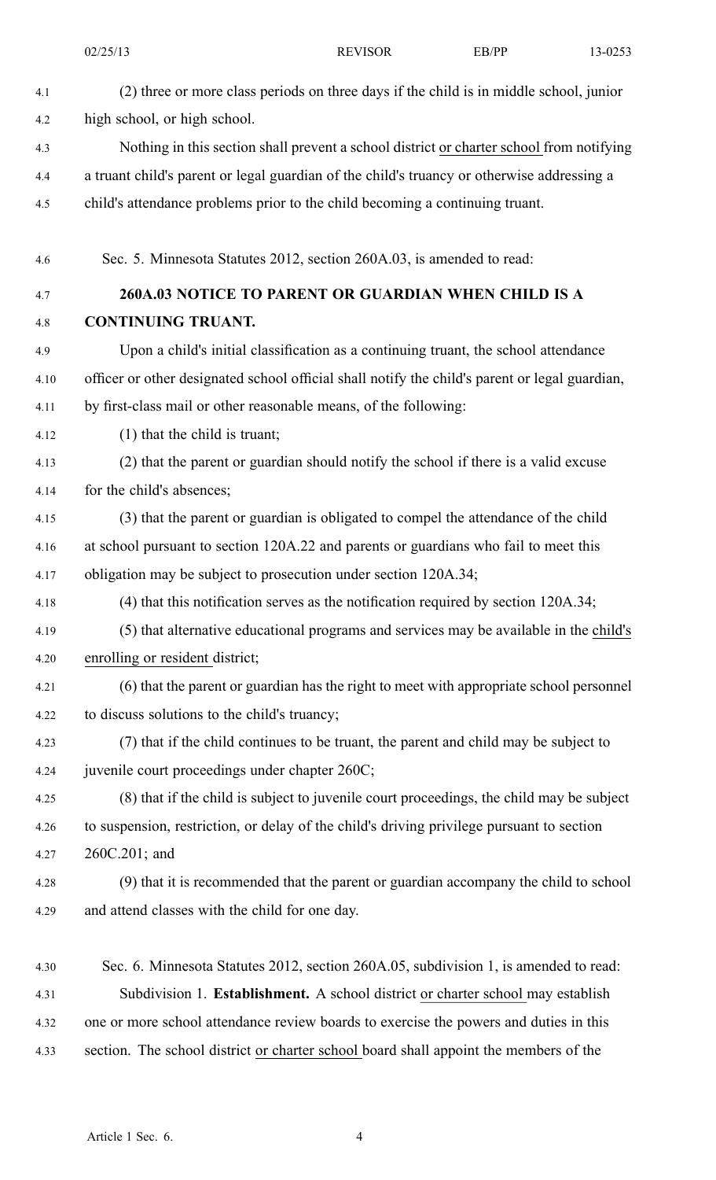(2) three or more class periods on three days if the child is in middle school, junior high school, or high school.

Nothing in this section shall prevent a school district <u>or charter school</u> from notifying a truant child's parent or legal guardian of the child's truancy or otherwise addressing a child's attendance problems prior to the child becoming a continuing truant.

Sec. 5. Minnesota Statutes 2012, section 260A.03, is amended to read:

**260A.03 NOTICE TO PARENT OR GUARDIAN WHEN CHILD IS A CONTINUING TRUANT.**

Upon a child's initial classification as a continuing truant, the school attendance officer or other designated school official shall notify the child's parent or legal guardian, by first-class mail or other reasonable means, of the following:

(1) that the child is truant;

(2) that the parent or guardian should notify the school if there is a valid excuse for the child's absences;

(3) that the parent or guardian is obligated to compel the attendance of the child at school pursuant to section 120A.22 and parents or guardians who fail to meet this obligation may be subject to prosecution under section 120A.34;

(4) that this notification serves as the notification required by section 120A.34;

(5) that alternative educational programs and services may be available in the <u>child's enrolling or resident</u> district;

(6) that the parent or guardian has the right to meet with appropriate school personnel to discuss solutions to the child's truancy;

(7) that if the child continues to be truant, the parent and child may be subject to juvenile court proceedings under chapter 260C;

(8) that if the child is subject to juvenile court proceedings, the child may be subject to suspension, restriction, or delay of the child's driving privilege pursuant to section 260C.201; and

(9) that it is recommended that the parent or guardian accompany the child to school and attend classes with the child for one day.

Sec. 6. Minnesota Statutes 2012, section 260A.05, subdivision 1, is amended to read:

Subdivision 1. **Establishment.** A school district <u>or charter school</u> may establish one or more school attendance review boards to exercise the powers and duties in this section. The school district <u>or charter school</u> board shall appoint the members of the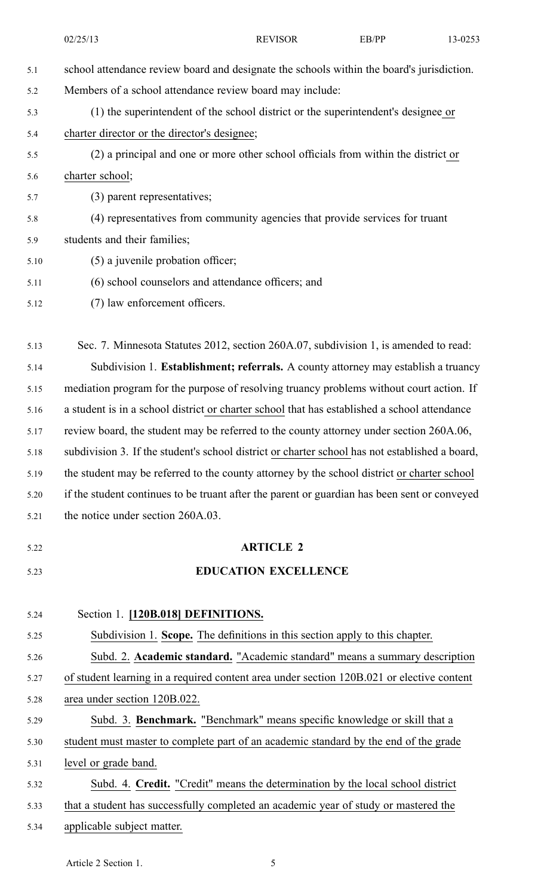school attendance review board and designate the schools within the board's jurisdiction. Members of a school attendance review board may include:

(1) the superintendent of the school district or the superintendent's designee or charter director or the director's designee;

(2) a principal and one or more other school officials from within the district or charter school;

(3) parent representatives;

(4) representatives from community agencies that provide services for truant students and their families;

(5) a juvenile probation officer;

(6) school counselors and attendance officers; and

(7) law enforcement officers.

Sec. 7. Minnesota Statutes 2012, section 260A.07, subdivision 1, is amended to read:

Subdivision 1. **Establishment; referrals.** A county attorney may establish a truancy mediation program for the purpose of resolving truancy problems without court action. If a student is in a school district or charter school that has established a school attendance review board, the student may be referred to the county attorney under section 260A.06, subdivision 3. If the student's school district or charter school has not established a board, the student may be referred to the county attorney by the school district or charter school if the student continues to be truant after the parent or guardian has been sent or conveyed the notice under section 260A.03.

## ARTICLE 2

## EDUCATION EXCELLENCE

Section 1. **[120B.018] DEFINITIONS.**

Subdivision 1. **Scope.** The definitions in this section apply to this chapter.

Subd. 2. **Academic standard.** "Academic standard" means a summary description of student learning in a required content area under section 120B.021 or elective content area under section 120B.022.

Subd. 3. **Benchmark.** "Benchmark" means specific knowledge or skill that a student must master to complete part of an academic standard by the end of the grade level or grade band.

Subd. 4. **Credit.** "Credit" means the determination by the local school district that a student has successfully completed an academic year of study or mastered the applicable subject matter.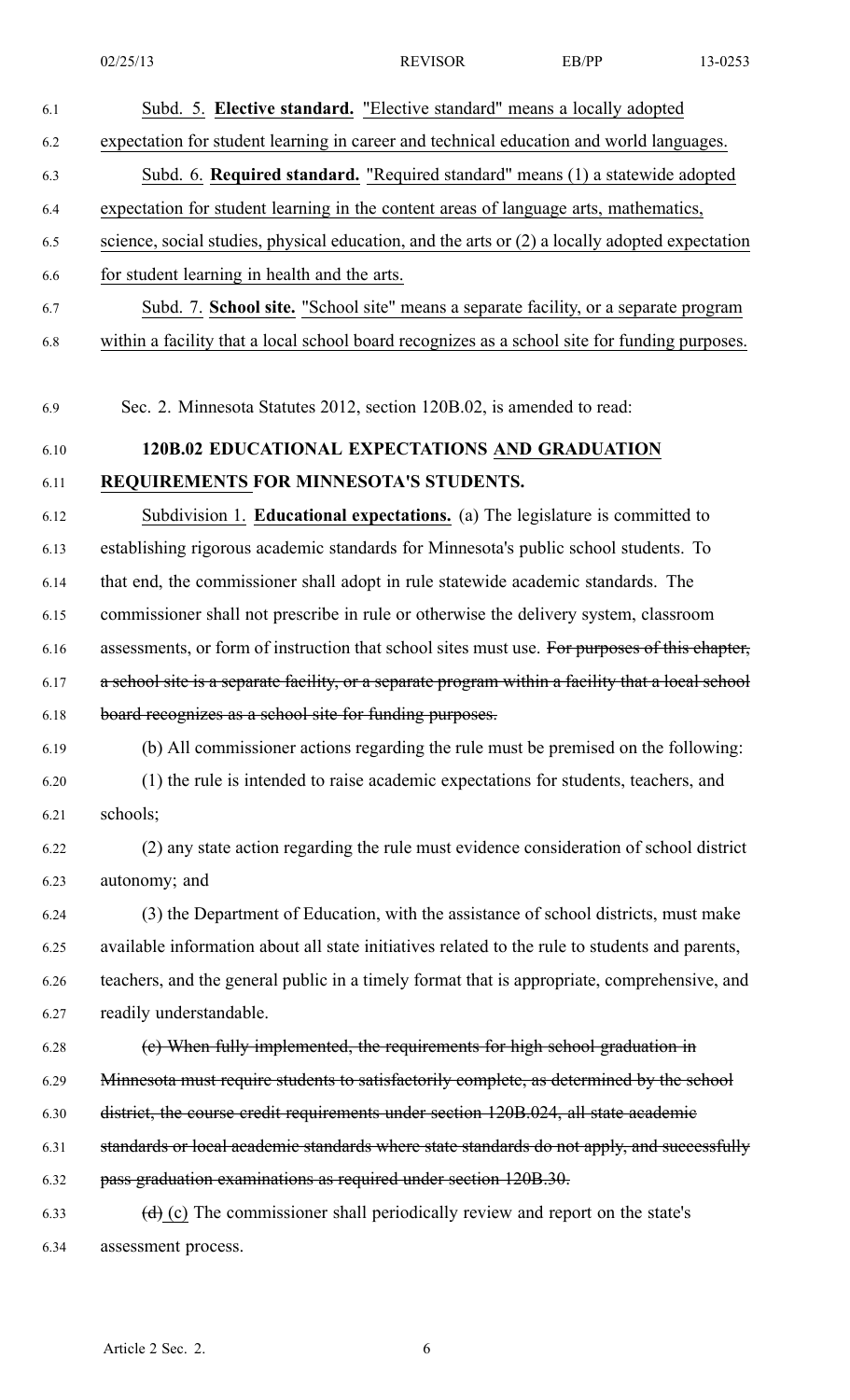Subd. 5. **Elective standard.** "Elective standard" means a locally adopted expectation for student learning in career and technical education and world languages.

Subd. 6. **Required standard.** "Required standard" means (1) a statewide adopted expectation for student learning in the content areas of language arts, mathematics, science, social studies, physical education, and the arts or (2) a locally adopted expectation for student learning in health and the arts.

Subd. 7. **School site.** "School site" means a separate facility, or a separate program within a facility that a local school board recognizes as a school site for funding purposes.

Sec. 2. Minnesota Statutes 2012, section 120B.02, is amended to read:

**120B.02 EDUCATIONAL EXPECTATIONS AND GRADUATION REQUIREMENTS FOR MINNESOTA'S STUDENTS.**

Subdivision 1. **Educational expectations.** (a) The legislature is committed to establishing rigorous academic standards for Minnesota's public school students. To that end, the commissioner shall adopt in rule statewide academic standards. The commissioner shall not prescribe in rule or otherwise the delivery system, classroom assessments, or form of instruction that school sites must use. ~~For purposes of this chapter, a school site is a separate facility, or a separate program within a facility that a local school board recognizes as a school site for funding purposes.~~

(b) All commissioner actions regarding the rule must be premised on the following:

(1) the rule is intended to raise academic expectations for students, teachers, and schools;

(2) any state action regarding the rule must evidence consideration of school district autonomy; and

(3) the Department of Education, with the assistance of school districts, must make available information about all state initiatives related to the rule to students and parents, teachers, and the general public in a timely format that is appropriate, comprehensive, and readily understandable.

~~(c) When fully implemented, the requirements for high school graduation in Minnesota must require students to satisfactorily complete, as determined by the school district, the course credit requirements under section 120B.024, all state academic standards or local academic standards where state standards do not apply, and successfully pass graduation examinations as required under section 120B.30.~~

~~(d)~~ (c) The commissioner shall periodically review and report on the state's assessment process.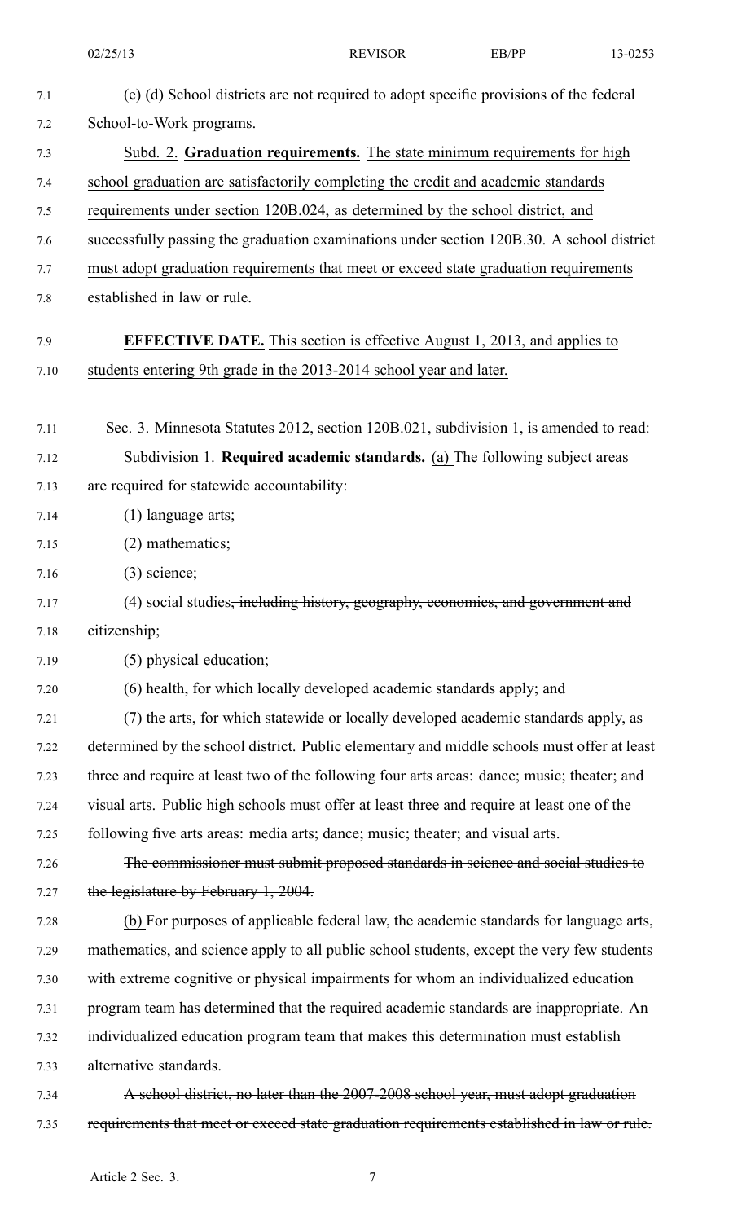~~(c)~~ (d) School districts are not required to adopt specific provisions of the federal School-to-Work programs.

Subd. 2. **Graduation requirements.** The state minimum requirements for high school graduation are satisfactorily completing the credit and academic standards requirements under section 120B.024, as determined by the school district, and successfully passing the graduation examinations under section 120B.30. A school district must adopt graduation requirements that meet or exceed state graduation requirements established in law or rule.

**EFFECTIVE DATE.** This section is effective August 1, 2013, and applies to students entering 9th grade in the 2013-2014 school year and later.

Sec. 3. Minnesota Statutes 2012, section 120B.021, subdivision 1, is amended to read:

Subdivision 1. **Required academic standards.** (a) The following subject areas are required for statewide accountability:

(1) language arts;

(2) mathematics;

(3) science;

(4) social studies~~, including history, geography, economics, and government and citizenship~~;

(5) physical education;

(6) health, for which locally developed academic standards apply; and

(7) the arts, for which statewide or locally developed academic standards apply, as determined by the school district. Public elementary and middle schools must offer at least three and require at least two of the following four arts areas: dance; music; theater; and visual arts. Public high schools must offer at least three and require at least one of the following five arts areas: media arts; dance; music; theater; and visual arts.

~~The commissioner must submit proposed standards in science and social studies to the legislature by February 1, 2004.~~

(b) For purposes of applicable federal law, the academic standards for language arts, mathematics, and science apply to all public school students, except the very few students with extreme cognitive or physical impairments for whom an individualized education program team has determined that the required academic standards are inappropriate. An individualized education program team that makes this determination must establish alternative standards.

~~A school district, no later than the 2007-2008 school year, must adopt graduation requirements that meet or exceed state graduation requirements established in law or rule.~~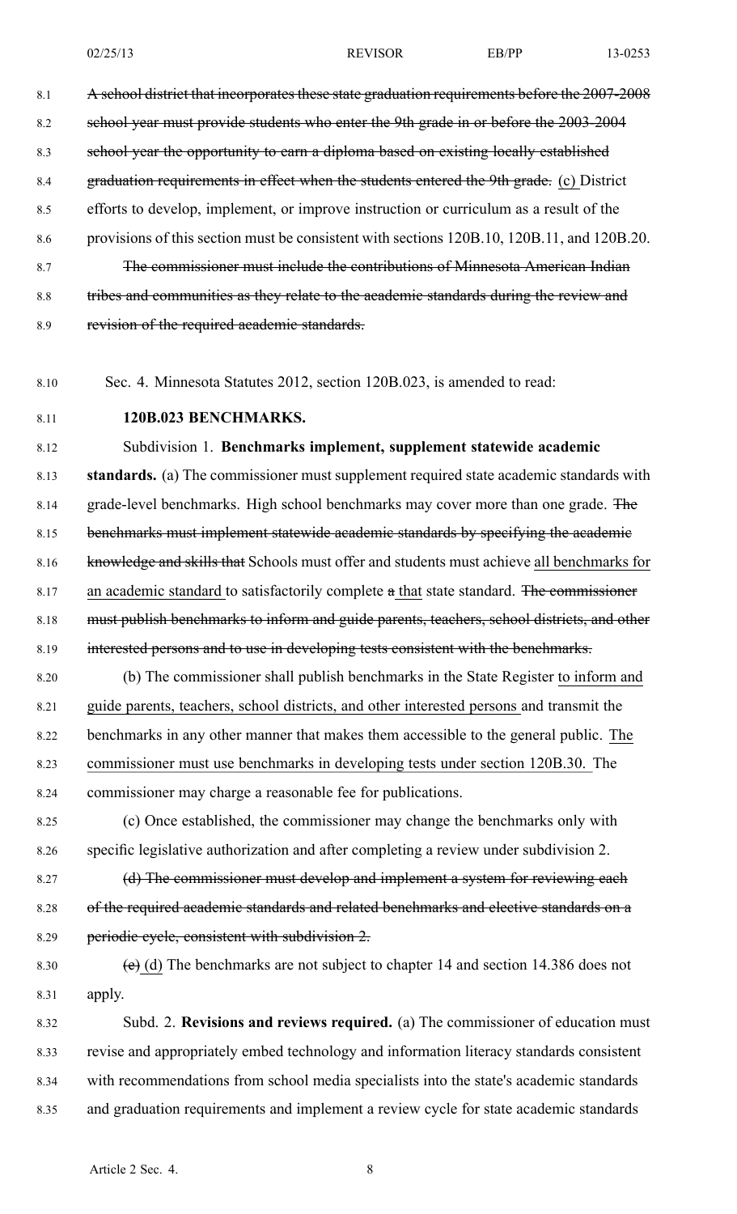~~A school district that incorporates these state graduation requirements before the 2007-2008 school year must provide students who enter the 9th grade in or before the 2003-2004 school year the opportunity to earn a diploma based on existing locally established graduation requirements in effect when the students entered the 9th grade.~~ (c) District efforts to develop, implement, or improve instruction or curriculum as a result of the provisions of this section must be consistent with sections 120B.10, 120B.11, and 120B.20.

~~The commissioner must include the contributions of Minnesota American Indian tribes and communities as they relate to the academic standards during the review and revision of the required academic standards.~~

Sec. 4. Minnesota Statutes 2012, section 120B.023, is amended to read:

**120B.023 BENCHMARKS.**

Subdivision 1. **Benchmarks implement, supplement statewide academic standards.** (a) The commissioner must supplement required state academic standards with grade-level benchmarks. High school benchmarks may cover more than one grade. ~~The benchmarks must implement statewide academic standards by specifying the academic knowledge and skills that~~ Schools must offer and students must achieve <u>all benchmarks for an academic standard</u> to satisfactorily complete ~~a~~ <u>that</u> state standard. ~~The commissioner must publish benchmarks to inform and guide parents, teachers, school districts, and other interested persons and to use in developing tests consistent with the benchmarks.~~

(b) The commissioner shall publish benchmarks in the State Register <u>to inform and guide parents, teachers, school districts, and other interested persons</u> and transmit the benchmarks in any other manner that makes them accessible to the general public. <u>The commissioner must use benchmarks in developing tests under section 120B.30.</u> The commissioner may charge a reasonable fee for publications.

(c) Once established, the commissioner may change the benchmarks only with specific legislative authorization and after completing a review under subdivision 2.

~~(d) The commissioner must develop and implement a system for reviewing each of the required academic standards and related benchmarks and elective standards on a periodic cycle, consistent with subdivision 2.~~

~~(e)~~ <u>(d)</u> The benchmarks are not subject to chapter 14 and section 14.386 does not apply.

Subd. 2. **Revisions and reviews required.** (a) The commissioner of education must revise and appropriately embed technology and information literacy standards consistent with recommendations from school media specialists into the state's academic standards and graduation requirements and implement a review cycle for state academic standards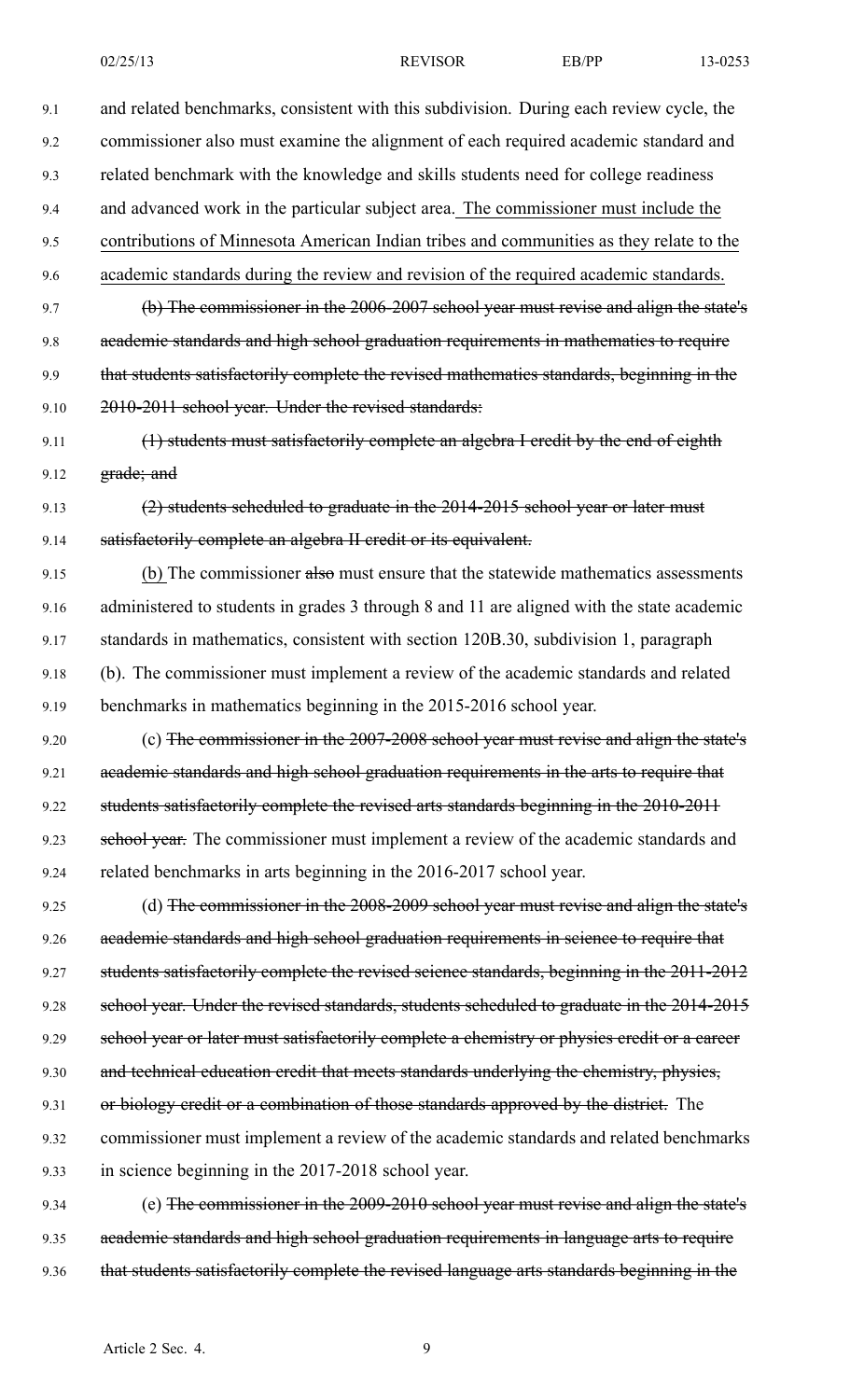and related benchmarks, consistent with this subdivision. During each review cycle, the commissioner also must examine the alignment of each required academic standard and related benchmark with the knowledge and skills students need for college readiness and advanced work in the particular subject area. The commissioner must include the contributions of Minnesota American Indian tribes and communities as they relate to the academic standards during the review and revision of the required academic standards.

~~(b) The commissioner in the 2006-2007 school year must revise and align the state's academic standards and high school graduation requirements in mathematics to require that students satisfactorily complete the revised mathematics standards, beginning in the 2010-2011 school year. Under the revised standards:~~

~~(1) students must satisfactorily complete an algebra I credit by the end of eighth grade; and~~

~~(2) students scheduled to graduate in the 2014-2015 school year or later must satisfactorily complete an algebra II credit or its equivalent.~~

(b) The commissioner ~~also~~ must ensure that the statewide mathematics assessments administered to students in grades 3 through 8 and 11 are aligned with the state academic standards in mathematics, consistent with section 120B.30, subdivision 1, paragraph (b). The commissioner must implement a review of the academic standards and related benchmarks in mathematics beginning in the 2015-2016 school year.

(c) ~~The commissioner in the 2007-2008 school year must revise and align the state's academic standards and high school graduation requirements in the arts to require that students satisfactorily complete the revised arts standards beginning in the 2010-2011 school year.~~ The commissioner must implement a review of the academic standards and related benchmarks in arts beginning in the 2016-2017 school year.

(d) ~~The commissioner in the 2008-2009 school year must revise and align the state's academic standards and high school graduation requirements in science to require that students satisfactorily complete the revised science standards, beginning in the 2011-2012 school year. Under the revised standards, students scheduled to graduate in the 2014-2015 school year or later must satisfactorily complete a chemistry or physics credit or a career and technical education credit that meets standards underlying the chemistry, physics, or biology credit or a combination of those standards approved by the district.~~ The commissioner must implement a review of the academic standards and related benchmarks in science beginning in the 2017-2018 school year.

(e) ~~The commissioner in the 2009-2010 school year must revise and align the state's academic standards and high school graduation requirements in language arts to require that students satisfactorily complete the revised language arts standards beginning in the~~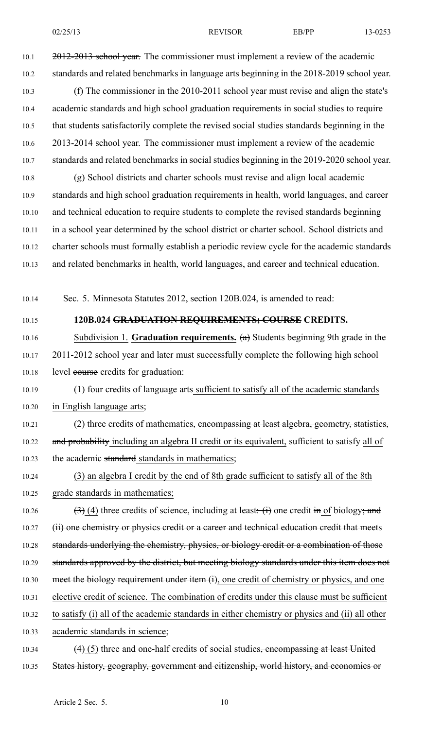~~2012-2013 school year.~~ The commissioner must implement a review of the academic standards and related benchmarks in language arts beginning in the 2018-2019 school year.

(f) The commissioner in the 2010-2011 school year must revise and align the state's academic standards and high school graduation requirements in social studies to require that students satisfactorily complete the revised social studies standards beginning in the 2013-2014 school year. The commissioner must implement a review of the academic standards and related benchmarks in social studies beginning in the 2019-2020 school year.

(g) School districts and charter schools must revise and align local academic standards and high school graduation requirements in health, world languages, and career and technical education to require students to complete the revised standards beginning in a school year determined by the school district or charter school. School districts and charter schools must formally establish a periodic review cycle for the academic standards and related benchmarks in health, world languages, and career and technical education.

Sec. 5. Minnesota Statutes 2012, section 120B.024, is amended to read:

**120B.024 ~~GRADUATION REQUIREMENTS; COURSE~~ CREDITS.**

<u>Subdivision 1.</u> **<u>Graduation requirements.</u>** ~~(a)~~ Students beginning 9th grade in the 2011-2012 school year and later must successfully complete the following high school level ~~course~~ credits for graduation:

(1) four credits of language arts<u> sufficient to satisfy all of the academic standards in English language arts</u>;

(2) three credits of mathematics, ~~encompassing at least algebra, geometry, statistics, and probability~~ <u>including an algebra II credit or its equivalent,</u> sufficient to satisfy <u>all of</u> the academic ~~standard~~ <u>standards in mathematics</u>;

<u>(3) an algebra I credit by the end of 8th grade sufficient to satisfy all of the 8th grade standards in mathematics;</u>

~~(3)~~ <u>(4)</u> three credits of science, including at least~~: (i)~~ one credit ~~in~~ <u>of</u> biology~~; and (ii) one chemistry or physics credit or a career and technical education credit that meets standards underlying the chemistry, physics, or biology credit or a combination of those standards approved by the district, but meeting biology standards under this item does not meet the biology requirement under item (i)~~<u>, one credit of chemistry or physics, and one elective credit of science. The combination of credits under this clause must be sufficient to satisfy (i) all of the academic standards in either chemistry or physics and (ii) all other academic standards in science</u>;

~~(4)~~ <u>(5)</u> three and one-half credits of social studies~~, encompassing at least United States history, geography, government and citizenship, world history, and economics or~~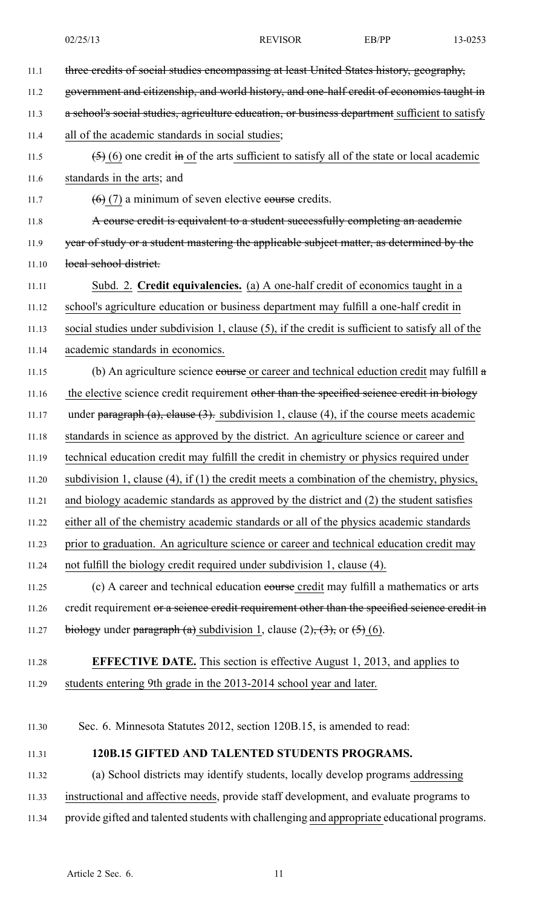11.1 ~~three credits of social studies encompassing at least United States history, geography,~~
11.2 ~~government and citizenship, and world history, and one-half credit of economics taught in~~
11.3 ~~a school's social studies, agriculture education, or business department~~ sufficient to satisfy
11.4 all of the academic standards in social studies;

11.5 ~~(5)~~ (6) one credit ~~in~~ of the arts sufficient to satisfy all of the state or local academic
11.6 standards in the arts; and

11.7 ~~(6)~~ (7) a minimum of seven elective ~~course~~ credits.

11.8 ~~A course credit is equivalent to a student successfully completing an academic~~
11.9 ~~year of study or a student mastering the applicable subject matter, as determined by the~~
11.10 ~~local school district.~~

11.11 Subd. 2. **Credit equivalencies.** (a) A one-half credit of economics taught in a
11.12 school's agriculture education or business department may fulfill a one-half credit in
11.13 social studies under subdivision 1, clause (5), if the credit is sufficient to satisfy all of the
11.14 academic standards in economics.

11.15 (b) An agriculture science ~~course~~ or career and technical eduction credit may fulfill ~~a~~
11.16 the elective science credit requirement ~~other than the specified science credit in biology~~
11.17 under ~~paragraph (a), clause (3).~~ subdivision 1, clause (4), if the course meets academic
11.18 standards in science as approved by the district. An agriculture science or career and
11.19 technical education credit may fulfill the credit in chemistry or physics required under
11.20 subdivision 1, clause (4), if (1) the credit meets a combination of the chemistry, physics,
11.21 and biology academic standards as approved by the district and (2) the student satisfies
11.22 either all of the chemistry academic standards or all of the physics academic standards
11.23 prior to graduation. An agriculture science or career and technical education credit may
11.24 not fulfill the biology credit required under subdivision 1, clause (4).

11.25 (c) A career and technical education ~~course~~ credit may fulfill a mathematics or arts
11.26 credit requirement ~~or a science credit requirement other than the specified science credit in~~
11.27 ~~biology~~ under ~~paragraph (a)~~ subdivision 1, clause (2)~~, (3),~~ or ~~(5)~~ (6).

11.28 **EFFECTIVE DATE.** This section is effective August 1, 2013, and applies to
11.29 students entering 9th grade in the 2013-2014 school year and later.

11.30 Sec. 6. Minnesota Statutes 2012, section 120B.15, is amended to read:

11.31 **120B.15 GIFTED AND TALENTED STUDENTS PROGRAMS.**

11.32 (a) School districts may identify students, locally develop programs addressing
11.33 instructional and affective needs, provide staff development, and evaluate programs to
11.34 provide gifted and talented students with challenging and appropriate educational programs.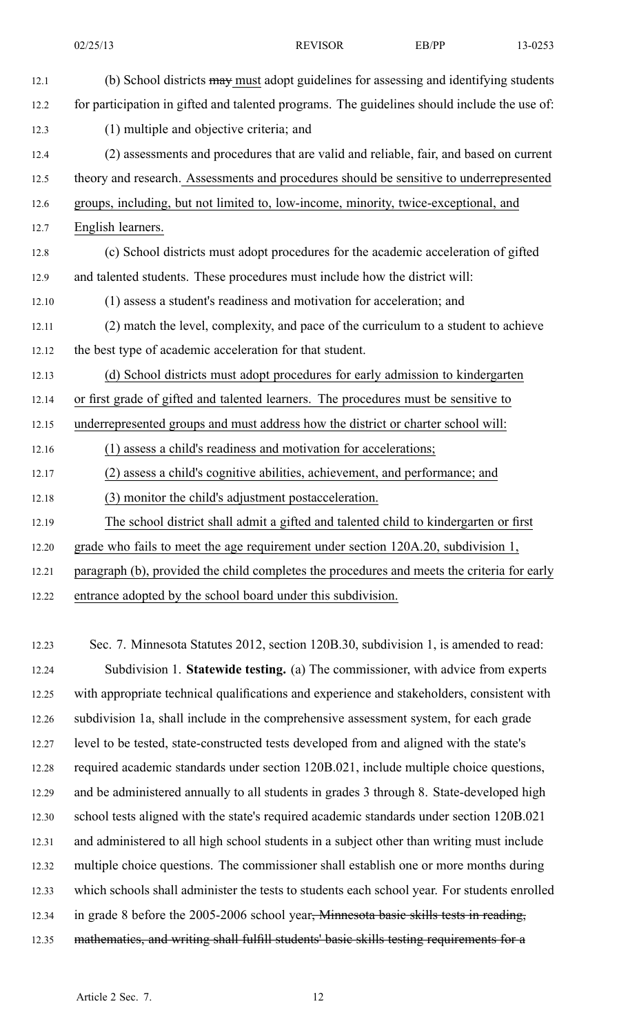(b) School districts ~~may~~ must adopt guidelines for assessing and identifying students for participation in gifted and talented programs. The guidelines should include the use of:

(1) multiple and objective criteria; and

(2) assessments and procedures that are valid and reliable, fair, and based on current theory and research. Assessments and procedures should be sensitive to underrepresented groups, including, but not limited to, low-income, minority, twice-exceptional, and English learners.

(c) School districts must adopt procedures for the academic acceleration of gifted and talented students. These procedures must include how the district will:

(1) assess a student's readiness and motivation for acceleration; and

(2) match the level, complexity, and pace of the curriculum to a student to achieve the best type of academic acceleration for that student.

(d) School districts must adopt procedures for early admission to kindergarten or first grade of gifted and talented learners. The procedures must be sensitive to underrepresented groups and must address how the district or charter school will:

(1) assess a child's readiness and motivation for accelerations;

(2) assess a child's cognitive abilities, achievement, and performance; and

(3) monitor the child's adjustment postacceleration.

The school district shall admit a gifted and talented child to kindergarten or first grade who fails to meet the age requirement under section 120A.20, subdivision 1, paragraph (b), provided the child completes the procedures and meets the criteria for early entrance adopted by the school board under this subdivision.

Sec. 7. Minnesota Statutes 2012, section 120B.30, subdivision 1, is amended to read:

Subdivision 1. **Statewide testing.** (a) The commissioner, with advice from experts with appropriate technical qualifications and experience and stakeholders, consistent with subdivision 1a, shall include in the comprehensive assessment system, for each grade level to be tested, state-constructed tests developed from and aligned with the state's required academic standards under section 120B.021, include multiple choice questions, and be administered annually to all students in grades 3 through 8. State-developed high school tests aligned with the state's required academic standards under section 120B.021 and administered to all high school students in a subject other than writing must include multiple choice questions. The commissioner shall establish one or more months during which schools shall administer the tests to students each school year. For students enrolled in grade 8 before the 2005-2006 school year~~, Minnesota basic skills tests in reading, mathematics, and writing shall fulfill students' basic skills testing requirements for a~~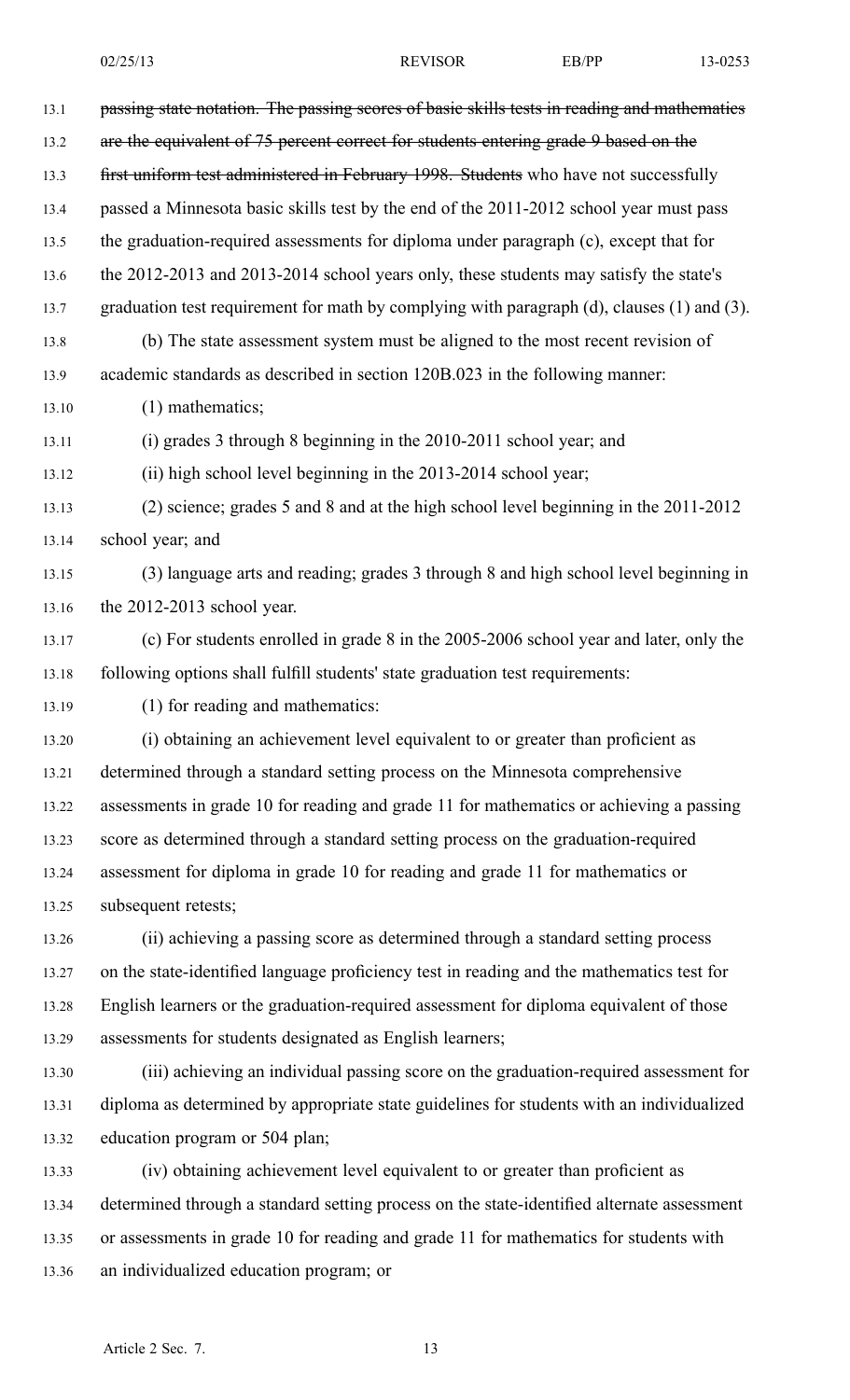~~passing state notation. The passing scores of basic skills tests in reading and mathematics are the equivalent of 75 percent correct for students entering grade 9 based on the first uniform test administered in February 1998. Students~~ who have not successfully passed a Minnesota basic skills test by the end of the 2011-2012 school year must pass the graduation-required assessments for diploma under paragraph (c), except that for the 2012-2013 and 2013-2014 school years only, these students may satisfy the state's graduation test requirement for math by complying with paragraph (d), clauses (1) and (3).

(b) The state assessment system must be aligned to the most recent revision of academic standards as described in section 120B.023 in the following manner:

(1) mathematics;

(i) grades 3 through 8 beginning in the 2010-2011 school year; and

(ii) high school level beginning in the 2013-2014 school year;

(2) science; grades 5 and 8 and at the high school level beginning in the 2011-2012 school year; and

(3) language arts and reading; grades 3 through 8 and high school level beginning in the 2012-2013 school year.

(c) For students enrolled in grade 8 in the 2005-2006 school year and later, only the following options shall fulfill students' state graduation test requirements:

(1) for reading and mathematics:

(i) obtaining an achievement level equivalent to or greater than proficient as determined through a standard setting process on the Minnesota comprehensive assessments in grade 10 for reading and grade 11 for mathematics or achieving a passing score as determined through a standard setting process on the graduation-required assessment for diploma in grade 10 for reading and grade 11 for mathematics or subsequent retests;

(ii) achieving a passing score as determined through a standard setting process on the state-identified language proficiency test in reading and the mathematics test for English learners or the graduation-required assessment for diploma equivalent of those assessments for students designated as English learners;

(iii) achieving an individual passing score on the graduation-required assessment for diploma as determined by appropriate state guidelines for students with an individualized education program or 504 plan;

(iv) obtaining achievement level equivalent to or greater than proficient as determined through a standard setting process on the state-identified alternate assessment or assessments in grade 10 for reading and grade 11 for mathematics for students with an individualized education program; or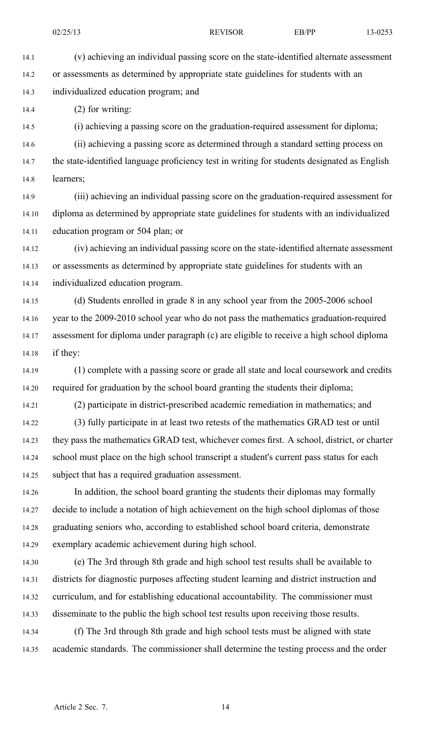(v) achieving an individual passing score on the state-identified alternate assessment or assessments as determined by appropriate state guidelines for students with an individualized education program; and

(2) for writing:

(i) achieving a passing score on the graduation-required assessment for diploma;

(ii) achieving a passing score as determined through a standard setting process on the state-identified language proficiency test in writing for students designated as English learners;

(iii) achieving an individual passing score on the graduation-required assessment for diploma as determined by appropriate state guidelines for students with an individualized education program or 504 plan; or

(iv) achieving an individual passing score on the state-identified alternate assessment or assessments as determined by appropriate state guidelines for students with an individualized education program.

(d) Students enrolled in grade 8 in any school year from the 2005-2006 school year to the 2009-2010 school year who do not pass the mathematics graduation-required assessment for diploma under paragraph (c) are eligible to receive a high school diploma if they:

(1) complete with a passing score or grade all state and local coursework and credits required for graduation by the school board granting the students their diploma;

(2) participate in district-prescribed academic remediation in mathematics; and

(3) fully participate in at least two retests of the mathematics GRAD test or until they pass the mathematics GRAD test, whichever comes first. A school, district, or charter school must place on the high school transcript a student's current pass status for each subject that has a required graduation assessment.

In addition, the school board granting the students their diplomas may formally decide to include a notation of high achievement on the high school diplomas of those graduating seniors who, according to established school board criteria, demonstrate exemplary academic achievement during high school.

(e) The 3rd through 8th grade and high school test results shall be available to districts for diagnostic purposes affecting student learning and district instruction and curriculum, and for establishing educational accountability. The commissioner must disseminate to the public the high school test results upon receiving those results.

(f) The 3rd through 8th grade and high school tests must be aligned with state academic standards. The commissioner shall determine the testing process and the order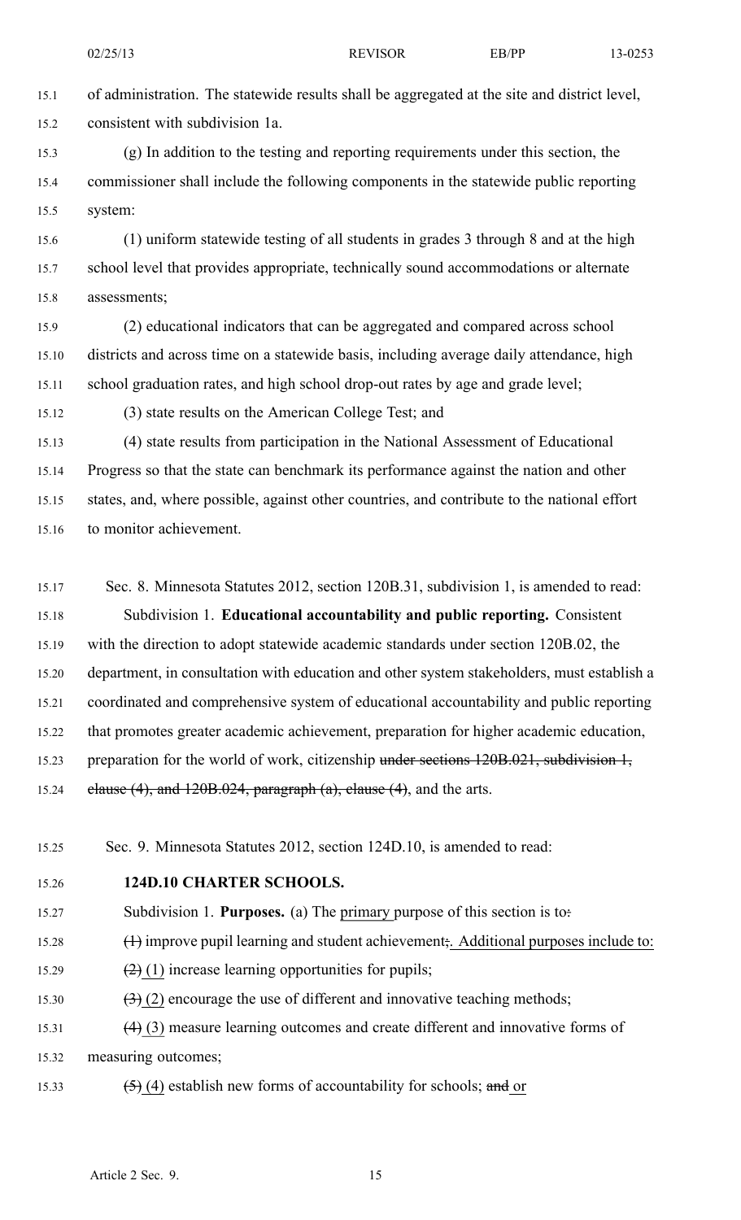of administration. The statewide results shall be aggregated at the site and district level, consistent with subdivision 1a.

(g) In addition to the testing and reporting requirements under this section, the commissioner shall include the following components in the statewide public reporting system:

(1) uniform statewide testing of all students in grades 3 through 8 and at the high school level that provides appropriate, technically sound accommodations or alternate assessments;

(2) educational indicators that can be aggregated and compared across school districts and across time on a statewide basis, including average daily attendance, high school graduation rates, and high school drop-out rates by age and grade level;

(3) state results on the American College Test; and

(4) state results from participation in the National Assessment of Educational Progress so that the state can benchmark its performance against the nation and other states, and, where possible, against other countries, and contribute to the national effort to monitor achievement.

Sec. 8. Minnesota Statutes 2012, section 120B.31, subdivision 1, is amended to read:

Subdivision 1. **Educational accountability and public reporting.** Consistent with the direction to adopt statewide academic standards under section 120B.02, the department, in consultation with education and other system stakeholders, must establish a coordinated and comprehensive system of educational accountability and public reporting that promotes greater academic achievement, preparation for higher academic education, preparation for the world of work, citizenship ~~under sections 120B.021, subdivision 1, clause (4), and 120B.024, paragraph (a), clause (4)~~, and the arts.

Sec. 9. Minnesota Statutes 2012, section 124D.10, is amended to read:

**124D.10 CHARTER SCHOOLS.**

Subdivision 1. **Purposes.** (a) The primary purpose of this section is to~~:~~

~~(1)~~ improve pupil learning and student achievement~~;~~. Additional purposes include to:

~~(2)~~ (1) increase learning opportunities for pupils;

~~(3)~~ (2) encourage the use of different and innovative teaching methods;

~~(4)~~ (3) measure learning outcomes and create different and innovative forms of measuring outcomes;

~~(5)~~ (4) establish new forms of accountability for schools; ~~and~~ or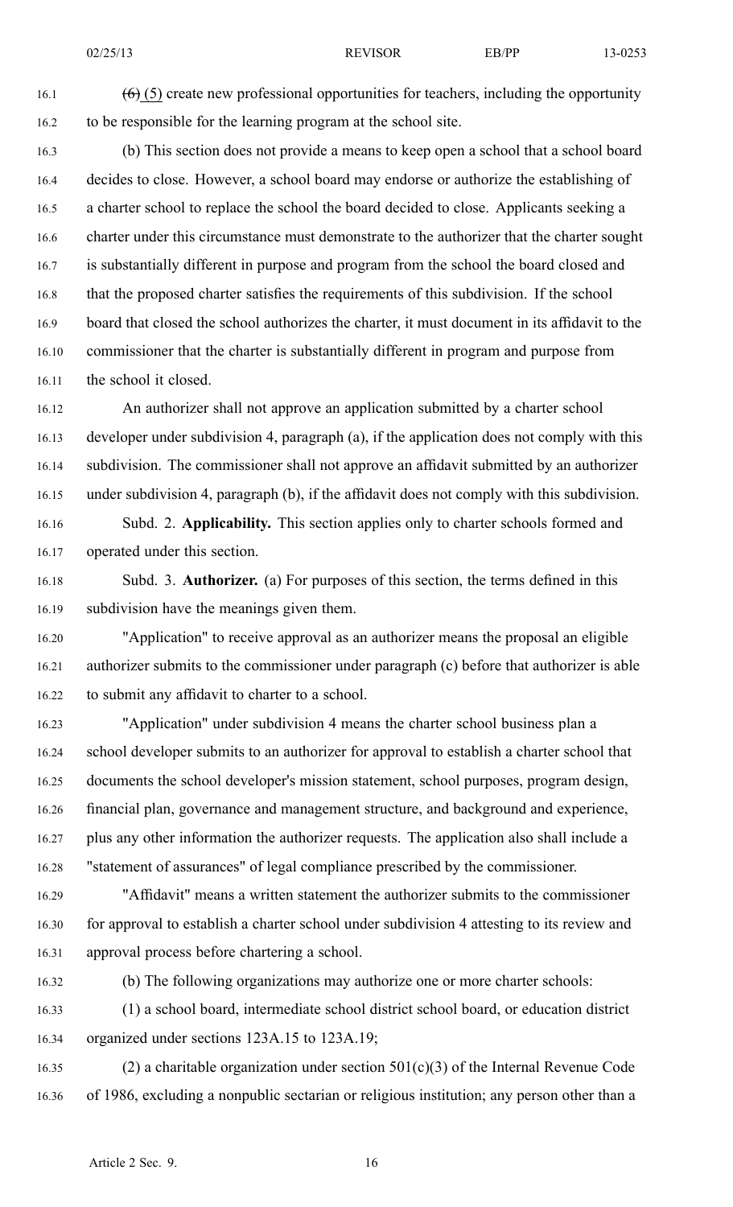~~(6)~~ (5) create new professional opportunities for teachers, including the opportunity to be responsible for the learning program at the school site.

(b) This section does not provide a means to keep open a school that a school board decides to close. However, a school board may endorse or authorize the establishing of a charter school to replace the school the board decided to close. Applicants seeking a charter under this circumstance must demonstrate to the authorizer that the charter sought is substantially different in purpose and program from the school the board closed and that the proposed charter satisfies the requirements of this subdivision. If the school board that closed the school authorizes the charter, it must document in its affidavit to the commissioner that the charter is substantially different in program and purpose from the school it closed.

An authorizer shall not approve an application submitted by a charter school developer under subdivision 4, paragraph (a), if the application does not comply with this subdivision. The commissioner shall not approve an affidavit submitted by an authorizer under subdivision 4, paragraph (b), if the affidavit does not comply with this subdivision.

Subd. 2. **Applicability.** This section applies only to charter schools formed and operated under this section.

Subd. 3. **Authorizer.** (a) For purposes of this section, the terms defined in this subdivision have the meanings given them.

"Application" to receive approval as an authorizer means the proposal an eligible authorizer submits to the commissioner under paragraph (c) before that authorizer is able to submit any affidavit to charter to a school.

"Application" under subdivision 4 means the charter school business plan a school developer submits to an authorizer for approval to establish a charter school that documents the school developer's mission statement, school purposes, program design, financial plan, governance and management structure, and background and experience, plus any other information the authorizer requests. The application also shall include a "statement of assurances" of legal compliance prescribed by the commissioner.

"Affidavit" means a written statement the authorizer submits to the commissioner for approval to establish a charter school under subdivision 4 attesting to its review and approval process before chartering a school.

(b) The following organizations may authorize one or more charter schools:

(1) a school board, intermediate school district school board, or education district organized under sections 123A.15 to 123A.19;

(2) a charitable organization under section 501(c)(3) of the Internal Revenue Code of 1986, excluding a nonpublic sectarian or religious institution; any person other than a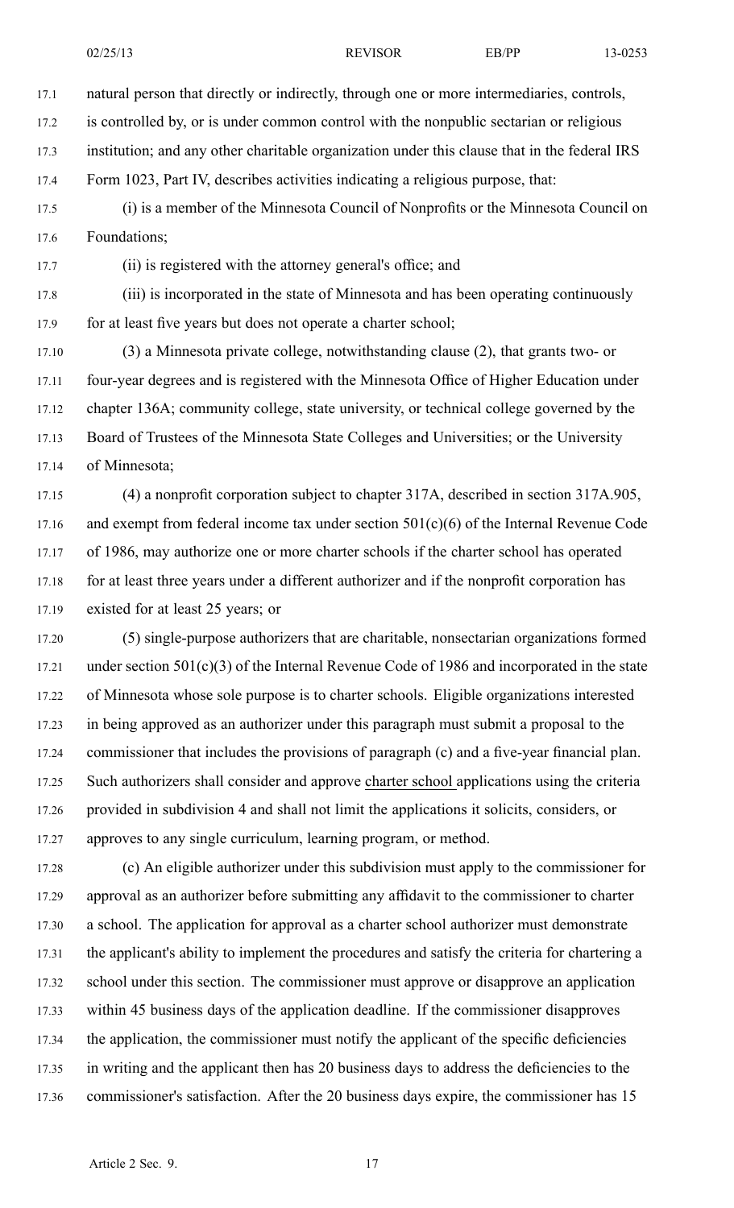natural person that directly or indirectly, through one or more intermediaries, controls, is controlled by, or is under common control with the nonpublic sectarian or religious institution; and any other charitable organization under this clause that in the federal IRS Form 1023, Part IV, describes activities indicating a religious purpose, that:

(i) is a member of the Minnesota Council of Nonprofits or the Minnesota Council on Foundations;

(ii) is registered with the attorney general's office; and

(iii) is incorporated in the state of Minnesota and has been operating continuously for at least five years but does not operate a charter school;

(3) a Minnesota private college, notwithstanding clause (2), that grants two- or four-year degrees and is registered with the Minnesota Office of Higher Education under chapter 136A; community college, state university, or technical college governed by the Board of Trustees of the Minnesota State Colleges and Universities; or the University of Minnesota;

(4) a nonprofit corporation subject to chapter 317A, described in section 317A.905, and exempt from federal income tax under section 501(c)(6) of the Internal Revenue Code of 1986, may authorize one or more charter schools if the charter school has operated for at least three years under a different authorizer and if the nonprofit corporation has existed for at least 25 years; or

(5) single-purpose authorizers that are charitable, nonsectarian organizations formed under section 501(c)(3) of the Internal Revenue Code of 1986 and incorporated in the state of Minnesota whose sole purpose is to charter schools. Eligible organizations interested in being approved as an authorizer under this paragraph must submit a proposal to the commissioner that includes the provisions of paragraph (c) and a five-year financial plan. Such authorizers shall consider and approve charter school applications using the criteria provided in subdivision 4 and shall not limit the applications it solicits, considers, or approves to any single curriculum, learning program, or method.

(c) An eligible authorizer under this subdivision must apply to the commissioner for approval as an authorizer before submitting any affidavit to the commissioner to charter a school. The application for approval as a charter school authorizer must demonstrate the applicant's ability to implement the procedures and satisfy the criteria for chartering a school under this section. The commissioner must approve or disapprove an application within 45 business days of the application deadline. If the commissioner disapproves the application, the commissioner must notify the applicant of the specific deficiencies in writing and the applicant then has 20 business days to address the deficiencies to the commissioner's satisfaction. After the 20 business days expire, the commissioner has 15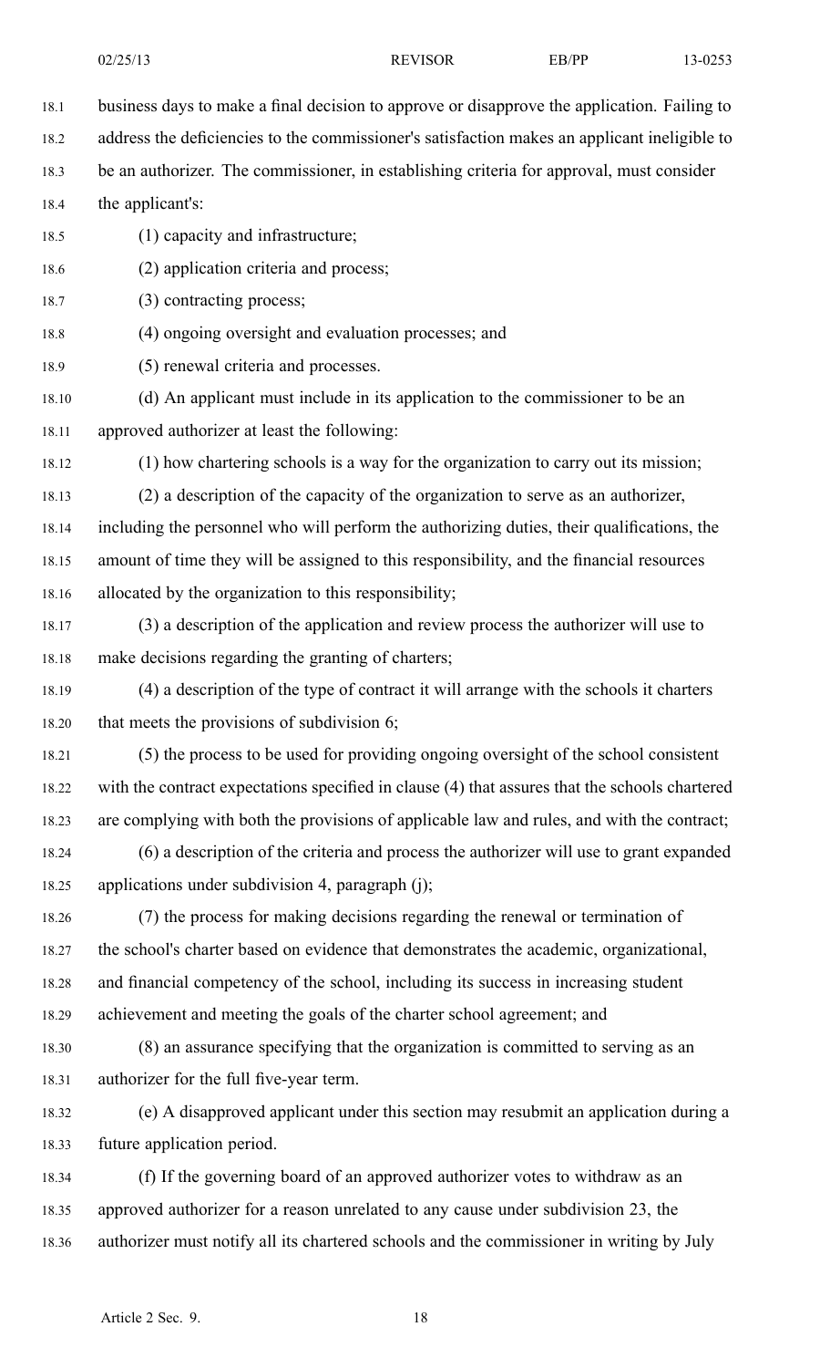business days to make a final decision to approve or disapprove the application. Failing to address the deficiencies to the commissioner's satisfaction makes an applicant ineligible to be an authorizer. The commissioner, in establishing criteria for approval, must consider the applicant's:

(1) capacity and infrastructure;

(2) application criteria and process;

(3) contracting process;

(4) ongoing oversight and evaluation processes; and

(5) renewal criteria and processes.

(d) An applicant must include in its application to the commissioner to be an approved authorizer at least the following:

(1) how chartering schools is a way for the organization to carry out its mission;

(2) a description of the capacity of the organization to serve as an authorizer, including the personnel who will perform the authorizing duties, their qualifications, the amount of time they will be assigned to this responsibility, and the financial resources allocated by the organization to this responsibility;

(3) a description of the application and review process the authorizer will use to make decisions regarding the granting of charters;

(4) a description of the type of contract it will arrange with the schools it charters that meets the provisions of subdivision 6;

(5) the process to be used for providing ongoing oversight of the school consistent with the contract expectations specified in clause (4) that assures that the schools chartered are complying with both the provisions of applicable law and rules, and with the contract;

(6) a description of the criteria and process the authorizer will use to grant expanded applications under subdivision 4, paragraph (j);

(7) the process for making decisions regarding the renewal or termination of the school's charter based on evidence that demonstrates the academic, organizational, and financial competency of the school, including its success in increasing student achievement and meeting the goals of the charter school agreement; and

(8) an assurance specifying that the organization is committed to serving as an authorizer for the full five-year term.

(e) A disapproved applicant under this section may resubmit an application during a future application period.

(f) If the governing board of an approved authorizer votes to withdraw as an approved authorizer for a reason unrelated to any cause under subdivision 23, the authorizer must notify all its chartered schools and the commissioner in writing by July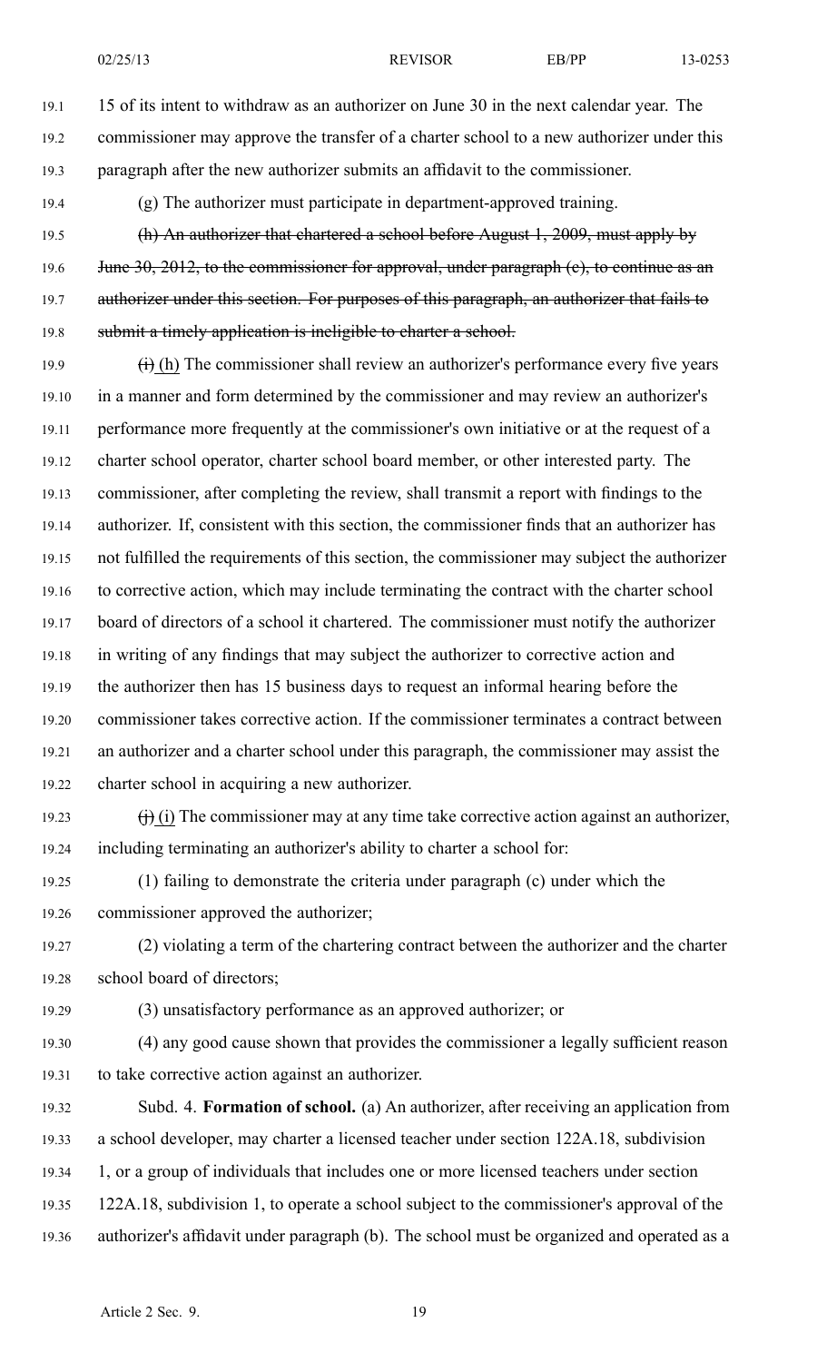15 of its intent to withdraw as an authorizer on June 30 in the next calendar year. The commissioner may approve the transfer of a charter school to a new authorizer under this paragraph after the new authorizer submits an affidavit to the commissioner.

(g) The authorizer must participate in department-approved training.

~~(h) An authorizer that chartered a school before August 1, 2009, must apply by June 30, 2012, to the commissioner for approval, under paragraph (c), to continue as an authorizer under this section. For purposes of this paragraph, an authorizer that fails to submit a timely application is ineligible to charter a school.~~

~~(i)~~ (h) The commissioner shall review an authorizer's performance every five years in a manner and form determined by the commissioner and may review an authorizer's performance more frequently at the commissioner's own initiative or at the request of a charter school operator, charter school board member, or other interested party. The commissioner, after completing the review, shall transmit a report with findings to the authorizer. If, consistent with this section, the commissioner finds that an authorizer has not fulfilled the requirements of this section, the commissioner may subject the authorizer to corrective action, which may include terminating the contract with the charter school board of directors of a school it chartered. The commissioner must notify the authorizer in writing of any findings that may subject the authorizer to corrective action and the authorizer then has 15 business days to request an informal hearing before the commissioner takes corrective action. If the commissioner terminates a contract between an authorizer and a charter school under this paragraph, the commissioner may assist the charter school in acquiring a new authorizer.

~~(j)~~ (i) The commissioner may at any time take corrective action against an authorizer, including terminating an authorizer's ability to charter a school for:

(1) failing to demonstrate the criteria under paragraph (c) under which the commissioner approved the authorizer;

(2) violating a term of the chartering contract between the authorizer and the charter school board of directors;

(3) unsatisfactory performance as an approved authorizer; or

(4) any good cause shown that provides the commissioner a legally sufficient reason to take corrective action against an authorizer.

Subd. 4. **Formation of school.** (a) An authorizer, after receiving an application from a school developer, may charter a licensed teacher under section 122A.18, subdivision 1, or a group of individuals that includes one or more licensed teachers under section 122A.18, subdivision 1, to operate a school subject to the commissioner's approval of the authorizer's affidavit under paragraph (b). The school must be organized and operated as a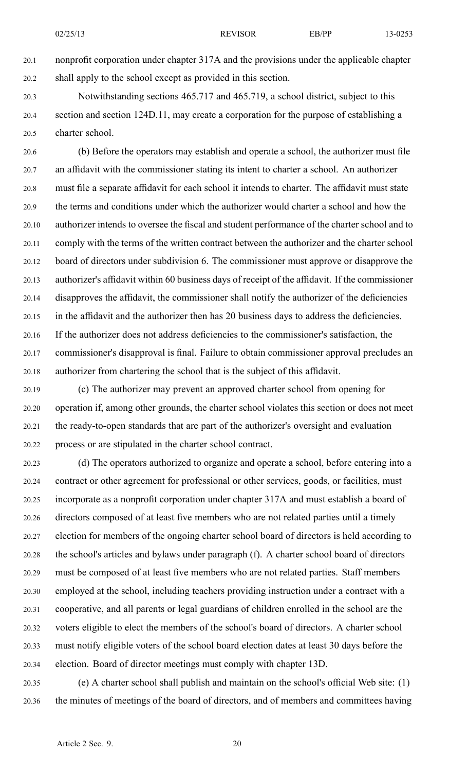nonprofit corporation under chapter 317A and the provisions under the applicable chapter shall apply to the school except as provided in this section.

Notwithstanding sections 465.717 and 465.719, a school district, subject to this section and section 124D.11, may create a corporation for the purpose of establishing a charter school.

(b) Before the operators may establish and operate a school, the authorizer must file an affidavit with the commissioner stating its intent to charter a school. An authorizer must file a separate affidavit for each school it intends to charter. The affidavit must state the terms and conditions under which the authorizer would charter a school and how the authorizer intends to oversee the fiscal and student performance of the charter school and to comply with the terms of the written contract between the authorizer and the charter school board of directors under subdivision 6. The commissioner must approve or disapprove the authorizer's affidavit within 60 business days of receipt of the affidavit. If the commissioner disapproves the affidavit, the commissioner shall notify the authorizer of the deficiencies in the affidavit and the authorizer then has 20 business days to address the deficiencies. If the authorizer does not address deficiencies to the commissioner's satisfaction, the commissioner's disapproval is final. Failure to obtain commissioner approval precludes an authorizer from chartering the school that is the subject of this affidavit.

(c) The authorizer may prevent an approved charter school from opening for operation if, among other grounds, the charter school violates this section or does not meet the ready-to-open standards that are part of the authorizer's oversight and evaluation process or are stipulated in the charter school contract.

(d) The operators authorized to organize and operate a school, before entering into a contract or other agreement for professional or other services, goods, or facilities, must incorporate as a nonprofit corporation under chapter 317A and must establish a board of directors composed of at least five members who are not related parties until a timely election for members of the ongoing charter school board of directors is held according to the school's articles and bylaws under paragraph (f). A charter school board of directors must be composed of at least five members who are not related parties. Staff members employed at the school, including teachers providing instruction under a contract with a cooperative, and all parents or legal guardians of children enrolled in the school are the voters eligible to elect the members of the school's board of directors. A charter school must notify eligible voters of the school board election dates at least 30 days before the election. Board of director meetings must comply with chapter 13D.

(e) A charter school shall publish and maintain on the school's official Web site: (1) the minutes of meetings of the board of directors, and of members and committees having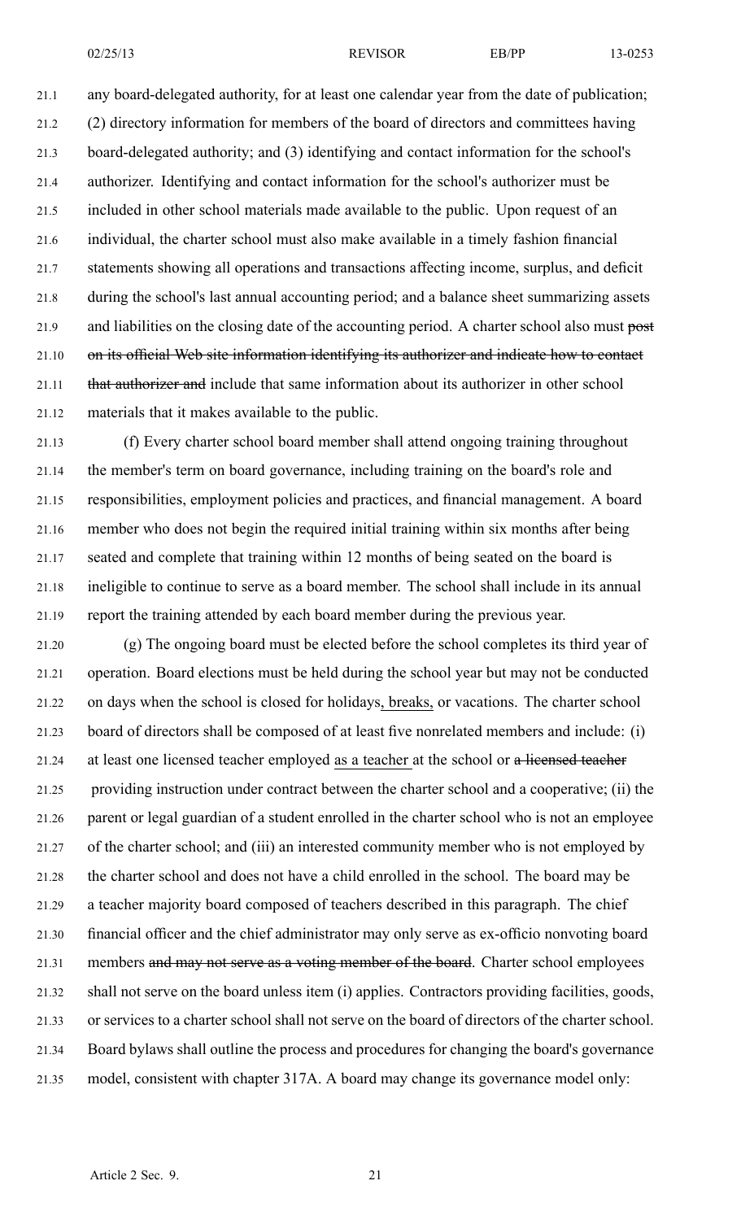any board-delegated authority, for at least one calendar year from the date of publication; (2) directory information for members of the board of directors and committees having board-delegated authority; and (3) identifying and contact information for the school's authorizer. Identifying and contact information for the school's authorizer must be included in other school materials made available to the public. Upon request of an individual, the charter school must also make available in a timely fashion financial statements showing all operations and transactions affecting income, surplus, and deficit during the school's last annual accounting period; and a balance sheet summarizing assets and liabilities on the closing date of the accounting period. A charter school also must ~~post on its official Web site information identifying its authorizer and indicate how to contact that authorizer and~~ include that same information about its authorizer in other school materials that it makes available to the public.

(f) Every charter school board member shall attend ongoing training throughout the member's term on board governance, including training on the board's role and responsibilities, employment policies and practices, and financial management. A board member who does not begin the required initial training within six months after being seated and complete that training within 12 months of being seated on the board is ineligible to continue to serve as a board member. The school shall include in its annual report the training attended by each board member during the previous year.

(g) The ongoing board must be elected before the school completes its third year of operation. Board elections must be held during the school year but may not be conducted on days when the school is closed for holidays, breaks, or vacations. The charter school board of directors shall be composed of at least five nonrelated members and include: (i) at least one licensed teacher employed as a teacher at the school or ~~a licensed teacher~~ providing instruction under contract between the charter school and a cooperative; (ii) the parent or legal guardian of a student enrolled in the charter school who is not an employee of the charter school; and (iii) an interested community member who is not employed by the charter school and does not have a child enrolled in the school. The board may be a teacher majority board composed of teachers described in this paragraph. The chief financial officer and the chief administrator may only serve as ex-officio nonvoting board members ~~and may not serve as a voting member of the board~~. Charter school employees shall not serve on the board unless item (i) applies. Contractors providing facilities, goods, or services to a charter school shall not serve on the board of directors of the charter school. Board bylaws shall outline the process and procedures for changing the board's governance model, consistent with chapter 317A. A board may change its governance model only: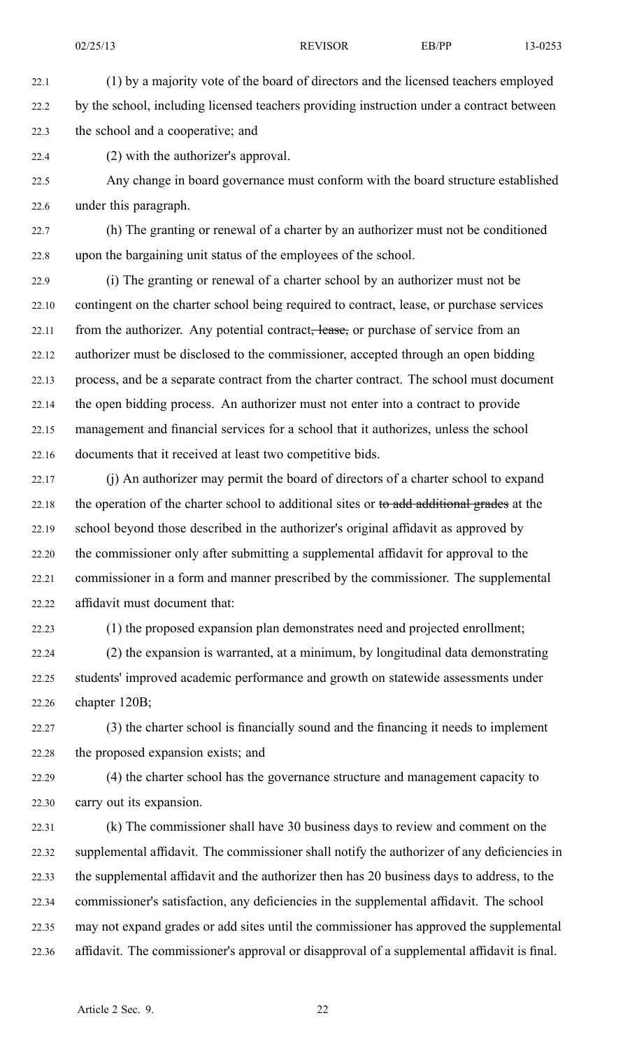(1) by a majority vote of the board of directors and the licensed teachers employed by the school, including licensed teachers providing instruction under a contract between the school and a cooperative; and

(2) with the authorizer's approval.

Any change in board governance must conform with the board structure established under this paragraph.

(h) The granting or renewal of a charter by an authorizer must not be conditioned upon the bargaining unit status of the employees of the school.

(i) The granting or renewal of a charter school by an authorizer must not be contingent on the charter school being required to contract, lease, or purchase services from the authorizer. Any potential contract~~, lease,~~ or purchase of service from an authorizer must be disclosed to the commissioner, accepted through an open bidding process, and be a separate contract from the charter contract. The school must document the open bidding process. An authorizer must not enter into a contract to provide management and financial services for a school that it authorizes, unless the school documents that it received at least two competitive bids.

(j) An authorizer may permit the board of directors of a charter school to expand the operation of the charter school to additional sites or ~~to add additional grades~~ at the school beyond those described in the authorizer's original affidavit as approved by the commissioner only after submitting a supplemental affidavit for approval to the commissioner in a form and manner prescribed by the commissioner. The supplemental affidavit must document that:

(1) the proposed expansion plan demonstrates need and projected enrollment;

(2) the expansion is warranted, at a minimum, by longitudinal data demonstrating students' improved academic performance and growth on statewide assessments under chapter 120B;

(3) the charter school is financially sound and the financing it needs to implement the proposed expansion exists; and

(4) the charter school has the governance structure and management capacity to carry out its expansion.

(k) The commissioner shall have 30 business days to review and comment on the supplemental affidavit. The commissioner shall notify the authorizer of any deficiencies in the supplemental affidavit and the authorizer then has 20 business days to address, to the commissioner's satisfaction, any deficiencies in the supplemental affidavit. The school may not expand grades or add sites until the commissioner has approved the supplemental affidavit. The commissioner's approval or disapproval of a supplemental affidavit is final.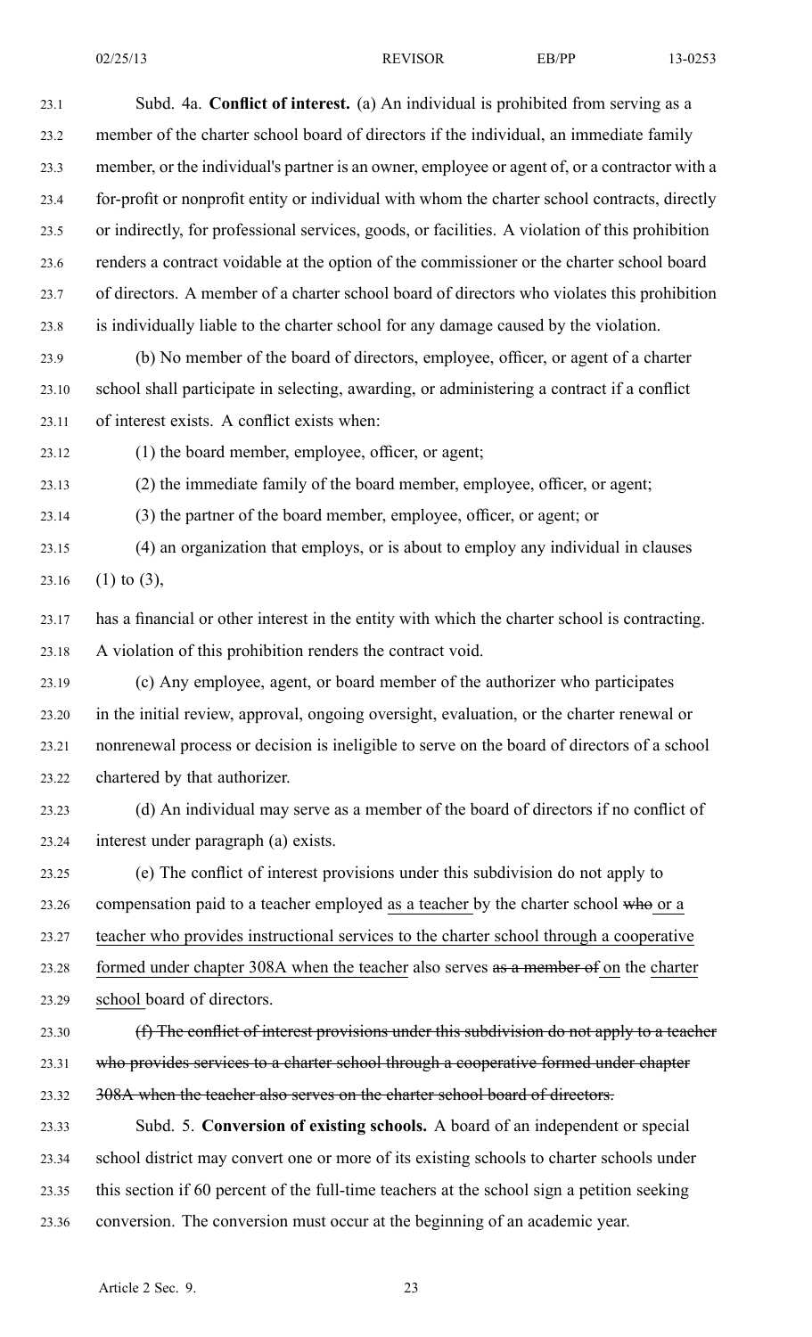Subd. 4a. **Conflict of interest.** (a) An individual is prohibited from serving as a member of the charter school board of directors if the individual, an immediate family member, or the individual's partner is an owner, employee or agent of, or a contractor with a for-profit or nonprofit entity or individual with whom the charter school contracts, directly or indirectly, for professional services, goods, or facilities. A violation of this prohibition renders a contract voidable at the option of the commissioner or the charter school board of directors. A member of a charter school board of directors who violates this prohibition is individually liable to the charter school for any damage caused by the violation.

(b) No member of the board of directors, employee, officer, or agent of a charter school shall participate in selecting, awarding, or administering a contract if a conflict of interest exists. A conflict exists when:

(1) the board member, employee, officer, or agent;

(2) the immediate family of the board member, employee, officer, or agent;

(3) the partner of the board member, employee, officer, or agent; or

(4) an organization that employs, or is about to employ any individual in clauses (1) to (3),

has a financial or other interest in the entity with which the charter school is contracting. A violation of this prohibition renders the contract void.

(c) Any employee, agent, or board member of the authorizer who participates in the initial review, approval, ongoing oversight, evaluation, or the charter renewal or nonrenewal process or decision is ineligible to serve on the board of directors of a school chartered by that authorizer.

(d) An individual may serve as a member of the board of directors if no conflict of interest under paragraph (a) exists.

(e) The conflict of interest provisions under this subdivision do not apply to compensation paid to a teacher employed <u>as a teacher</u> by the charter school ~~who~~ <u>or a teacher who provides instructional services to the charter school through a cooperative formed under chapter 308A when the teacher</u> also serves ~~as a member of~~ <u>on</u> the <u>charter school</u> board of directors.

~~(f) The conflict of interest provisions under this subdivision do not apply to a teacher who provides services to a charter school through a cooperative formed under chapter 308A when the teacher also serves on the charter school board of directors.~~

Subd. 5. **Conversion of existing schools.** A board of an independent or special school district may convert one or more of its existing schools to charter schools under this section if 60 percent of the full-time teachers at the school sign a petition seeking conversion. The conversion must occur at the beginning of an academic year.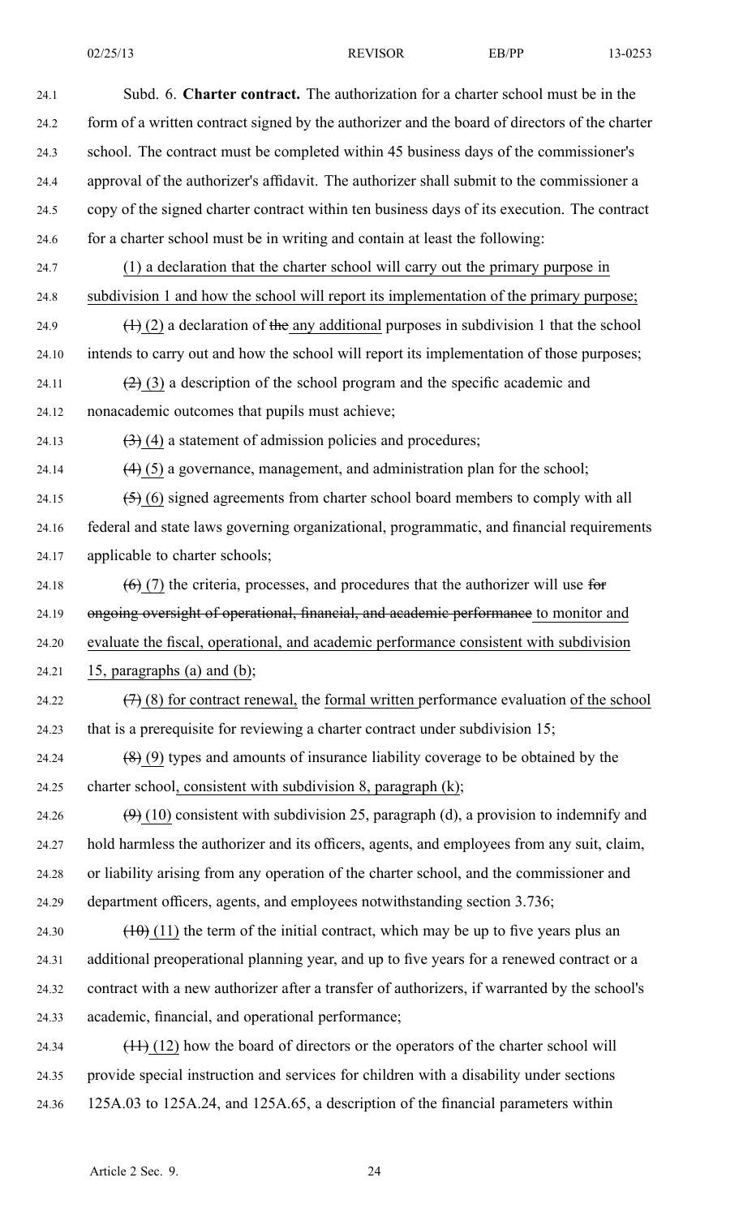Subd. 6. **Charter contract.** The authorization for a charter school must be in the form of a written contract signed by the authorizer and the board of directors of the charter school. The contract must be completed within 45 business days of the commissioner's approval of the authorizer's affidavit. The authorizer shall submit to the commissioner a copy of the signed charter contract within ten business days of its execution. The contract for a charter school must be in writing and contain at least the following:

(1) a declaration that the charter school will carry out the primary purpose in subdivision 1 and how the school will report its implementation of the primary purpose;

~~(1)~~ (2) a declaration of ~~the~~ any additional purposes in subdivision 1 that the school intends to carry out and how the school will report its implementation of those purposes;

~~(2)~~ (3) a description of the school program and the specific academic and nonacademic outcomes that pupils must achieve;

~~(3)~~ (4) a statement of admission policies and procedures;

~~(4)~~ (5) a governance, management, and administration plan for the school;

~~(5)~~ (6) signed agreements from charter school board members to comply with all federal and state laws governing organizational, programmatic, and financial requirements applicable to charter schools;

~~(6)~~ (7) the criteria, processes, and procedures that the authorizer will use ~~for ongoing oversight of operational, financial, and academic performance~~ to monitor and evaluate the fiscal, operational, and academic performance consistent with subdivision 15, paragraphs (a) and (b);

~~(7)~~ (8) for contract renewal, the formal written performance evaluation of the school that is a prerequisite for reviewing a charter contract under subdivision 15;

~~(8)~~ (9) types and amounts of insurance liability coverage to be obtained by the charter school, consistent with subdivision 8, paragraph (k);

~~(9)~~ (10) consistent with subdivision 25, paragraph (d), a provision to indemnify and hold harmless the authorizer and its officers, agents, and employees from any suit, claim, or liability arising from any operation of the charter school, and the commissioner and department officers, agents, and employees notwithstanding section 3.736;

~~(10)~~ (11) the term of the initial contract, which may be up to five years plus an additional preoperational planning year, and up to five years for a renewed contract or a contract with a new authorizer after a transfer of authorizers, if warranted by the school's academic, financial, and operational performance;

~~(11)~~ (12) how the board of directors or the operators of the charter school will provide special instruction and services for children with a disability under sections 125A.03 to 125A.24, and 125A.65, a description of the financial parameters within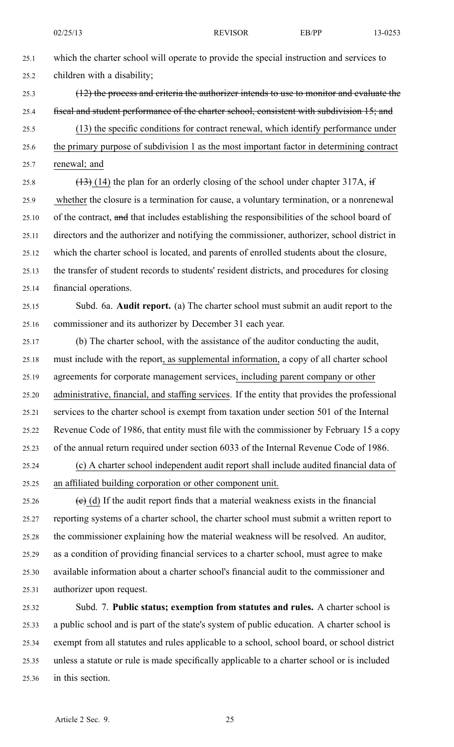which the charter school will operate to provide the special instruction and services to children with a disability;

~~(12) the process and criteria the authorizer intends to use to monitor and evaluate the fiscal and student performance of the charter school, consistent with subdivision 15; and~~

(13) the specific conditions for contract renewal, which identify performance under the primary purpose of subdivision 1 as the most important factor in determining contract renewal; and

~~(13)~~ (14) the plan for an orderly closing of the school under chapter 317A, ~~if~~ whether the closure is a termination for cause, a voluntary termination, or a nonrenewal of the contract, ~~and~~ that includes establishing the responsibilities of the school board of directors and the authorizer and notifying the commissioner, authorizer, school district in which the charter school is located, and parents of enrolled students about the closure, the transfer of student records to students' resident districts, and procedures for closing financial operations.

Subd. 6a. **Audit report.** (a) The charter school must submit an audit report to the commissioner and its authorizer by December 31 each year.

(b) The charter school, with the assistance of the auditor conducting the audit, must include with the report, as supplemental information, a copy of all charter school agreements for corporate management services, including parent company or other administrative, financial, and staffing services. If the entity that provides the professional services to the charter school is exempt from taxation under section 501 of the Internal Revenue Code of 1986, that entity must file with the commissioner by February 15 a copy of the annual return required under section 6033 of the Internal Revenue Code of 1986.

(c) A charter school independent audit report shall include audited financial data of an affiliated building corporation or other component unit.

~~(c)~~ (d) If the audit report finds that a material weakness exists in the financial reporting systems of a charter school, the charter school must submit a written report to the commissioner explaining how the material weakness will be resolved. An auditor, as a condition of providing financial services to a charter school, must agree to make available information about a charter school's financial audit to the commissioner and authorizer upon request.

Subd. 7. **Public status; exemption from statutes and rules.** A charter school is a public school and is part of the state's system of public education. A charter school is exempt from all statutes and rules applicable to a school, school board, or school district unless a statute or rule is made specifically applicable to a charter school or is included in this section.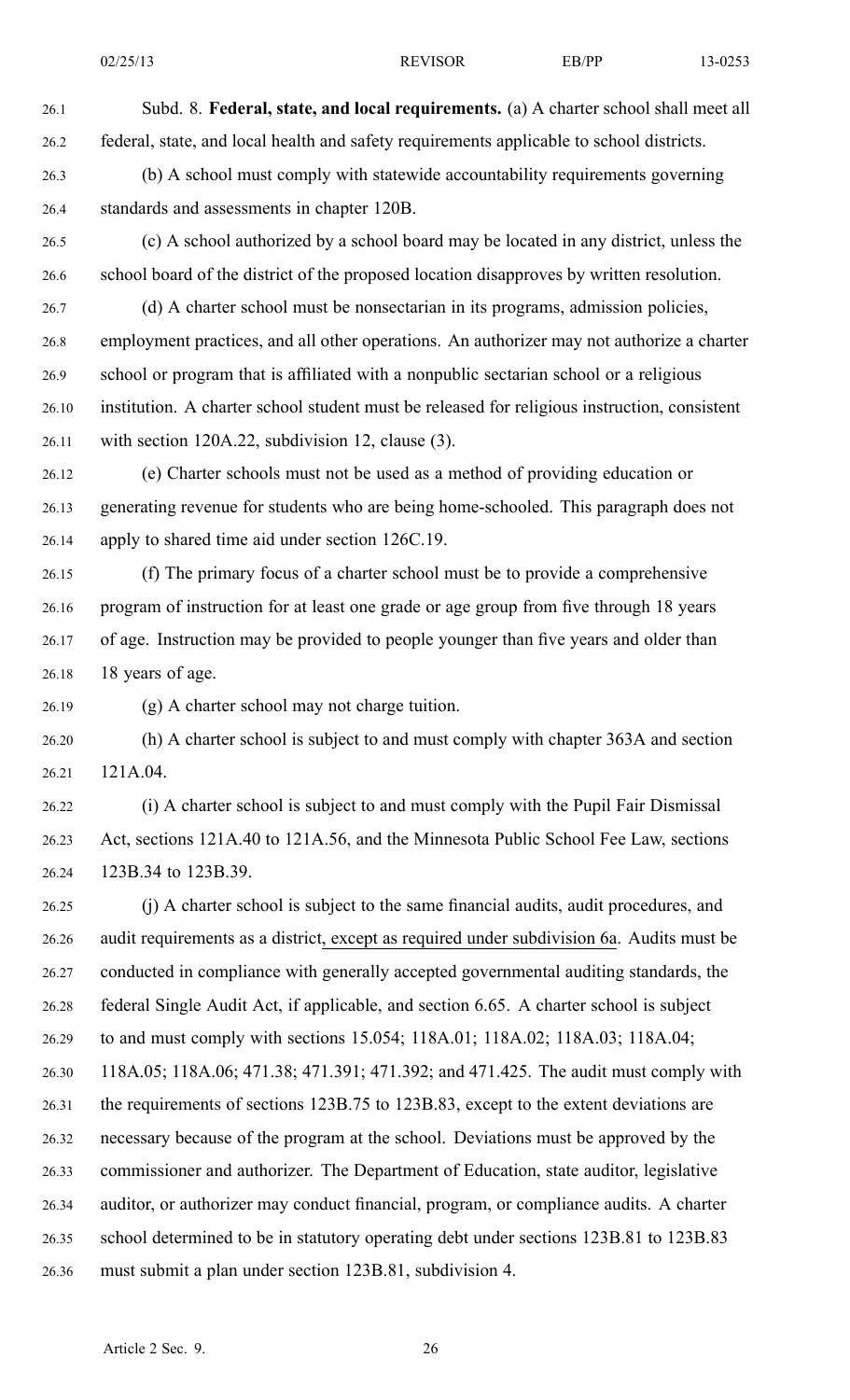Subd. 8. **Federal, state, and local requirements.** (a) A charter school shall meet all federal, state, and local health and safety requirements applicable to school districts.

(b) A school must comply with statewide accountability requirements governing standards and assessments in chapter 120B.

(c) A school authorized by a school board may be located in any district, unless the school board of the district of the proposed location disapproves by written resolution.

(d) A charter school must be nonsectarian in its programs, admission policies, employment practices, and all other operations. An authorizer may not authorize a charter school or program that is affiliated with a nonpublic sectarian school or a religious institution. A charter school student must be released for religious instruction, consistent with section 120A.22, subdivision 12, clause (3).

(e) Charter schools must not be used as a method of providing education or generating revenue for students who are being home-schooled. This paragraph does not apply to shared time aid under section 126C.19.

(f) The primary focus of a charter school must be to provide a comprehensive program of instruction for at least one grade or age group from five through 18 years of age. Instruction may be provided to people younger than five years and older than 18 years of age.

(g) A charter school may not charge tuition.

(h) A charter school is subject to and must comply with chapter 363A and section 121A.04.

(i) A charter school is subject to and must comply with the Pupil Fair Dismissal Act, sections 121A.40 to 121A.56, and the Minnesota Public School Fee Law, sections 123B.34 to 123B.39.

(j) A charter school is subject to the same financial audits, audit procedures, and audit requirements as a district, except as required under subdivision 6a. Audits must be conducted in compliance with generally accepted governmental auditing standards, the federal Single Audit Act, if applicable, and section 6.65. A charter school is subject to and must comply with sections 15.054; 118A.01; 118A.02; 118A.03; 118A.04; 118A.05; 118A.06; 471.38; 471.391; 471.392; and 471.425. The audit must comply with the requirements of sections 123B.75 to 123B.83, except to the extent deviations are necessary because of the program at the school. Deviations must be approved by the commissioner and authorizer. The Department of Education, state auditor, legislative auditor, or authorizer may conduct financial, program, or compliance audits. A charter school determined to be in statutory operating debt under sections 123B.81 to 123B.83 must submit a plan under section 123B.81, subdivision 4.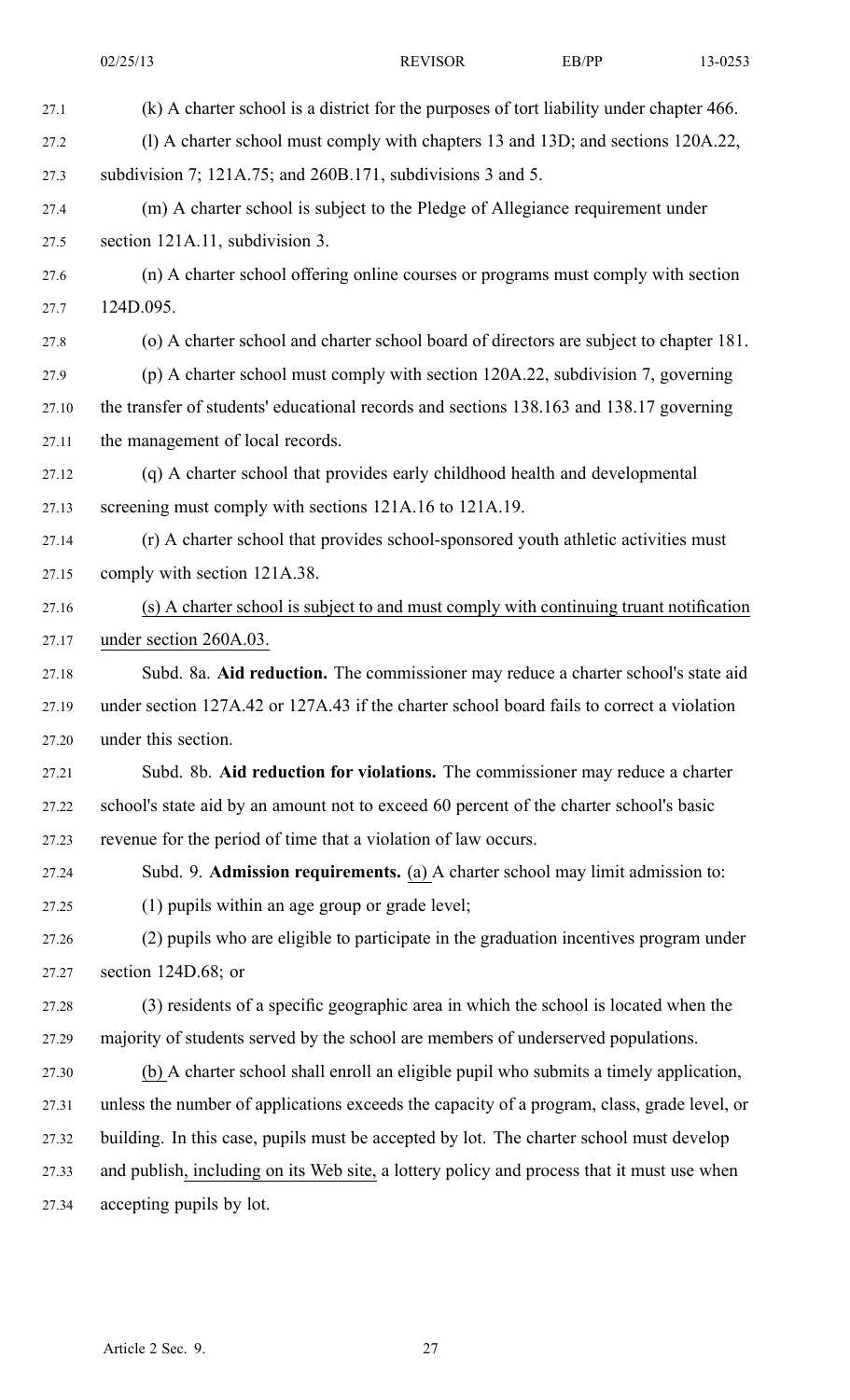(k) A charter school is a district for the purposes of tort liability under chapter 466.

(l) A charter school must comply with chapters 13 and 13D; and sections 120A.22, subdivision 7; 121A.75; and 260B.171, subdivisions 3 and 5.

(m) A charter school is subject to the Pledge of Allegiance requirement under section 121A.11, subdivision 3.

(n) A charter school offering online courses or programs must comply with section 124D.095.

(o) A charter school and charter school board of directors are subject to chapter 181.

(p) A charter school must comply with section 120A.22, subdivision 7, governing the transfer of students' educational records and sections 138.163 and 138.17 governing the management of local records.

(q) A charter school that provides early childhood health and developmental screening must comply with sections 121A.16 to 121A.19.

(r) A charter school that provides school-sponsored youth athletic activities must comply with section 121A.38.

(s) A charter school is subject to and must comply with continuing truant notification under section 260A.03.

Subd. 8a. **Aid reduction.** The commissioner may reduce a charter school's state aid under section 127A.42 or 127A.43 if the charter school board fails to correct a violation under this section.

Subd. 8b. **Aid reduction for violations.** The commissioner may reduce a charter school's state aid by an amount not to exceed 60 percent of the charter school's basic revenue for the period of time that a violation of law occurs.

Subd. 9. **Admission requirements.** (a) A charter school may limit admission to:

(1) pupils within an age group or grade level;

(2) pupils who are eligible to participate in the graduation incentives program under section 124D.68; or

(3) residents of a specific geographic area in which the school is located when the majority of students served by the school are members of underserved populations.

(b) A charter school shall enroll an eligible pupil who submits a timely application, unless the number of applications exceeds the capacity of a program, class, grade level, or building. In this case, pupils must be accepted by lot. The charter school must develop and publish, including on its Web site, a lottery policy and process that it must use when accepting pupils by lot.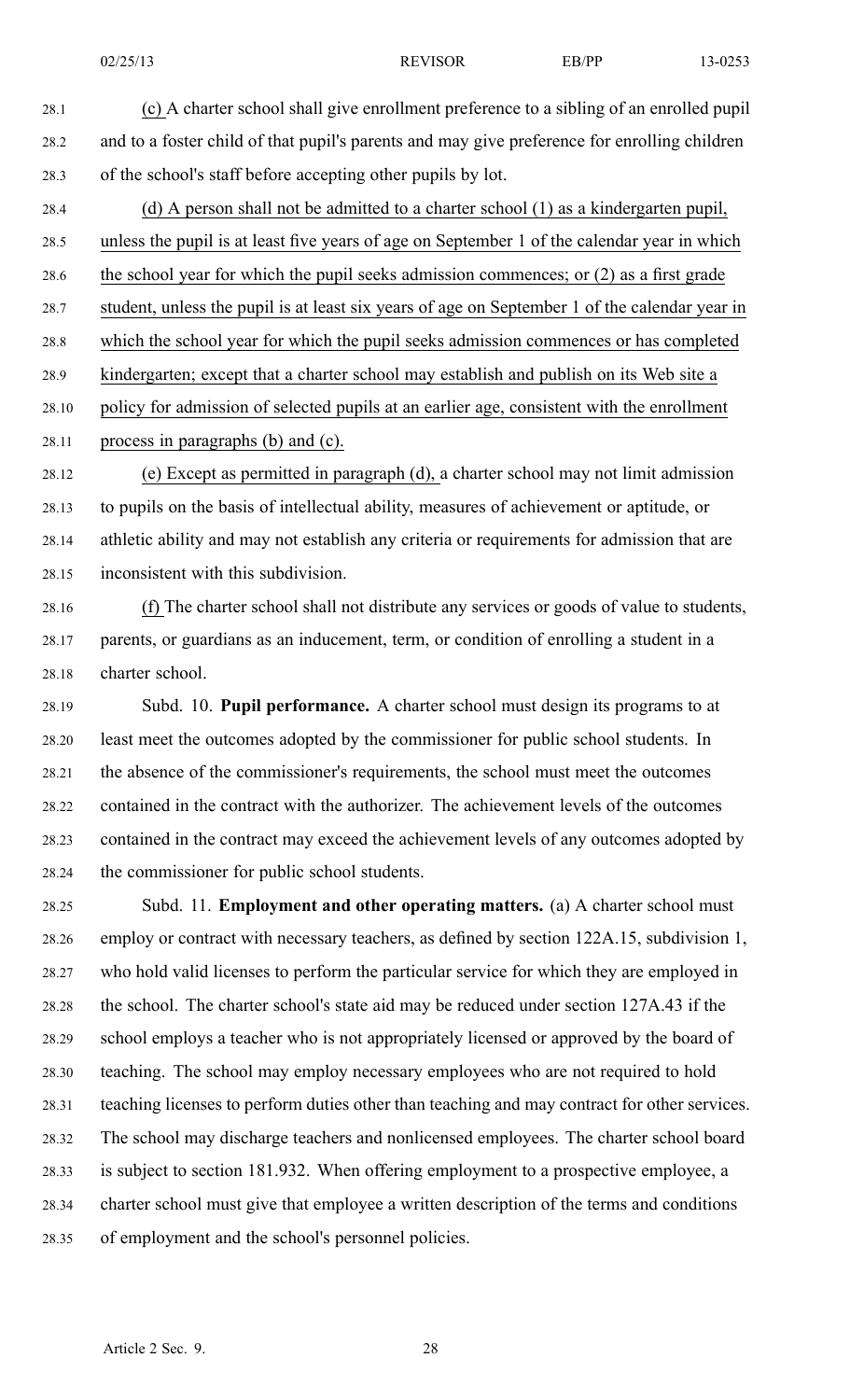(c) A charter school shall give enrollment preference to a sibling of an enrolled pupil and to a foster child of that pupil's parents and may give preference for enrolling children of the school's staff before accepting other pupils by lot.

(d) A person shall not be admitted to a charter school (1) as a kindergarten pupil, unless the pupil is at least five years of age on September 1 of the calendar year in which the school year for which the pupil seeks admission commences; or (2) as a first grade student, unless the pupil is at least six years of age on September 1 of the calendar year in which the school year for which the pupil seeks admission commences or has completed kindergarten; except that a charter school may establish and publish on its Web site a policy for admission of selected pupils at an earlier age, consistent with the enrollment process in paragraphs (b) and (c).

(e) Except as permitted in paragraph (d), a charter school may not limit admission to pupils on the basis of intellectual ability, measures of achievement or aptitude, or athletic ability and may not establish any criteria or requirements for admission that are inconsistent with this subdivision.

(f) The charter school shall not distribute any services or goods of value to students, parents, or guardians as an inducement, term, or condition of enrolling a student in a charter school.

Subd. 10. **Pupil performance.** A charter school must design its programs to at least meet the outcomes adopted by the commissioner for public school students. In the absence of the commissioner's requirements, the school must meet the outcomes contained in the contract with the authorizer. The achievement levels of the outcomes contained in the contract may exceed the achievement levels of any outcomes adopted by the commissioner for public school students.

Subd. 11. **Employment and other operating matters.** (a) A charter school must employ or contract with necessary teachers, as defined by section 122A.15, subdivision 1, who hold valid licenses to perform the particular service for which they are employed in the school. The charter school's state aid may be reduced under section 127A.43 if the school employs a teacher who is not appropriately licensed or approved by the board of teaching. The school may employ necessary employees who are not required to hold teaching licenses to perform duties other than teaching and may contract for other services. The school may discharge teachers and nonlicensed employees. The charter school board is subject to section 181.932. When offering employment to a prospective employee, a charter school must give that employee a written description of the terms and conditions of employment and the school's personnel policies.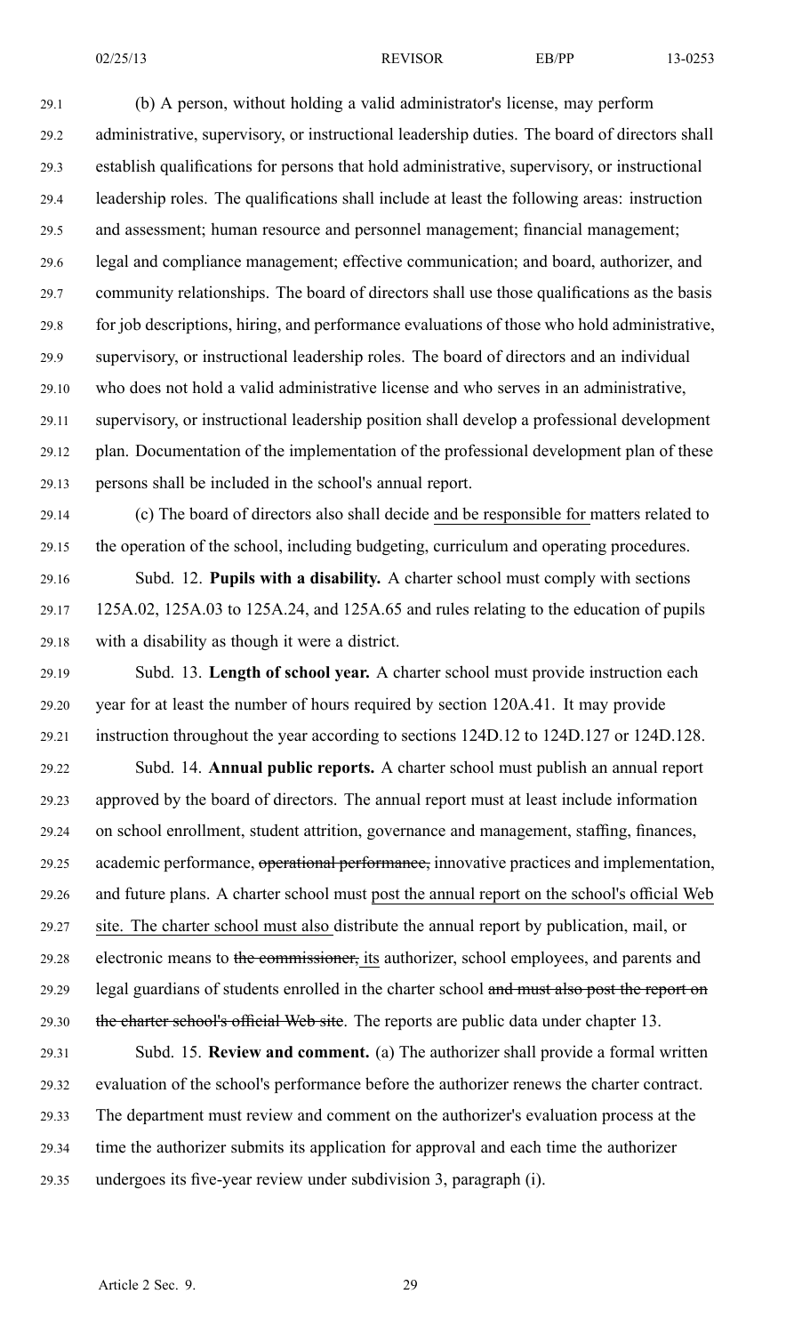(b) A person, without holding a valid administrator's license, may perform administrative, supervisory, or instructional leadership duties. The board of directors shall establish qualifications for persons that hold administrative, supervisory, or instructional leadership roles. The qualifications shall include at least the following areas: instruction and assessment; human resource and personnel management; financial management; legal and compliance management; effective communication; and board, authorizer, and community relationships. The board of directors shall use those qualifications as the basis for job descriptions, hiring, and performance evaluations of those who hold administrative, supervisory, or instructional leadership roles. The board of directors and an individual who does not hold a valid administrative license and who serves in an administrative, supervisory, or instructional leadership position shall develop a professional development plan. Documentation of the implementation of the professional development plan of these persons shall be included in the school's annual report.

(c) The board of directors also shall decide and be responsible for matters related to the operation of the school, including budgeting, curriculum and operating procedures.

Subd. 12. **Pupils with a disability.** A charter school must comply with sections 125A.02, 125A.03 to 125A.24, and 125A.65 and rules relating to the education of pupils with a disability as though it were a district.

Subd. 13. **Length of school year.** A charter school must provide instruction each year for at least the number of hours required by section 120A.41. It may provide instruction throughout the year according to sections 124D.12 to 124D.127 or 124D.128.

Subd. 14. **Annual public reports.** A charter school must publish an annual report approved by the board of directors. The annual report must at least include information on school enrollment, student attrition, governance and management, staffing, finances, academic performance, ~~operational performance,~~ innovative practices and implementation, and future plans. A charter school must post the annual report on the school's official Web site. The charter school must also distribute the annual report by publication, mail, or electronic means to ~~the commissioner,~~ its authorizer, school employees, and parents and legal guardians of students enrolled in the charter school ~~and must also post the report on the charter school's official Web site~~. The reports are public data under chapter 13.

Subd. 15. **Review and comment.** (a) The authorizer shall provide a formal written evaluation of the school's performance before the authorizer renews the charter contract. The department must review and comment on the authorizer's evaluation process at the time the authorizer submits its application for approval and each time the authorizer undergoes its five-year review under subdivision 3, paragraph (i).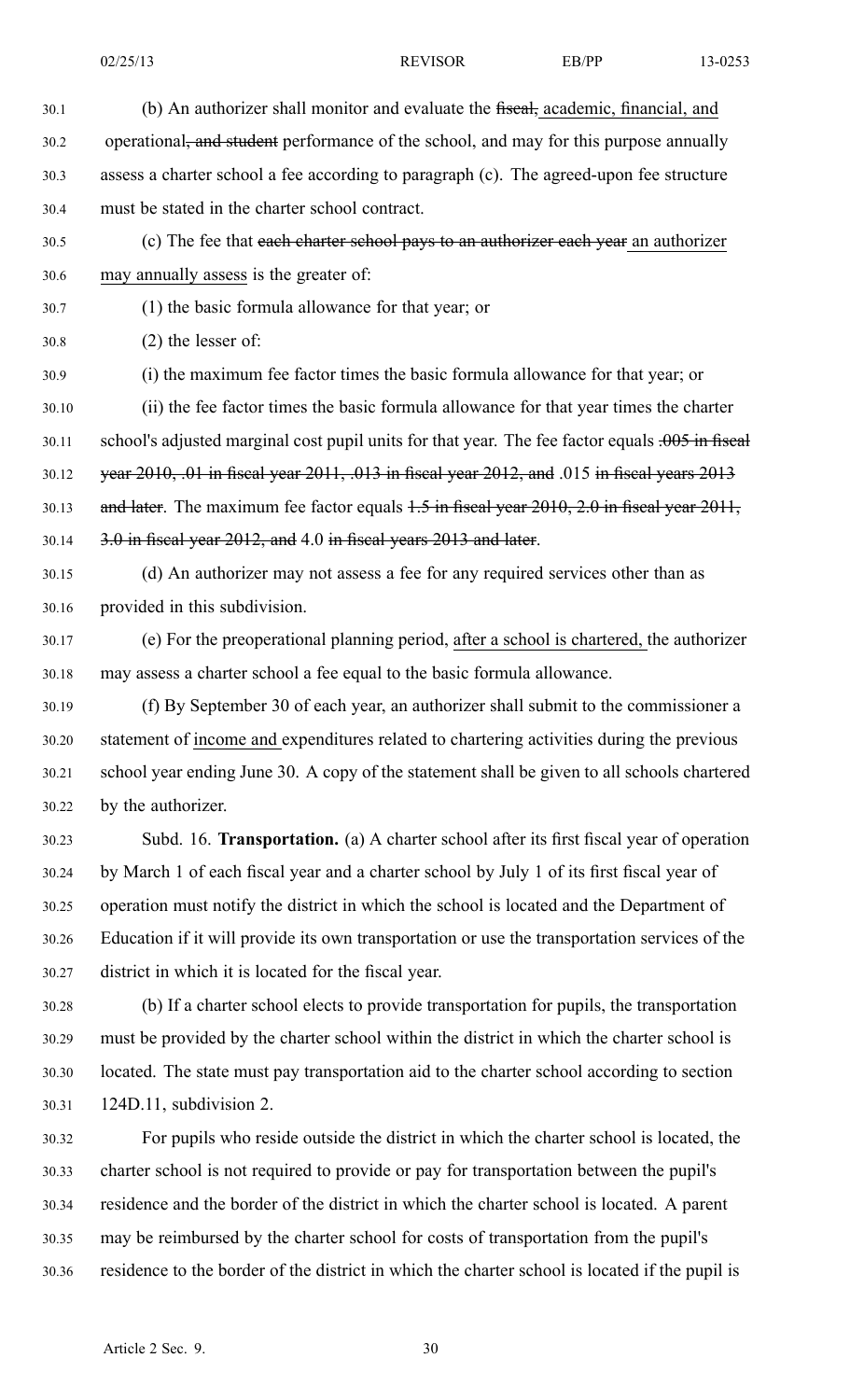(b) An authorizer shall monitor and evaluate the ~~fiscal,~~ academic, financial, and operational~~, and student~~ performance of the school, and may for this purpose annually assess a charter school a fee according to paragraph (c). The agreed-upon fee structure must be stated in the charter school contract.

(c) The fee that ~~each charter school pays to an authorizer each year~~ an authorizer may annually assess is the greater of:

(1) the basic formula allowance for that year; or

(2) the lesser of:

(i) the maximum fee factor times the basic formula allowance for that year; or

(ii) the fee factor times the basic formula allowance for that year times the charter school's adjusted marginal cost pupil units for that year. The fee factor equals ~~.005 in fiscal year 2010, .01 in fiscal year 2011, .013 in fiscal year 2012, and~~ .015 ~~in fiscal years 2013 and later~~. The maximum fee factor equals ~~1.5 in fiscal year 2010, 2.0 in fiscal year 2011, 3.0 in fiscal year 2012, and~~ 4.0 ~~in fiscal years 2013 and later~~.

(d) An authorizer may not assess a fee for any required services other than as provided in this subdivision.

(e) For the preoperational planning period, after a school is chartered, the authorizer may assess a charter school a fee equal to the basic formula allowance.

(f) By September 30 of each year, an authorizer shall submit to the commissioner a statement of income and expenditures related to chartering activities during the previous school year ending June 30. A copy of the statement shall be given to all schools chartered by the authorizer.

Subd. 16. **Transportation.** (a) A charter school after its first fiscal year of operation by March 1 of each fiscal year and a charter school by July 1 of its first fiscal year of operation must notify the district in which the school is located and the Department of Education if it will provide its own transportation or use the transportation services of the district in which it is located for the fiscal year.

(b) If a charter school elects to provide transportation for pupils, the transportation must be provided by the charter school within the district in which the charter school is located. The state must pay transportation aid to the charter school according to section 124D.11, subdivision 2.

For pupils who reside outside the district in which the charter school is located, the charter school is not required to provide or pay for transportation between the pupil's residence and the border of the district in which the charter school is located. A parent may be reimbursed by the charter school for costs of transportation from the pupil's residence to the border of the district in which the charter school is located if the pupil is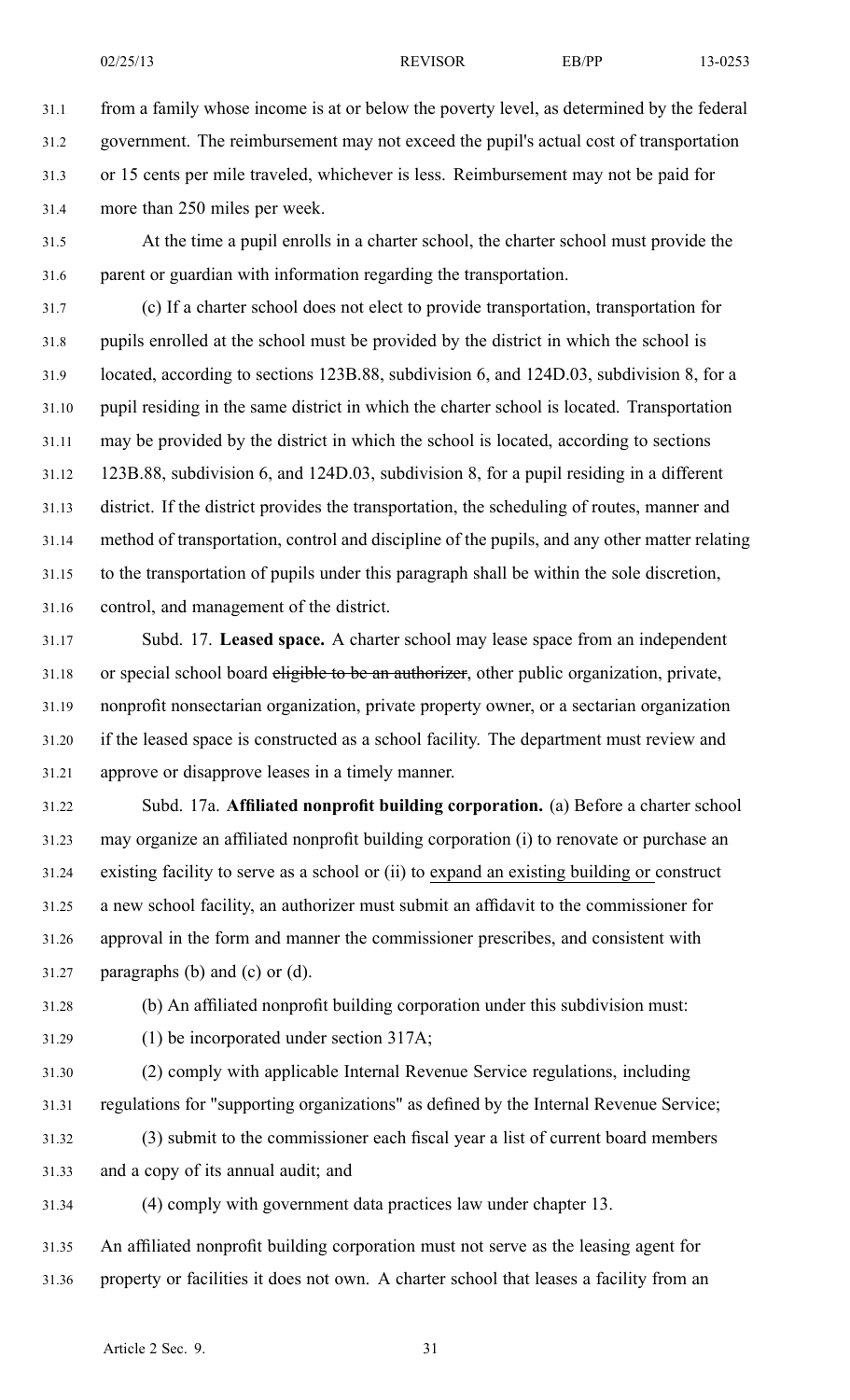from a family whose income is at or below the poverty level, as determined by the federal government. The reimbursement may not exceed the pupil's actual cost of transportation or 15 cents per mile traveled, whichever is less. Reimbursement may not be paid for more than 250 miles per week.

At the time a pupil enrolls in a charter school, the charter school must provide the parent or guardian with information regarding the transportation.

(c) If a charter school does not elect to provide transportation, transportation for pupils enrolled at the school must be provided by the district in which the school is located, according to sections 123B.88, subdivision 6, and 124D.03, subdivision 8, for a pupil residing in the same district in which the charter school is located. Transportation may be provided by the district in which the school is located, according to sections 123B.88, subdivision 6, and 124D.03, subdivision 8, for a pupil residing in a different district. If the district provides the transportation, the scheduling of routes, manner and method of transportation, control and discipline of the pupils, and any other matter relating to the transportation of pupils under this paragraph shall be within the sole discretion, control, and management of the district.

Subd. 17. **Leased space.** A charter school may lease space from an independent or special school board ~~eligible to be an authorizer~~, other public organization, private, nonprofit nonsectarian organization, private property owner, or a sectarian organization if the leased space is constructed as a school facility. The department must review and approve or disapprove leases in a timely manner.

Subd. 17a. **Affiliated nonprofit building corporation.** (a) Before a charter school may organize an affiliated nonprofit building corporation (i) to renovate or purchase an existing facility to serve as a school or (ii) to <u>expand an existing building or</u> construct a new school facility, an authorizer must submit an affidavit to the commissioner for approval in the form and manner the commissioner prescribes, and consistent with paragraphs (b) and (c) or (d).

(b) An affiliated nonprofit building corporation under this subdivision must:

(1) be incorporated under section 317A;

(2) comply with applicable Internal Revenue Service regulations, including regulations for "supporting organizations" as defined by the Internal Revenue Service;

(3) submit to the commissioner each fiscal year a list of current board members and a copy of its annual audit; and

(4) comply with government data practices law under chapter 13.

An affiliated nonprofit building corporation must not serve as the leasing agent for property or facilities it does not own. A charter school that leases a facility from an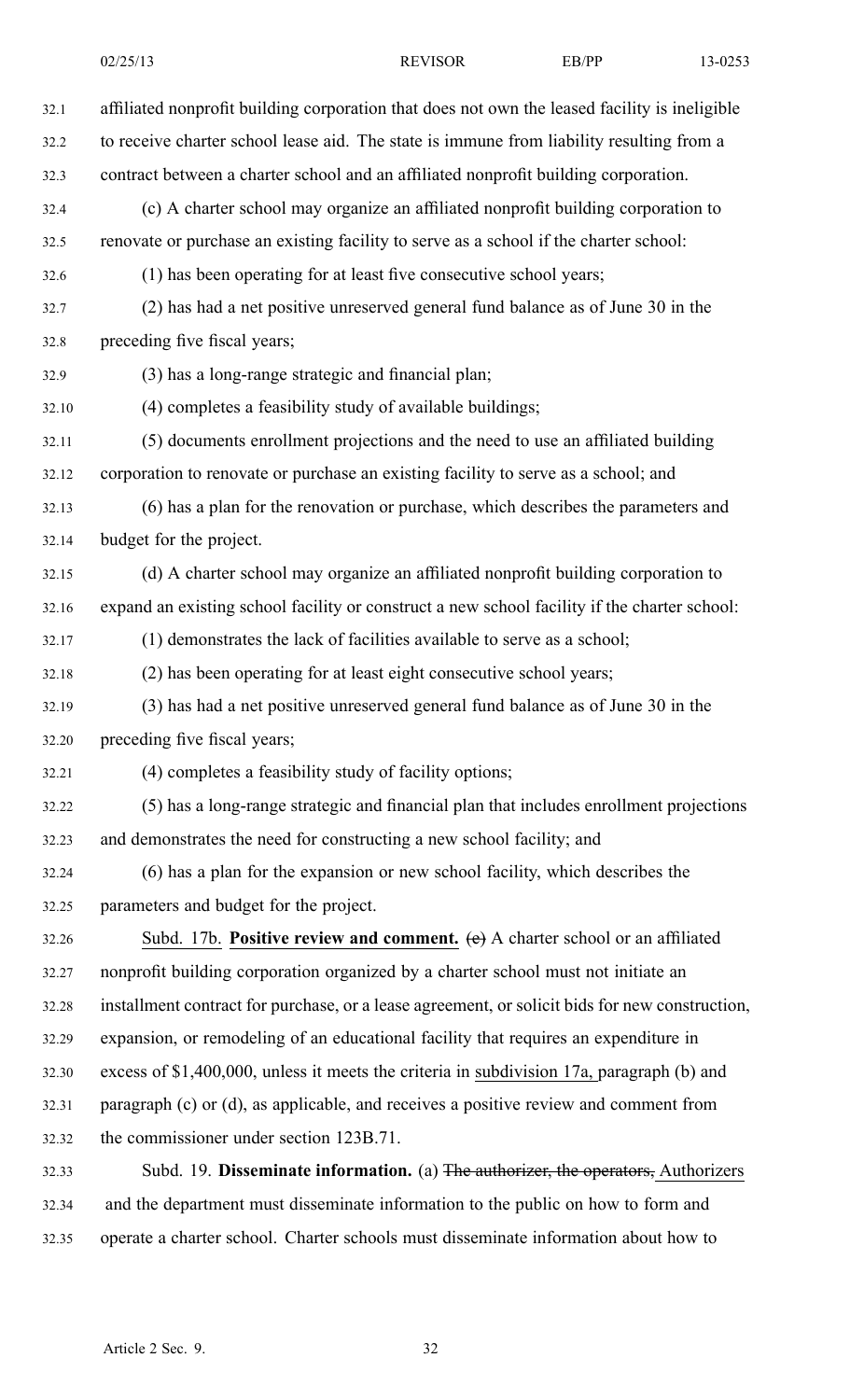affiliated nonprofit building corporation that does not own the leased facility is ineligible to receive charter school lease aid. The state is immune from liability resulting from a contract between a charter school and an affiliated nonprofit building corporation.

(c) A charter school may organize an affiliated nonprofit building corporation to renovate or purchase an existing facility to serve as a school if the charter school:

(1) has been operating for at least five consecutive school years;

(2) has had a net positive unreserved general fund balance as of June 30 in the preceding five fiscal years;

(3) has a long-range strategic and financial plan;

(4) completes a feasibility study of available buildings;

(5) documents enrollment projections and the need to use an affiliated building corporation to renovate or purchase an existing facility to serve as a school; and

(6) has a plan for the renovation or purchase, which describes the parameters and budget for the project.

(d) A charter school may organize an affiliated nonprofit building corporation to expand an existing school facility or construct a new school facility if the charter school:

(1) demonstrates the lack of facilities available to serve as a school;

(2) has been operating for at least eight consecutive school years;

(3) has had a net positive unreserved general fund balance as of June 30 in the preceding five fiscal years;

(4) completes a feasibility study of facility options;

(5) has a long-range strategic and financial plan that includes enrollment projections and demonstrates the need for constructing a new school facility; and

(6) has a plan for the expansion or new school facility, which describes the parameters and budget for the project.

Subd. 17b. **Positive review and comment.** ~~(e)~~ A charter school or an affiliated nonprofit building corporation organized by a charter school must not initiate an installment contract for purchase, or a lease agreement, or solicit bids for new construction, expansion, or remodeling of an educational facility that requires an expenditure in excess of $1,400,000, unless it meets the criteria in subdivision 17a, paragraph (b) and paragraph (c) or (d), as applicable, and receives a positive review and comment from the commissioner under section 123B.71.

Subd. 19. **Disseminate information.** (a) ~~The authorizer, the operators,~~ Authorizers and the department must disseminate information to the public on how to form and operate a charter school. Charter schools must disseminate information about how to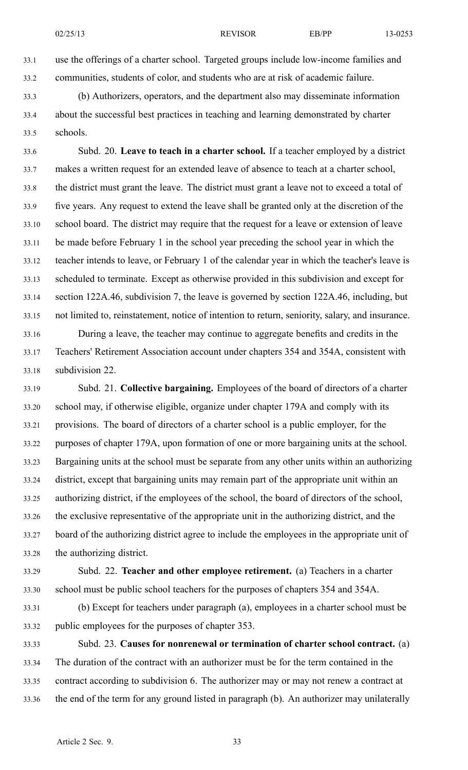use the offerings of a charter school. Targeted groups include low-income families and communities, students of color, and students who are at risk of academic failure.

(b) Authorizers, operators, and the department also may disseminate information about the successful best practices in teaching and learning demonstrated by charter schools.

Subd. 20. **Leave to teach in a charter school.** If a teacher employed by a district makes a written request for an extended leave of absence to teach at a charter school, the district must grant the leave. The district must grant a leave not to exceed a total of five years. Any request to extend the leave shall be granted only at the discretion of the school board. The district may require that the request for a leave or extension of leave be made before February 1 in the school year preceding the school year in which the teacher intends to leave, or February 1 of the calendar year in which the teacher's leave is scheduled to terminate. Except as otherwise provided in this subdivision and except for section 122A.46, subdivision 7, the leave is governed by section 122A.46, including, but not limited to, reinstatement, notice of intention to return, seniority, salary, and insurance.

During a leave, the teacher may continue to aggregate benefits and credits in the Teachers' Retirement Association account under chapters 354 and 354A, consistent with subdivision 22.

Subd. 21. **Collective bargaining.** Employees of the board of directors of a charter school may, if otherwise eligible, organize under chapter 179A and comply with its provisions. The board of directors of a charter school is a public employer, for the purposes of chapter 179A, upon formation of one or more bargaining units at the school. Bargaining units at the school must be separate from any other units within an authorizing district, except that bargaining units may remain part of the appropriate unit within an authorizing district, if the employees of the school, the board of directors of the school, the exclusive representative of the appropriate unit in the authorizing district, and the board of the authorizing district agree to include the employees in the appropriate unit of the authorizing district.

Subd. 22. **Teacher and other employee retirement.** (a) Teachers in a charter school must be public school teachers for the purposes of chapters 354 and 354A.

(b) Except for teachers under paragraph (a), employees in a charter school must be public employees for the purposes of chapter 353.

Subd. 23. **Causes for nonrenewal or termination of charter school contract.** (a) The duration of the contract with an authorizer must be for the term contained in the contract according to subdivision 6. The authorizer may or may not renew a contract at the end of the term for any ground listed in paragraph (b). An authorizer may unilaterally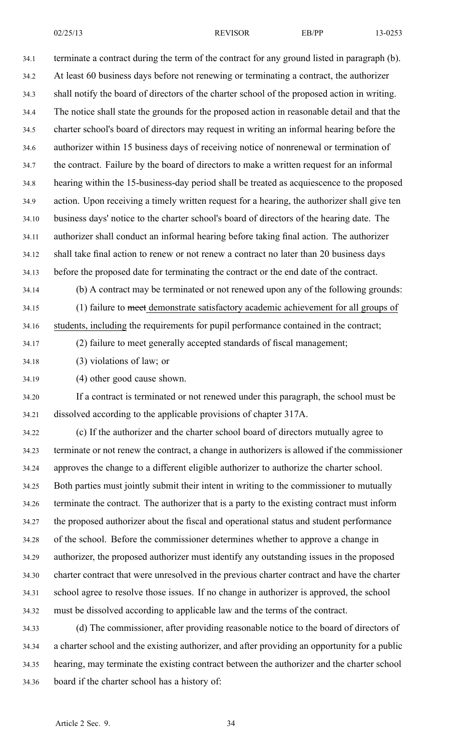terminate a contract during the term of the contract for any ground listed in paragraph (b). At least 60 business days before not renewing or terminating a contract, the authorizer shall notify the board of directors of the charter school of the proposed action in writing. The notice shall state the grounds for the proposed action in reasonable detail and that the charter school's board of directors may request in writing an informal hearing before the authorizer within 15 business days of receiving notice of nonrenewal or termination of the contract. Failure by the board of directors to make a written request for an informal hearing within the 15-business-day period shall be treated as acquiescence to the proposed action. Upon receiving a timely written request for a hearing, the authorizer shall give ten business days' notice to the charter school's board of directors of the hearing date. The authorizer shall conduct an informal hearing before taking final action. The authorizer shall take final action to renew or not renew a contract no later than 20 business days before the proposed date for terminating the contract or the end date of the contract.

(b) A contract may be terminated or not renewed upon any of the following grounds:

(1) failure to ~~meet~~ demonstrate satisfactory academic achievement for all groups of students, including the requirements for pupil performance contained in the contract;

(2) failure to meet generally accepted standards of fiscal management;

(3) violations of law; or

(4) other good cause shown.

If a contract is terminated or not renewed under this paragraph, the school must be dissolved according to the applicable provisions of chapter 317A.

(c) If the authorizer and the charter school board of directors mutually agree to terminate or not renew the contract, a change in authorizers is allowed if the commissioner approves the change to a different eligible authorizer to authorize the charter school. Both parties must jointly submit their intent in writing to the commissioner to mutually terminate the contract. The authorizer that is a party to the existing contract must inform the proposed authorizer about the fiscal and operational status and student performance of the school. Before the commissioner determines whether to approve a change in authorizer, the proposed authorizer must identify any outstanding issues in the proposed charter contract that were unresolved in the previous charter contract and have the charter school agree to resolve those issues. If no change in authorizer is approved, the school must be dissolved according to applicable law and the terms of the contract.

(d) The commissioner, after providing reasonable notice to the board of directors of a charter school and the existing authorizer, and after providing an opportunity for a public hearing, may terminate the existing contract between the authorizer and the charter school board if the charter school has a history of: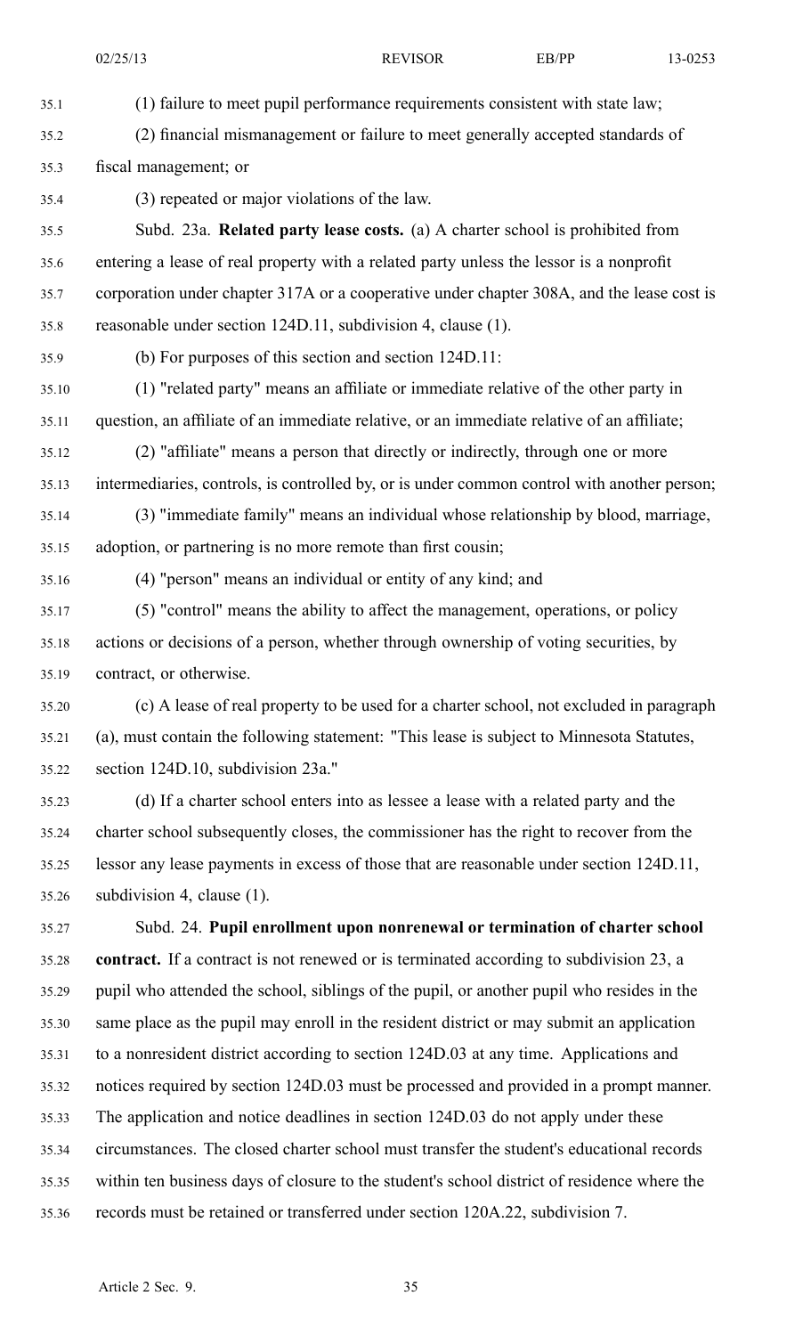(1) failure to meet pupil performance requirements consistent with state law;

(2) financial mismanagement or failure to meet generally accepted standards of fiscal management; or

(3) repeated or major violations of the law.

Subd. 23a. **Related party lease costs.** (a) A charter school is prohibited from entering a lease of real property with a related party unless the lessor is a nonprofit corporation under chapter 317A or a cooperative under chapter 308A, and the lease cost is reasonable under section 124D.11, subdivision 4, clause (1).

(b) For purposes of this section and section 124D.11:

(1) "related party" means an affiliate or immediate relative of the other party in question, an affiliate of an immediate relative, or an immediate relative of an affiliate;

(2) "affiliate" means a person that directly or indirectly, through one or more intermediaries, controls, is controlled by, or is under common control with another person;

(3) "immediate family" means an individual whose relationship by blood, marriage, adoption, or partnering is no more remote than first cousin;

(4) "person" means an individual or entity of any kind; and

(5) "control" means the ability to affect the management, operations, or policy actions or decisions of a person, whether through ownership of voting securities, by contract, or otherwise.

(c) A lease of real property to be used for a charter school, not excluded in paragraph (a), must contain the following statement: "This lease is subject to Minnesota Statutes, section 124D.10, subdivision 23a."

(d) If a charter school enters into as lessee a lease with a related party and the charter school subsequently closes, the commissioner has the right to recover from the lessor any lease payments in excess of those that are reasonable under section 124D.11, subdivision 4, clause (1).

Subd. 24. **Pupil enrollment upon nonrenewal or termination of charter school contract.** If a contract is not renewed or is terminated according to subdivision 23, a pupil who attended the school, siblings of the pupil, or another pupil who resides in the same place as the pupil may enroll in the resident district or may submit an application to a nonresident district according to section 124D.03 at any time. Applications and notices required by section 124D.03 must be processed and provided in a prompt manner. The application and notice deadlines in section 124D.03 do not apply under these circumstances. The closed charter school must transfer the student's educational records within ten business days of closure to the student's school district of residence where the records must be retained or transferred under section 120A.22, subdivision 7.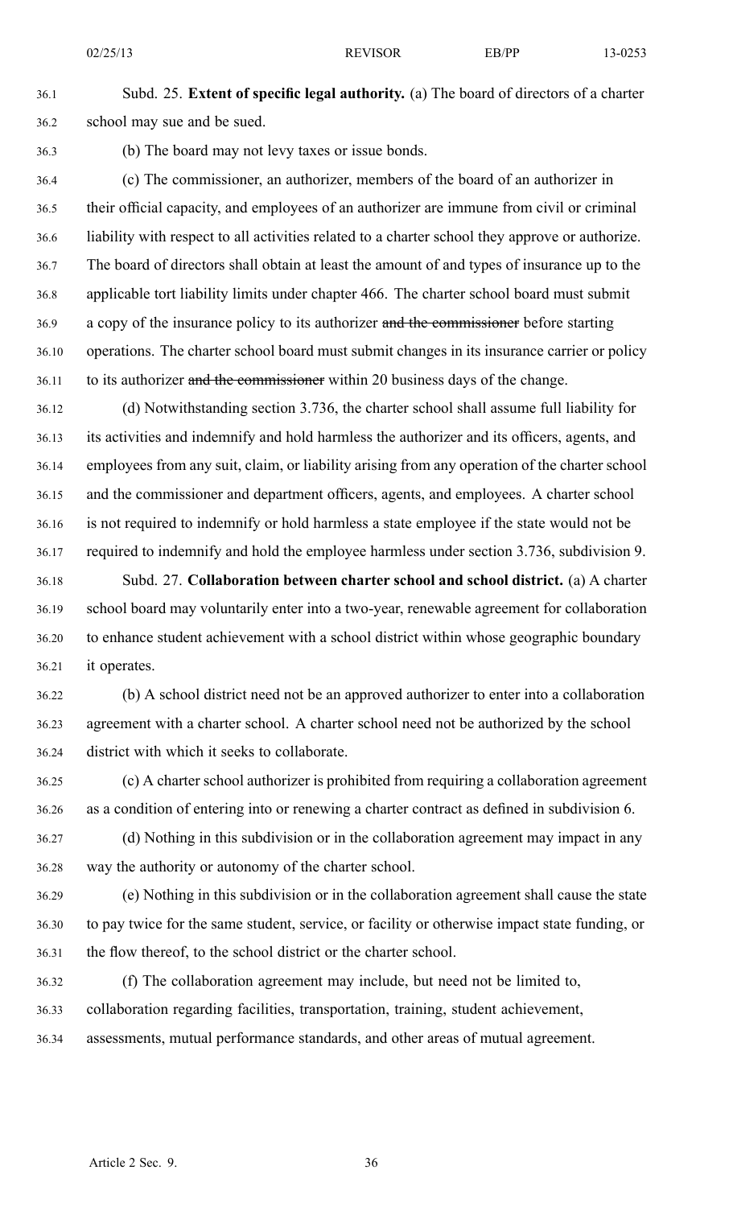Subd. 25. **Extent of specific legal authority.** (a) The board of directors of a charter school may sue and be sued.

(b) The board may not levy taxes or issue bonds.

(c) The commissioner, an authorizer, members of the board of an authorizer in their official capacity, and employees of an authorizer are immune from civil or criminal liability with respect to all activities related to a charter school they approve or authorize. The board of directors shall obtain at least the amount of and types of insurance up to the applicable tort liability limits under chapter 466. The charter school board must submit a copy of the insurance policy to its authorizer ~~and the commissioner~~ before starting operations. The charter school board must submit changes in its insurance carrier or policy to its authorizer ~~and the commissioner~~ within 20 business days of the change.

(d) Notwithstanding section 3.736, the charter school shall assume full liability for its activities and indemnify and hold harmless the authorizer and its officers, agents, and employees from any suit, claim, or liability arising from any operation of the charter school and the commissioner and department officers, agents, and employees. A charter school is not required to indemnify or hold harmless a state employee if the state would not be required to indemnify and hold the employee harmless under section 3.736, subdivision 9.

Subd. 27. **Collaboration between charter school and school district.** (a) A charter school board may voluntarily enter into a two-year, renewable agreement for collaboration to enhance student achievement with a school district within whose geographic boundary it operates.

(b) A school district need not be an approved authorizer to enter into a collaboration agreement with a charter school. A charter school need not be authorized by the school district with which it seeks to collaborate.

(c) A charter school authorizer is prohibited from requiring a collaboration agreement as a condition of entering into or renewing a charter contract as defined in subdivision 6.

(d) Nothing in this subdivision or in the collaboration agreement may impact in any way the authority or autonomy of the charter school.

(e) Nothing in this subdivision or in the collaboration agreement shall cause the state to pay twice for the same student, service, or facility or otherwise impact state funding, or the flow thereof, to the school district or the charter school.

(f) The collaboration agreement may include, but need not be limited to, collaboration regarding facilities, transportation, training, student achievement, assessments, mutual performance standards, and other areas of mutual agreement.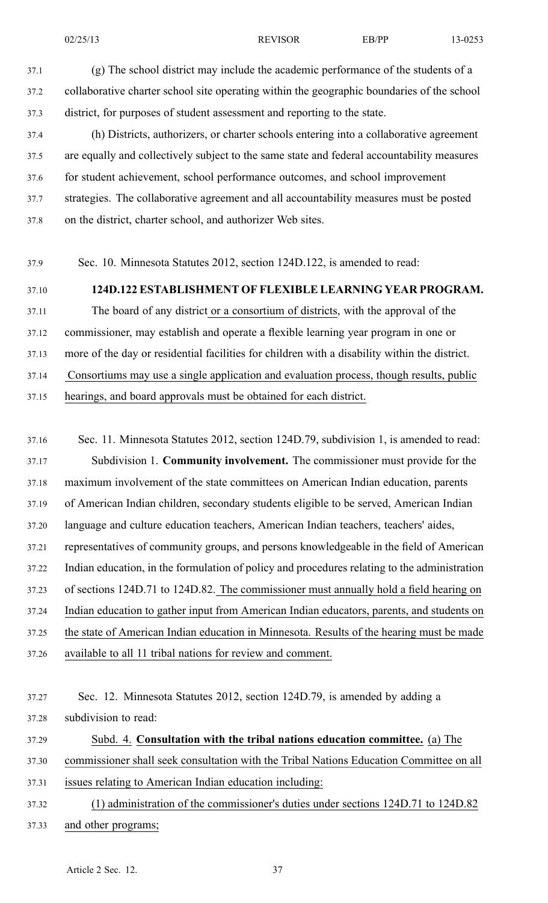(g) The school district may include the academic performance of the students of a collaborative charter school site operating within the geographic boundaries of the school district, for purposes of student assessment and reporting to the state.

(h) Districts, authorizers, or charter schools entering into a collaborative agreement are equally and collectively subject to the same state and federal accountability measures for student achievement, school performance outcomes, and school improvement strategies. The collaborative agreement and all accountability measures must be posted on the district, charter school, and authorizer Web sites.

Sec. 10. Minnesota Statutes 2012, section 124D.122, is amended to read:

**124D.122 ESTABLISHMENT OF FLEXIBLE LEARNING YEAR PROGRAM.**

The board of any district or a consortium of districts, with the approval of the commissioner, may establish and operate a flexible learning year program in one or more of the day or residential facilities for children with a disability within the district. Consortiums may use a single application and evaluation process, though results, public hearings, and board approvals must be obtained for each district.

Sec. 11. Minnesota Statutes 2012, section 124D.79, subdivision 1, is amended to read:

Subdivision 1. **Community involvement.** The commissioner must provide for the maximum involvement of the state committees on American Indian education, parents of American Indian children, secondary students eligible to be served, American Indian language and culture education teachers, American Indian teachers, teachers' aides, representatives of community groups, and persons knowledgeable in the field of American Indian education, in the formulation of policy and procedures relating to the administration of sections 124D.71 to 124D.82. The commissioner must annually hold a field hearing on Indian education to gather input from American Indian educators, parents, and students on the state of American Indian education in Minnesota. Results of the hearing must be made available to all 11 tribal nations for review and comment.

Sec. 12. Minnesota Statutes 2012, section 124D.79, is amended by adding a subdivision to read:

Subd. 4. **Consultation with the tribal nations education committee.** (a) The commissioner shall seek consultation with the Tribal Nations Education Committee on all issues relating to American Indian education including:

(1) administration of the commissioner's duties under sections 124D.71 to 124D.82 and other programs;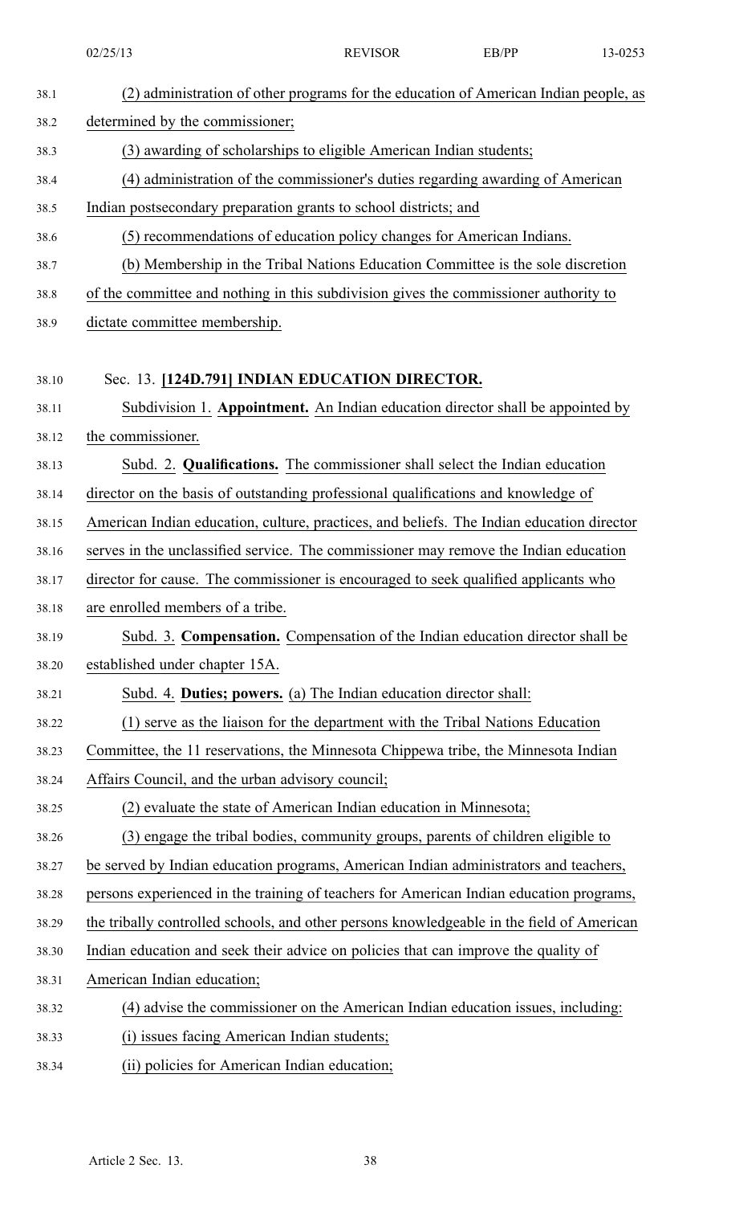(2) administration of other programs for the education of American Indian people, as determined by the commissioner;

(3) awarding of scholarships to eligible American Indian students;

(4) administration of the commissioner's duties regarding awarding of American Indian postsecondary preparation grants to school districts; and

(5) recommendations of education policy changes for American Indians.

(b) Membership in the Tribal Nations Education Committee is the sole discretion of the committee and nothing in this subdivision gives the commissioner authority to dictate committee membership.

Sec. 13. **[124D.791] INDIAN EDUCATION DIRECTOR.**

Subdivision 1. **Appointment.** An Indian education director shall be appointed by the commissioner.

Subd. 2. **Qualifications.** The commissioner shall select the Indian education director on the basis of outstanding professional qualifications and knowledge of American Indian education, culture, practices, and beliefs. The Indian education director serves in the unclassified service. The commissioner may remove the Indian education director for cause. The commissioner is encouraged to seek qualified applicants who are enrolled members of a tribe.

Subd. 3. **Compensation.** Compensation of the Indian education director shall be established under chapter 15A.

Subd. 4. **Duties; powers.** (a) The Indian education director shall:

(1) serve as the liaison for the department with the Tribal Nations Education Committee, the 11 reservations, the Minnesota Chippewa tribe, the Minnesota Indian Affairs Council, and the urban advisory council;

(2) evaluate the state of American Indian education in Minnesota;

(3) engage the tribal bodies, community groups, parents of children eligible to be served by Indian education programs, American Indian administrators and teachers, persons experienced in the training of teachers for American Indian education programs, the tribally controlled schools, and other persons knowledgeable in the field of American Indian education and seek their advice on policies that can improve the quality of American Indian education;

(4) advise the commissioner on the American Indian education issues, including:

(i) issues facing American Indian students;

(ii) policies for American Indian education;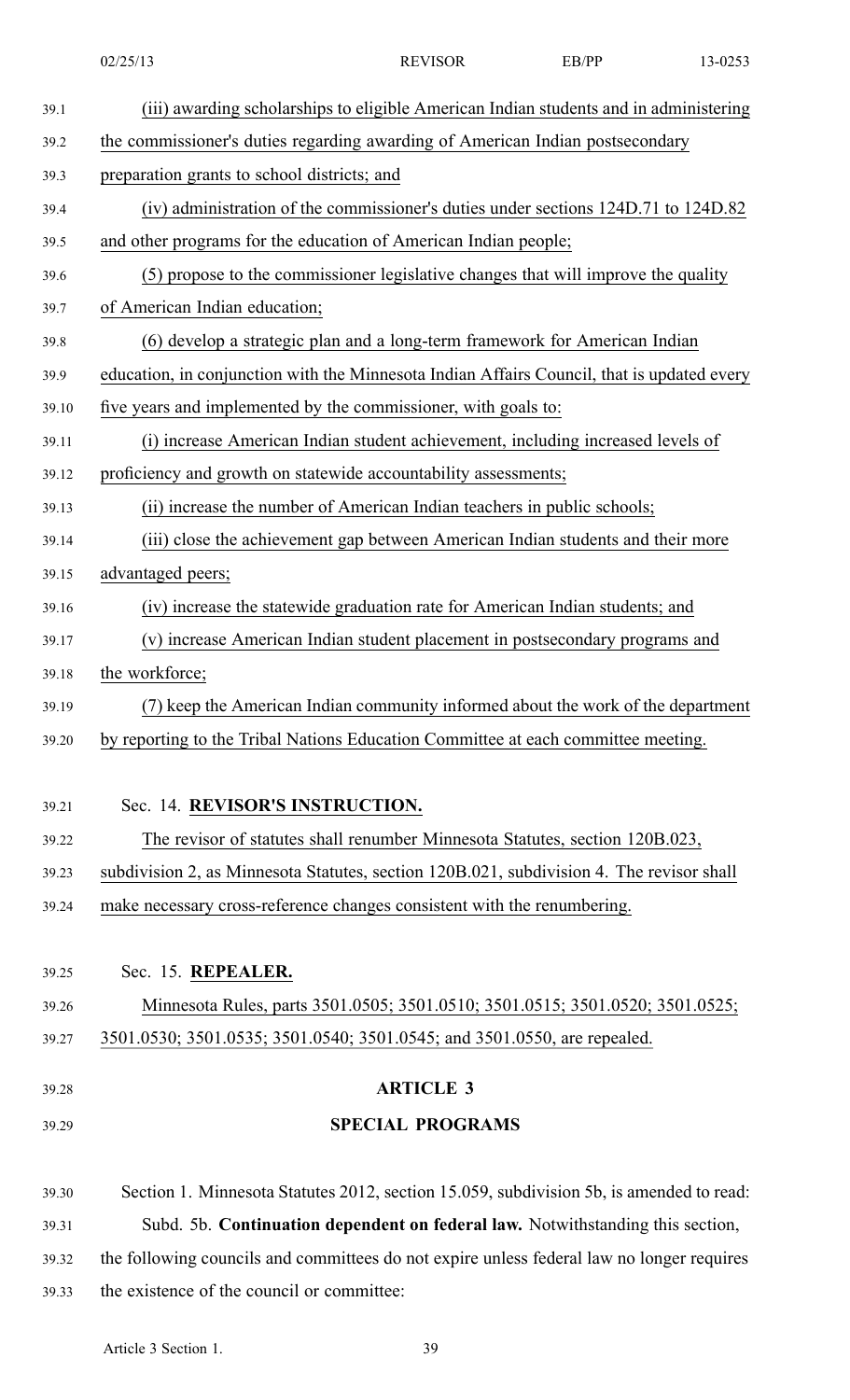(iii) awarding scholarships to eligible American Indian students and in administering the commissioner's duties regarding awarding of American Indian postsecondary preparation grants to school districts; and

(iv) administration of the commissioner's duties under sections 124D.71 to 124D.82 and other programs for the education of American Indian people;

(5) propose to the commissioner legislative changes that will improve the quality of American Indian education;

(6) develop a strategic plan and a long-term framework for American Indian education, in conjunction with the Minnesota Indian Affairs Council, that is updated every five years and implemented by the commissioner, with goals to:

(i) increase American Indian student achievement, including increased levels of proficiency and growth on statewide accountability assessments;

(ii) increase the number of American Indian teachers in public schools;

(iii) close the achievement gap between American Indian students and their more advantaged peers;

(iv) increase the statewide graduation rate for American Indian students; and

(v) increase American Indian student placement in postsecondary programs and the workforce;

(7) keep the American Indian community informed about the work of the department by reporting to the Tribal Nations Education Committee at each committee meeting.

Sec. 14. **REVISOR'S INSTRUCTION.**

The revisor of statutes shall renumber Minnesota Statutes, section 120B.023, subdivision 2, as Minnesota Statutes, section 120B.021, subdivision 4. The revisor shall make necessary cross-reference changes consistent with the renumbering.

Sec. 15. **REPEALER.**

Minnesota Rules, parts 3501.0505; 3501.0510; 3501.0515; 3501.0520; 3501.0525; 3501.0530; 3501.0535; 3501.0540; 3501.0545; and 3501.0550, are repealed.

## ARTICLE 3

## SPECIAL PROGRAMS

Section 1. Minnesota Statutes 2012, section 15.059, subdivision 5b, is amended to read:

Subd. 5b. **Continuation dependent on federal law.** Notwithstanding this section, the following councils and committees do not expire unless federal law no longer requires the existence of the council or committee: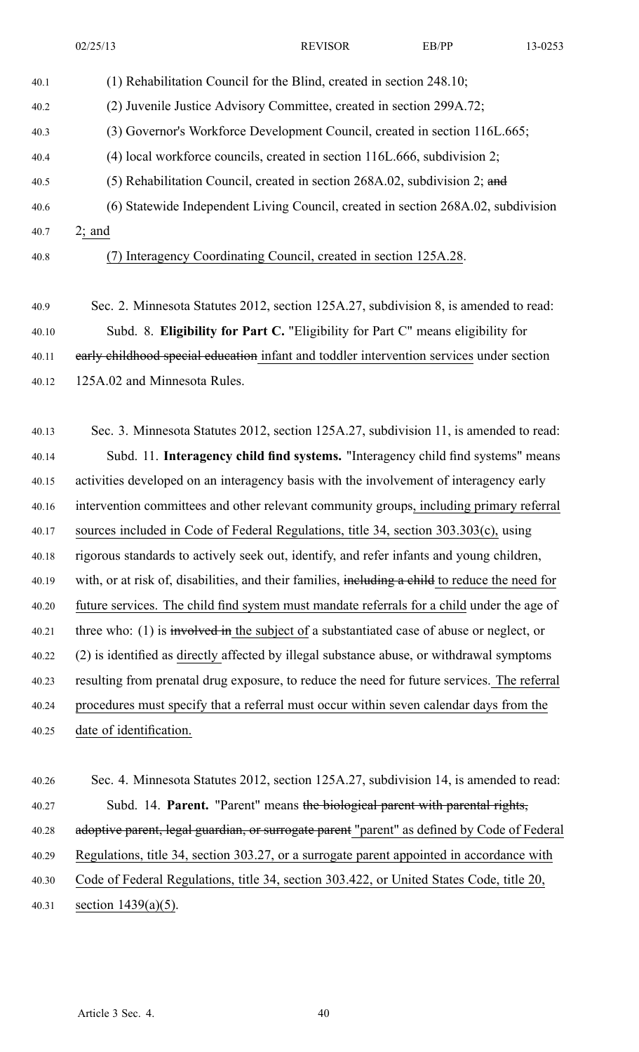(1) Rehabilitation Council for the Blind, created in section 248.10;

(2) Juvenile Justice Advisory Committee, created in section 299A.72;

(3) Governor's Workforce Development Council, created in section 116L.665;

(4) local workforce councils, created in section 116L.666, subdivision 2;

(5) Rehabilitation Council, created in section 268A.02, subdivision 2; ~~and~~

(6) Statewide Independent Living Council, created in section 268A.02, subdivision 2; and

(7) Interagency Coordinating Council, created in section 125A.28.

Sec. 2. Minnesota Statutes 2012, section 125A.27, subdivision 8, is amended to read:

Subd. 8. **Eligibility for Part C.** "Eligibility for Part C" means eligibility for ~~early childhood special education~~ infant and toddler intervention services under section 125A.02 and Minnesota Rules.

Sec. 3. Minnesota Statutes 2012, section 125A.27, subdivision 11, is amended to read:

Subd. 11. **Interagency child find systems.** "Interagency child find systems" means activities developed on an interagency basis with the involvement of interagency early intervention committees and other relevant community groups, including primary referral sources included in Code of Federal Regulations, title 34, section 303.303(c), using rigorous standards to actively seek out, identify, and refer infants and young children, with, or at risk of, disabilities, and their families, ~~including a child~~ to reduce the need for future services. The child find system must mandate referrals for a child under the age of three who: (1) is ~~involved in~~ the subject of a substantiated case of abuse or neglect, or (2) is identified as directly affected by illegal substance abuse, or withdrawal symptoms resulting from prenatal drug exposure, to reduce the need for future services. The referral procedures must specify that a referral must occur within seven calendar days from the date of identification.

Sec. 4. Minnesota Statutes 2012, section 125A.27, subdivision 14, is amended to read:

Subd. 14. **Parent.** "Parent" means ~~the biological parent with parental rights, adoptive parent, legal guardian, or surrogate parent~~ "parent" as defined by Code of Federal Regulations, title 34, section 303.27, or a surrogate parent appointed in accordance with Code of Federal Regulations, title 34, section 303.422, or United States Code, title 20, section 1439(a)(5).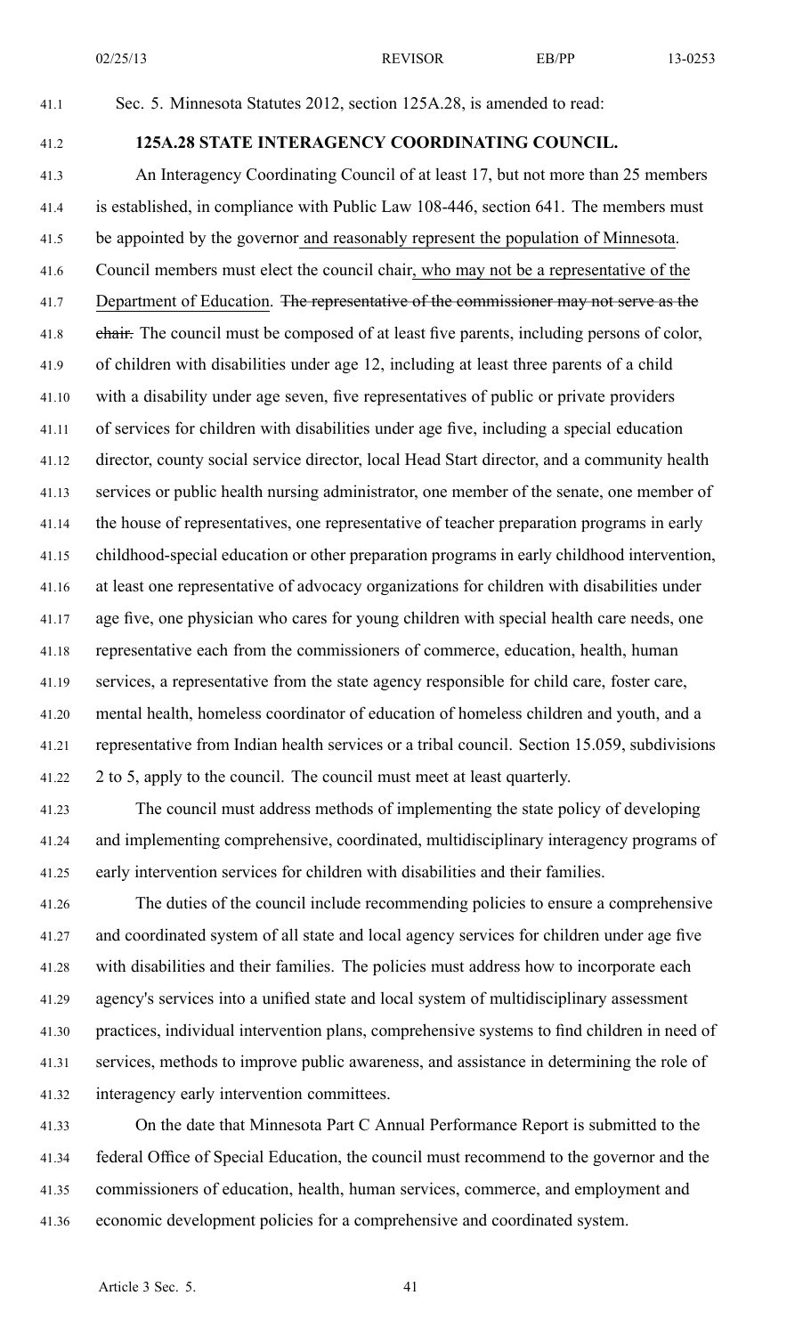Sec. 5. Minnesota Statutes 2012, section 125A.28, is amended to read:

**125A.28 STATE INTERAGENCY COORDINATING COUNCIL.**

An Interagency Coordinating Council of at least 17, but not more than 25 members is established, in compliance with Public Law 108-446, section 641. The members must be appointed by the governor and reasonably represent the population of Minnesota. Council members must elect the council chair, who may not be a representative of the Department of Education. ~~The representative of the commissioner may not serve as the chair.~~ The council must be composed of at least five parents, including persons of color, of children with disabilities under age 12, including at least three parents of a child with a disability under age seven, five representatives of public or private providers of services for children with disabilities under age five, including a special education director, county social service director, local Head Start director, and a community health services or public health nursing administrator, one member of the senate, one member of the house of representatives, one representative of teacher preparation programs in early childhood-special education or other preparation programs in early childhood intervention, at least one representative of advocacy organizations for children with disabilities under age five, one physician who cares for young children with special health care needs, one representative each from the commissioners of commerce, education, health, human services, a representative from the state agency responsible for child care, foster care, mental health, homeless coordinator of education of homeless children and youth, and a representative from Indian health services or a tribal council. Section 15.059, subdivisions 2 to 5, apply to the council. The council must meet at least quarterly.

The council must address methods of implementing the state policy of developing and implementing comprehensive, coordinated, multidisciplinary interagency programs of early intervention services for children with disabilities and their families.

The duties of the council include recommending policies to ensure a comprehensive and coordinated system of all state and local agency services for children under age five with disabilities and their families. The policies must address how to incorporate each agency's services into a unified state and local system of multidisciplinary assessment practices, individual intervention plans, comprehensive systems to find children in need of services, methods to improve public awareness, and assistance in determining the role of interagency early intervention committees.

On the date that Minnesota Part C Annual Performance Report is submitted to the federal Office of Special Education, the council must recommend to the governor and the commissioners of education, health, human services, commerce, and employment and economic development policies for a comprehensive and coordinated system.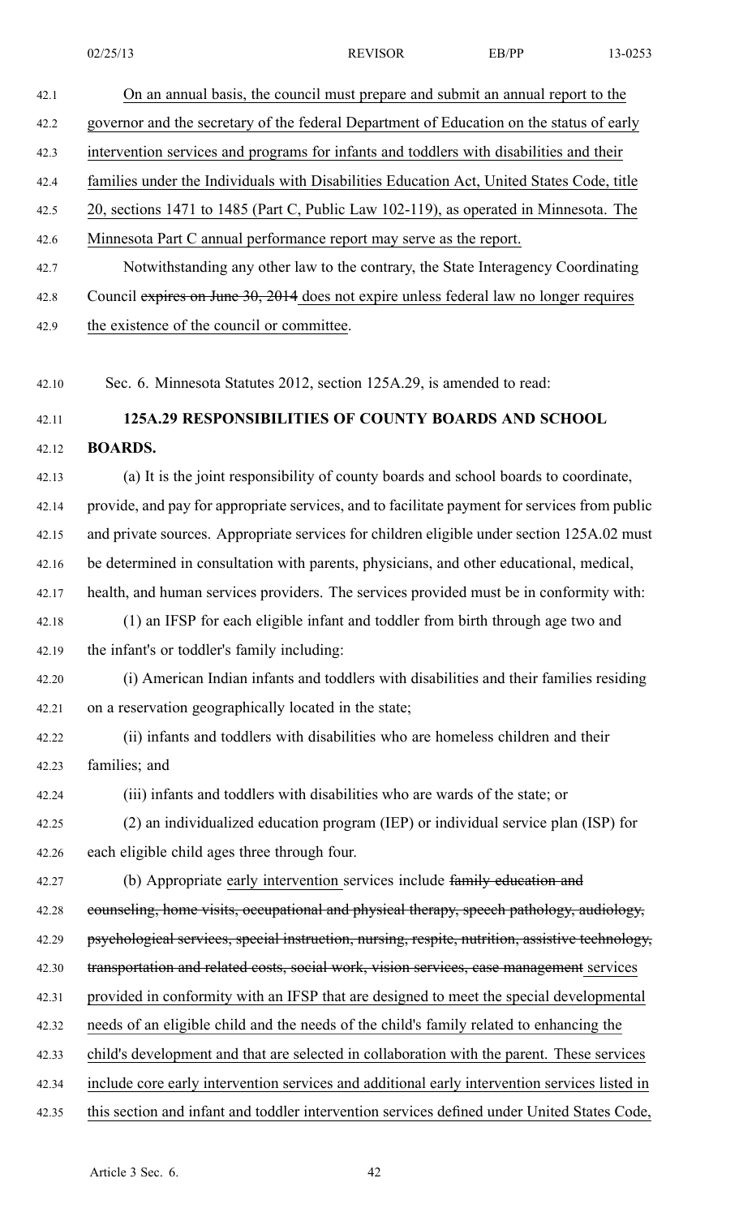On an annual basis, the council must prepare and submit an annual report to the governor and the secretary of the federal Department of Education on the status of early intervention services and programs for infants and toddlers with disabilities and their families under the Individuals with Disabilities Education Act, United States Code, title 20, sections 1471 to 1485 (Part C, Public Law 102-119), as operated in Minnesota. The Minnesota Part C annual performance report may serve as the report.

Notwithstanding any other law to the contrary, the State Interagency Coordinating Council ~~expires on June 30, 2014~~ does not expire unless federal law no longer requires the existence of the council or committee.

Sec. 6. Minnesota Statutes 2012, section 125A.29, is amended to read:

**125A.29 RESPONSIBILITIES OF COUNTY BOARDS AND SCHOOL BOARDS.**

(a) It is the joint responsibility of county boards and school boards to coordinate, provide, and pay for appropriate services, and to facilitate payment for services from public and private sources. Appropriate services for children eligible under section 125A.02 must be determined in consultation with parents, physicians, and other educational, medical, health, and human services providers. The services provided must be in conformity with:

(1) an IFSP for each eligible infant and toddler from birth through age two and the infant's or toddler's family including:

(i) American Indian infants and toddlers with disabilities and their families residing on a reservation geographically located in the state;

(ii) infants and toddlers with disabilities who are homeless children and their families; and

(iii) infants and toddlers with disabilities who are wards of the state; or

(2) an individualized education program (IEP) or individual service plan (ISP) for each eligible child ages three through four.

(b) Appropriate early intervention services include ~~family education and counseling, home visits, occupational and physical therapy, speech pathology, audiology, psychological services, special instruction, nursing, respite, nutrition, assistive technology, transportation and related costs, social work, vision services, case management~~ services provided in conformity with an IFSP that are designed to meet the special developmental needs of an eligible child and the needs of the child's family related to enhancing the child's development and that are selected in collaboration with the parent. These services include core early intervention services and additional early intervention services listed in this section and infant and toddler intervention services defined under United States Code,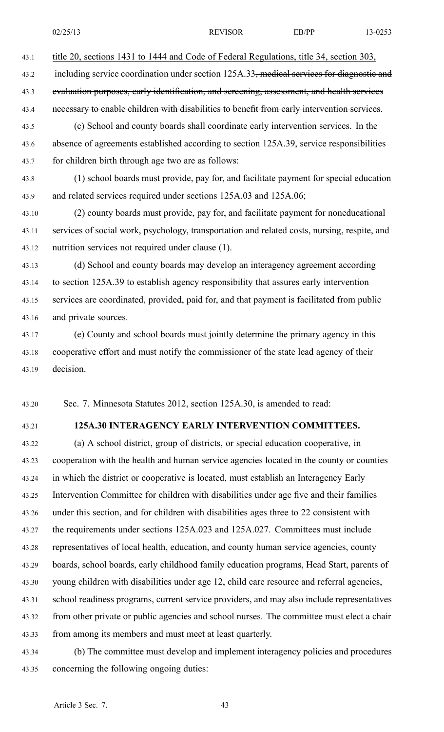title 20, sections 1431 to 1444 and Code of Federal Regulations, title 34, section 303, including service coordination under section 125A.33~~, medical services for diagnostic and evaluation purposes, early identification, and screening, assessment, and health services necessary to enable children with disabilities to benefit from early intervention services~~.

(c) School and county boards shall coordinate early intervention services. In the absence of agreements established according to section 125A.39, service responsibilities for children birth through age two are as follows:

(1) school boards must provide, pay for, and facilitate payment for special education and related services required under sections 125A.03 and 125A.06;

(2) county boards must provide, pay for, and facilitate payment for noneducational services of social work, psychology, transportation and related costs, nursing, respite, and nutrition services not required under clause (1).

(d) School and county boards may develop an interagency agreement according to section 125A.39 to establish agency responsibility that assures early intervention services are coordinated, provided, paid for, and that payment is facilitated from public and private sources.

(e) County and school boards must jointly determine the primary agency in this cooperative effort and must notify the commissioner of the state lead agency of their decision.

Sec. 7. Minnesota Statutes 2012, section 125A.30, is amended to read:

**125A.30 INTERAGENCY EARLY INTERVENTION COMMITTEES.**

(a) A school district, group of districts, or special education cooperative, in cooperation with the health and human service agencies located in the county or counties in which the district or cooperative is located, must establish an Interagency Early Intervention Committee for children with disabilities under age five and their families under this section, and for children with disabilities ages three to 22 consistent with the requirements under sections 125A.023 and 125A.027. Committees must include representatives of local health, education, and county human service agencies, county boards, school boards, early childhood family education programs, Head Start, parents of young children with disabilities under age 12, child care resource and referral agencies, school readiness programs, current service providers, and may also include representatives from other private or public agencies and school nurses. The committee must elect a chair from among its members and must meet at least quarterly.

(b) The committee must develop and implement interagency policies and procedures concerning the following ongoing duties: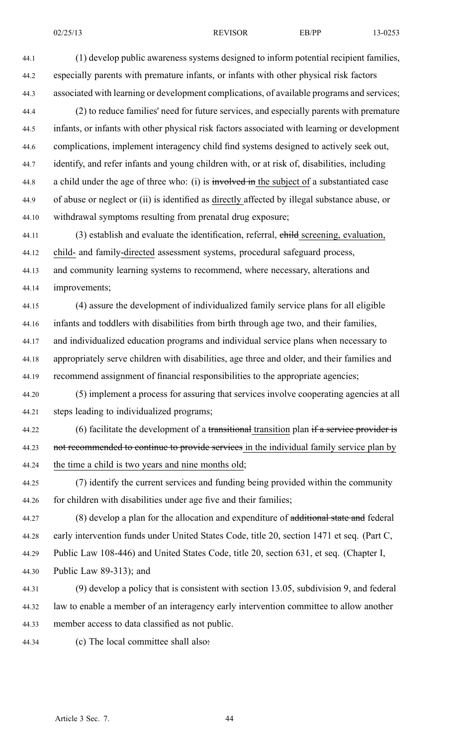(1) develop public awareness systems designed to inform potential recipient families, especially parents with premature infants, or infants with other physical risk factors associated with learning or development complications, of available programs and services;

(2) to reduce families' need for future services, and especially parents with premature infants, or infants with other physical risk factors associated with learning or development complications, implement interagency child find systems designed to actively seek out, identify, and refer infants and young children with, or at risk of, disabilities, including a child under the age of three who: (i) is ~~involved in~~ the subject of a substantiated case of abuse or neglect or (ii) is identified as directly affected by illegal substance abuse, or withdrawal symptoms resulting from prenatal drug exposure;

(3) establish and evaluate the identification, referral, ~~child~~ screening, evaluation, child- and family-directed assessment systems, procedural safeguard process, and community learning systems to recommend, where necessary, alterations and improvements;

(4) assure the development of individualized family service plans for all eligible infants and toddlers with disabilities from birth through age two, and their families, and individualized education programs and individual service plans when necessary to appropriately serve children with disabilities, age three and older, and their families and recommend assignment of financial responsibilities to the appropriate agencies;

(5) implement a process for assuring that services involve cooperating agencies at all steps leading to individualized programs;

(6) facilitate the development of a ~~transitional~~ transition plan ~~if a service provider is not recommended to continue to provide services~~ in the individual family service plan by the time a child is two years and nine months old;

(7) identify the current services and funding being provided within the community for children with disabilities under age five and their families;

(8) develop a plan for the allocation and expenditure of ~~additional state and~~ federal early intervention funds under United States Code, title 20, section 1471 et seq. (Part C, Public Law 108-446) and United States Code, title 20, section 631, et seq. (Chapter I, Public Law 89-313); and

(9) develop a policy that is consistent with section 13.05, subdivision 9, and federal law to enable a member of an interagency early intervention committee to allow another member access to data classified as not public.

(c) The local committee shall also~~:~~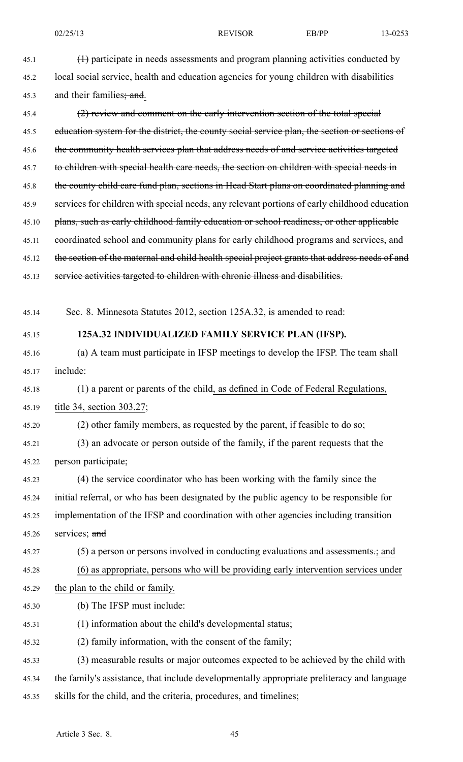~~(1)~~ participate in needs assessments and program planning activities conducted by local social service, health and education agencies for young children with disabilities and their families~~; and~~.

~~(2) review and comment on the early intervention section of the total special education system for the district, the county social service plan, the section or sections of the community health services plan that address needs of and service activities targeted to children with special health care needs, the section on children with special needs in the county child care fund plan, sections in Head Start plans on coordinated planning and services for children with special needs, any relevant portions of early childhood education plans, such as early childhood family education or school readiness, or other applicable coordinated school and community plans for early childhood programs and services, and the section of the maternal and child health special project grants that address needs of and service activities targeted to children with chronic illness and disabilities.~~

Sec. 8. Minnesota Statutes 2012, section 125A.32, is amended to read:

**125A.32 INDIVIDUALIZED FAMILY SERVICE PLAN (IFSP).**

(a) A team must participate in IFSP meetings to develop the IFSP. The team shall include:

(1) a parent or parents of the child, as defined in Code of Federal Regulations, title 34, section 303.27;

(2) other family members, as requested by the parent, if feasible to do so;

(3) an advocate or person outside of the family, if the parent requests that the person participate;

(4) the service coordinator who has been working with the family since the initial referral, or who has been designated by the public agency to be responsible for implementation of the IFSP and coordination with other agencies including transition services; ~~and~~

(5) a person or persons involved in conducting evaluations and assessments~~.~~; and

(6) as appropriate, persons who will be providing early intervention services under the plan to the child or family.

(b) The IFSP must include:

(1) information about the child's developmental status;

(2) family information, with the consent of the family;

(3) measurable results or major outcomes expected to be achieved by the child with the family's assistance, that include developmentally appropriate preliteracy and language skills for the child, and the criteria, procedures, and timelines;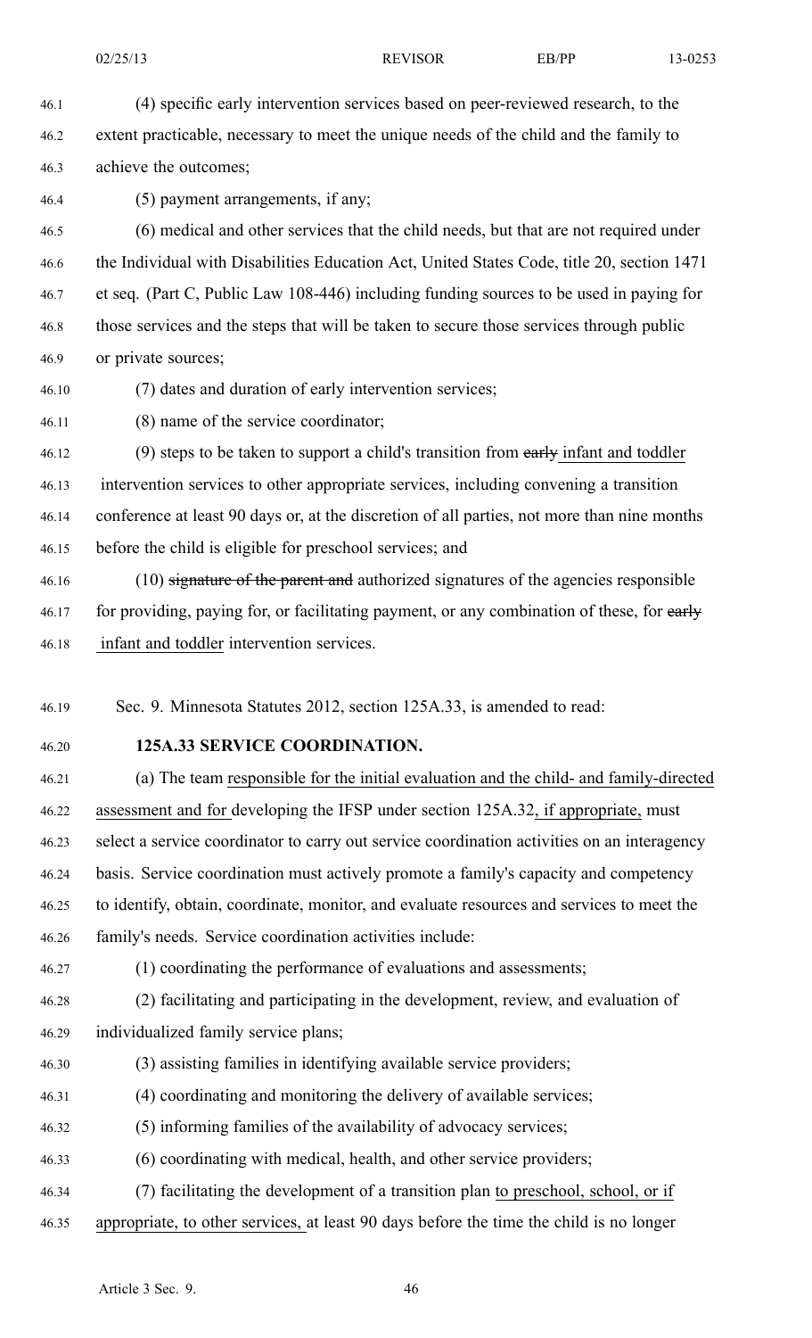(4) specific early intervention services based on peer-reviewed research, to the extent practicable, necessary to meet the unique needs of the child and the family to achieve the outcomes;

(5) payment arrangements, if any;

(6) medical and other services that the child needs, but that are not required under the Individual with Disabilities Education Act, United States Code, title 20, section 1471 et seq. (Part C, Public Law 108-446) including funding sources to be used in paying for those services and the steps that will be taken to secure those services through public or private sources;

(7) dates and duration of early intervention services;

(8) name of the service coordinator;

(9) steps to be taken to support a child's transition from ~~early~~ infant and toddler intervention services to other appropriate services, including convening a transition conference at least 90 days or, at the discretion of all parties, not more than nine months before the child is eligible for preschool services; and

(10) ~~signature of the parent and~~ authorized signatures of the agencies responsible for providing, paying for, or facilitating payment, or any combination of these, for ~~early~~ infant and toddler intervention services.

Sec. 9. Minnesota Statutes 2012, section 125A.33, is amended to read:

**125A.33 SERVICE COORDINATION.**

(a) The team responsible for the initial evaluation and the child- and family-directed assessment and for developing the IFSP under section 125A.32, if appropriate, must select a service coordinator to carry out service coordination activities on an interagency basis. Service coordination must actively promote a family's capacity and competency to identify, obtain, coordinate, monitor, and evaluate resources and services to meet the family's needs. Service coordination activities include:

(1) coordinating the performance of evaluations and assessments;

(2) facilitating and participating in the development, review, and evaluation of individualized family service plans;

(3) assisting families in identifying available service providers;

(4) coordinating and monitoring the delivery of available services;

(5) informing families of the availability of advocacy services;

(6) coordinating with medical, health, and other service providers;

(7) facilitating the development of a transition plan to preschool, school, or if appropriate, to other services, at least 90 days before the time the child is no longer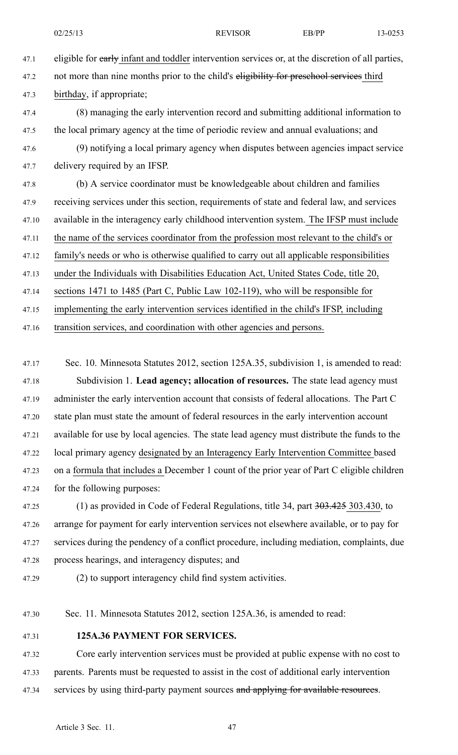eligible for ~~early~~ infant and toddler intervention services or, at the discretion of all parties, not more than nine months prior to the child's ~~eligibility for preschool services~~ third birthday, if appropriate;

(8) managing the early intervention record and submitting additional information to the local primary agency at the time of periodic review and annual evaluations; and

(9) notifying a local primary agency when disputes between agencies impact service delivery required by an IFSP.

(b) A service coordinator must be knowledgeable about children and families receiving services under this section, requirements of state and federal law, and services available in the interagency early childhood intervention system. The IFSP must include the name of the services coordinator from the profession most relevant to the child's or family's needs or who is otherwise qualified to carry out all applicable responsibilities under the Individuals with Disabilities Education Act, United States Code, title 20, sections 1471 to 1485 (Part C, Public Law 102-119), who will be responsible for implementing the early intervention services identified in the child's IFSP, including transition services, and coordination with other agencies and persons.

Sec. 10. Minnesota Statutes 2012, section 125A.35, subdivision 1, is amended to read:

Subdivision 1. **Lead agency; allocation of resources.** The state lead agency must administer the early intervention account that consists of federal allocations. The Part C state plan must state the amount of federal resources in the early intervention account available for use by local agencies. The state lead agency must distribute the funds to the local primary agency designated by an Interagency Early Intervention Committee based on a formula that includes a December 1 count of the prior year of Part C eligible children for the following purposes:

(1) as provided in Code of Federal Regulations, title 34, part ~~303.425~~ 303.430, to arrange for payment for early intervention services not elsewhere available, or to pay for services during the pendency of a conflict procedure, including mediation, complaints, due process hearings, and interagency disputes; and

(2) to support interagency child find system activities.

Sec. 11. Minnesota Statutes 2012, section 125A.36, is amended to read:

**125A.36 PAYMENT FOR SERVICES.**

Core early intervention services must be provided at public expense with no cost to parents. Parents must be requested to assist in the cost of additional early intervention services by using third-party payment sources ~~and applying for available resources~~.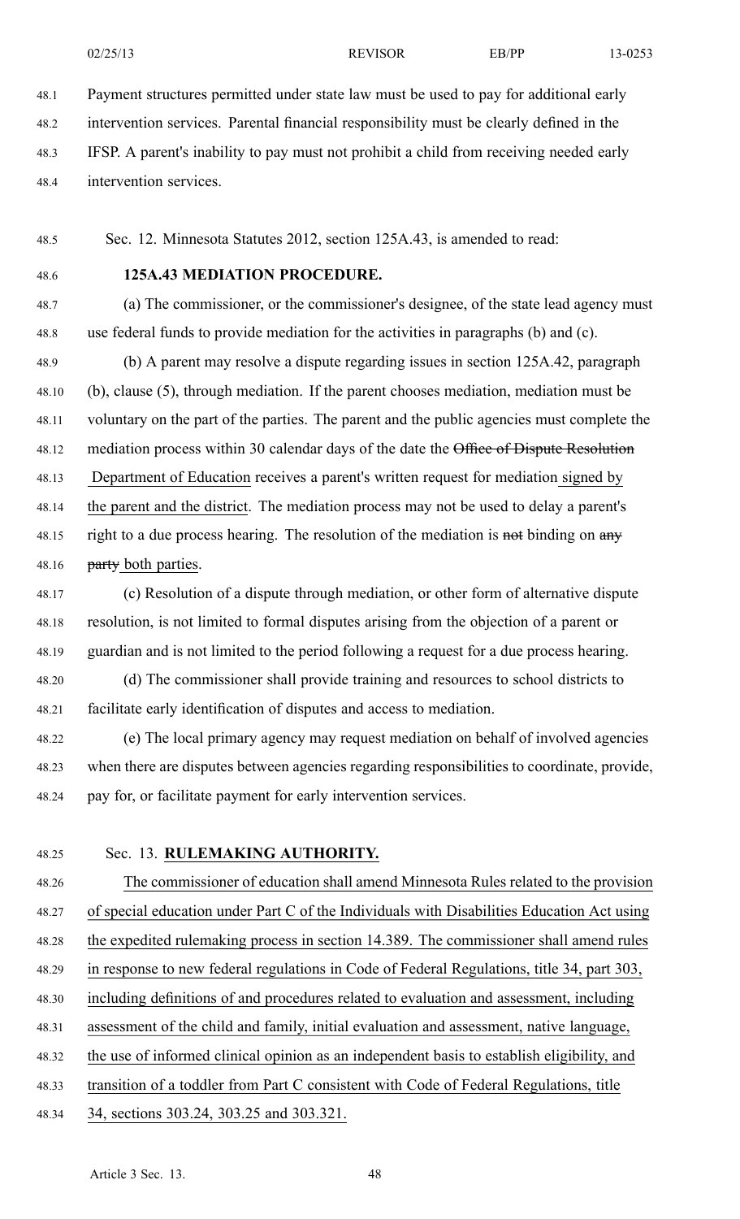Payment structures permitted under state law must be used to pay for additional early intervention services. Parental financial responsibility must be clearly defined in the IFSP. A parent's inability to pay must not prohibit a child from receiving needed early intervention services.

Sec. 12. Minnesota Statutes 2012, section 125A.43, is amended to read:

**125A.43 MEDIATION PROCEDURE.**

(a) The commissioner, or the commissioner's designee, of the state lead agency must use federal funds to provide mediation for the activities in paragraphs (b) and (c).

(b) A parent may resolve a dispute regarding issues in section 125A.42, paragraph (b), clause (5), through mediation. If the parent chooses mediation, mediation must be voluntary on the part of the parties. The parent and the public agencies must complete the mediation process within 30 calendar days of the date the ~~Office of Dispute Resolution~~ Department of Education receives a parent's written request for mediation signed by the parent and the district. The mediation process may not be used to delay a parent's right to a due process hearing. The resolution of the mediation is ~~not~~ binding on ~~any party~~ both parties.

(c) Resolution of a dispute through mediation, or other form of alternative dispute resolution, is not limited to formal disputes arising from the objection of a parent or guardian and is not limited to the period following a request for a due process hearing.

(d) The commissioner shall provide training and resources to school districts to facilitate early identification of disputes and access to mediation.

(e) The local primary agency may request mediation on behalf of involved agencies when there are disputes between agencies regarding responsibilities to coordinate, provide, pay for, or facilitate payment for early intervention services.

Sec. 13. **RULEMAKING AUTHORITY.**

The commissioner of education shall amend Minnesota Rules related to the provision of special education under Part C of the Individuals with Disabilities Education Act using the expedited rulemaking process in section 14.389. The commissioner shall amend rules in response to new federal regulations in Code of Federal Regulations, title 34, part 303, including definitions of and procedures related to evaluation and assessment, including assessment of the child and family, initial evaluation and assessment, native language, the use of informed clinical opinion as an independent basis to establish eligibility, and transition of a toddler from Part C consistent with Code of Federal Regulations, title 34, sections 303.24, 303.25 and 303.321.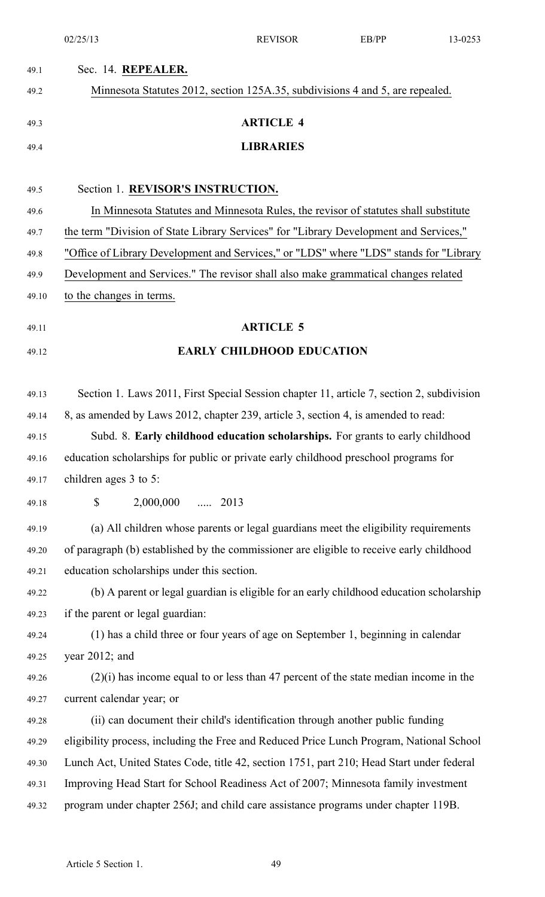Sec. 14. **REPEALER.**

Minnesota Statutes 2012, section 125A.35, subdivisions 4 and 5, are repealed.

## ARTICLE 4

## LIBRARIES

Section 1. **REVISOR'S INSTRUCTION.**

In Minnesota Statutes and Minnesota Rules, the revisor of statutes shall substitute the term "Division of State Library Services" for "Library Development and Services," "Office of Library Development and Services," or "LDS" where "LDS" stands for "Library Development and Services." The revisor shall also make grammatical changes related to the changes in terms.

## ARTICLE 5

## EARLY CHILDHOOD EDUCATION

Section 1. Laws 2011, First Special Session chapter 11, article 7, section 2, subdivision 8, as amended by Laws 2012, chapter 239, article 3, section 4, is amended to read:

Subd. 8. **Early childhood education scholarships.** For grants to early childhood education scholarships for public or private early childhood preschool programs for children ages 3 to 5:

$ 2,000,000 ..... 2013

(a) All children whose parents or legal guardians meet the eligibility requirements of paragraph (b) established by the commissioner are eligible to receive early childhood education scholarships under this section.

(b) A parent or legal guardian is eligible for an early childhood education scholarship if the parent or legal guardian:

(1) has a child three or four years of age on September 1, beginning in calendar year 2012; and

(2)(i) has income equal to or less than 47 percent of the state median income in the current calendar year; or

(ii) can document their child's identification through another public funding eligibility process, including the Free and Reduced Price Lunch Program, National School Lunch Act, United States Code, title 42, section 1751, part 210; Head Start under federal Improving Head Start for School Readiness Act of 2007; Minnesota family investment program under chapter 256J; and child care assistance programs under chapter 119B.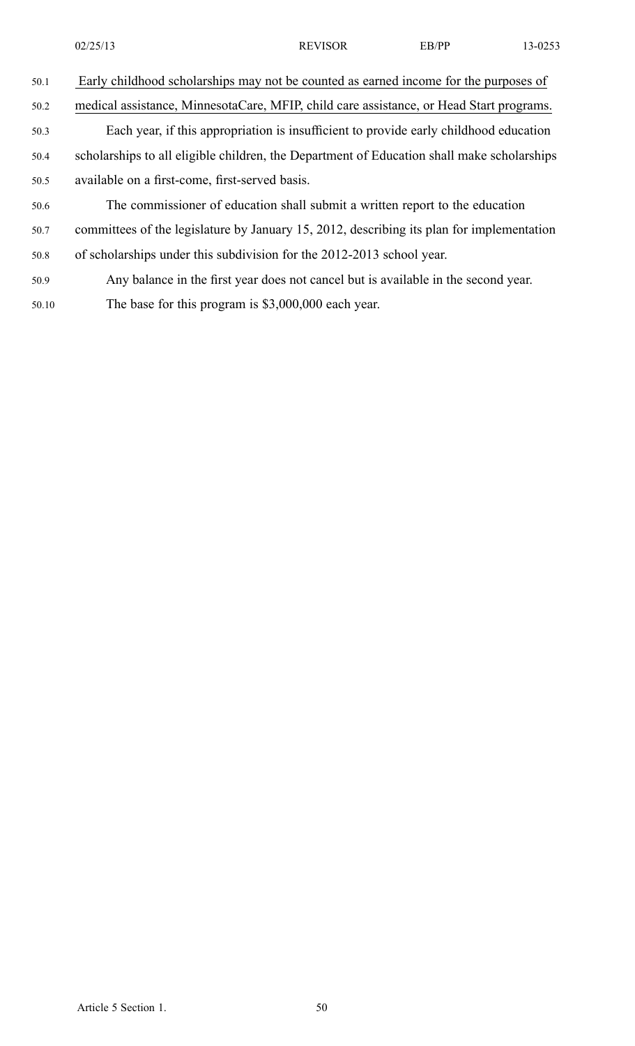50.1 Early childhood scholarships may not be counted as earned income for the purposes of
50.2 medical assistance, MinnesotaCare, MFIP, child care assistance, or Head Start programs.

50.3 Each year, if this appropriation is insufficient to provide early childhood education
50.4 scholarships to all eligible children, the Department of Education shall make scholarships
50.5 available on a first-come, first-served basis.

50.6 The commissioner of education shall submit a written report to the education
50.7 committees of the legislature by January 15, 2012, describing its plan for implementation
50.8 of scholarships under this subdivision for the 2012-2013 school year.

50.9 Any balance in the first year does not cancel but is available in the second year.

50.10 The base for this program is $3,000,000 each year.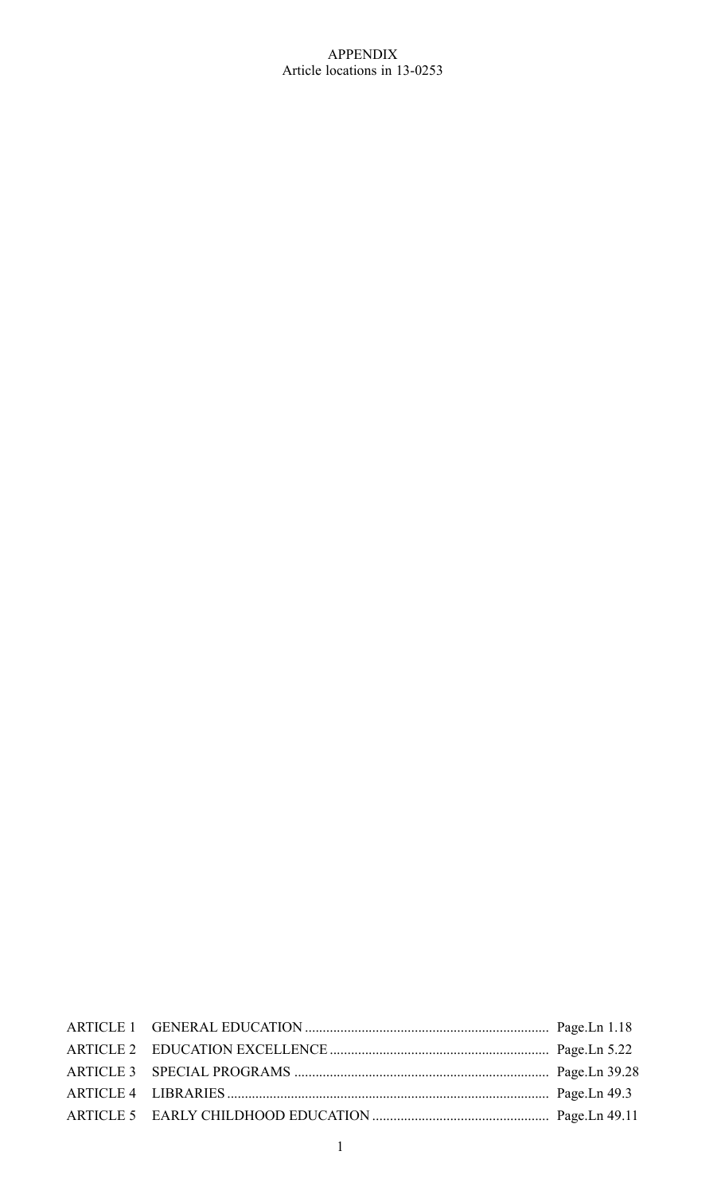APPENDIX

Article locations in 13-0253

| | | |
|---|---|---|
| ARTICLE 1 | GENERAL EDUCATION | Page.Ln 1.18 |
| ARTICLE 2 | EDUCATION EXCELLENCE | Page.Ln 5.22 |
| ARTICLE 3 | SPECIAL PROGRAMS | Page.Ln 39.28 |
| ARTICLE 4 | LIBRARIES | Page.Ln 49.3 |
| ARTICLE 5 | EARLY CHILDHOOD EDUCATION | Page.Ln 49.11 |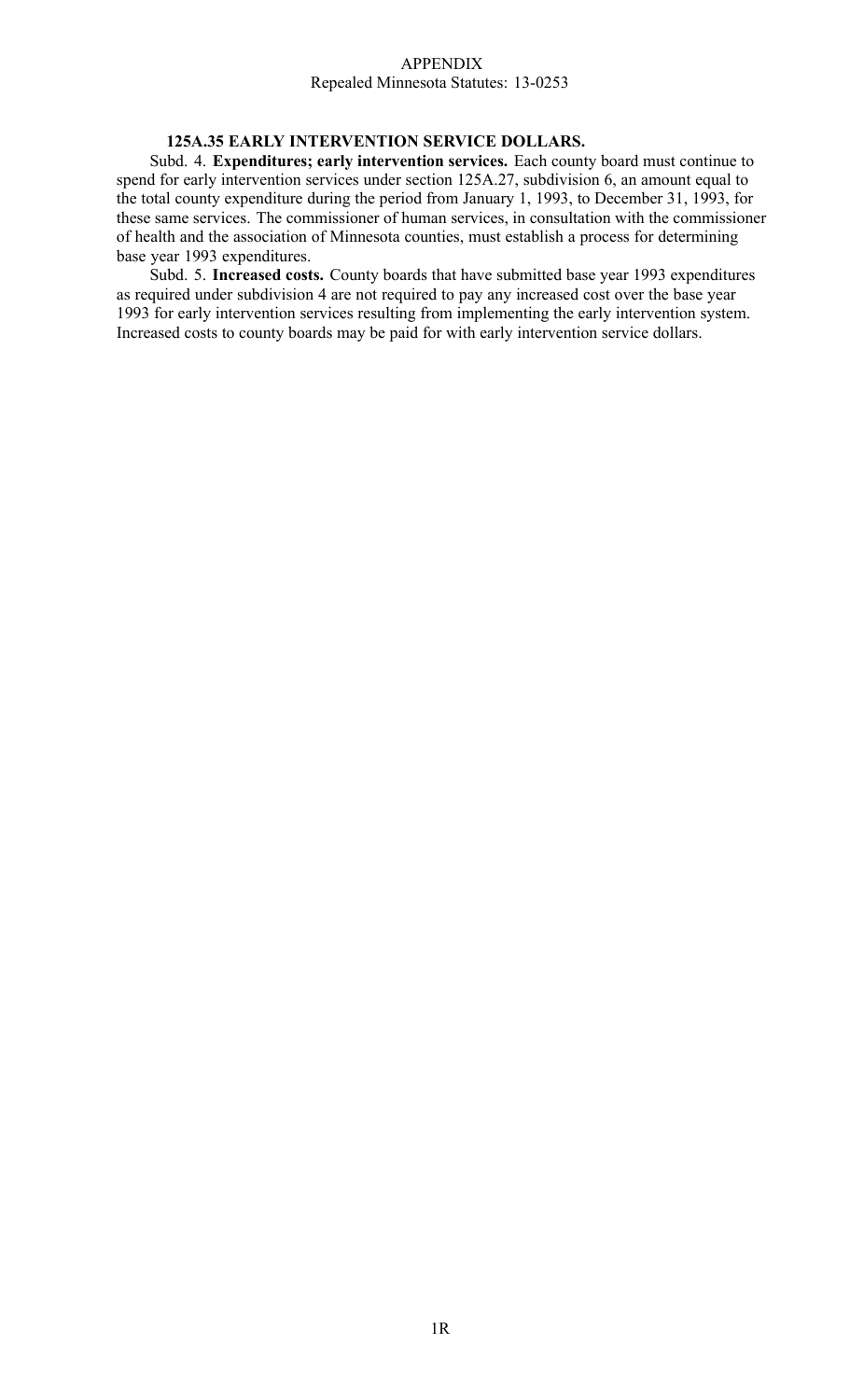APPENDIX
Repealed Minnesota Statutes: 13-0253

**125A.35 EARLY INTERVENTION SERVICE DOLLARS.**

Subd. 4. **Expenditures; early intervention services.** Each county board must continue to spend for early intervention services under section 125A.27, subdivision 6, an amount equal to the total county expenditure during the period from January 1, 1993, to December 31, 1993, for these same services. The commissioner of human services, in consultation with the commissioner of health and the association of Minnesota counties, must establish a process for determining base year 1993 expenditures.

Subd. 5. **Increased costs.** County boards that have submitted base year 1993 expenditures as required under subdivision 4 are not required to pay any increased cost over the base year 1993 for early intervention services resulting from implementing the early intervention system. Increased costs to county boards may be paid for with early intervention service dollars.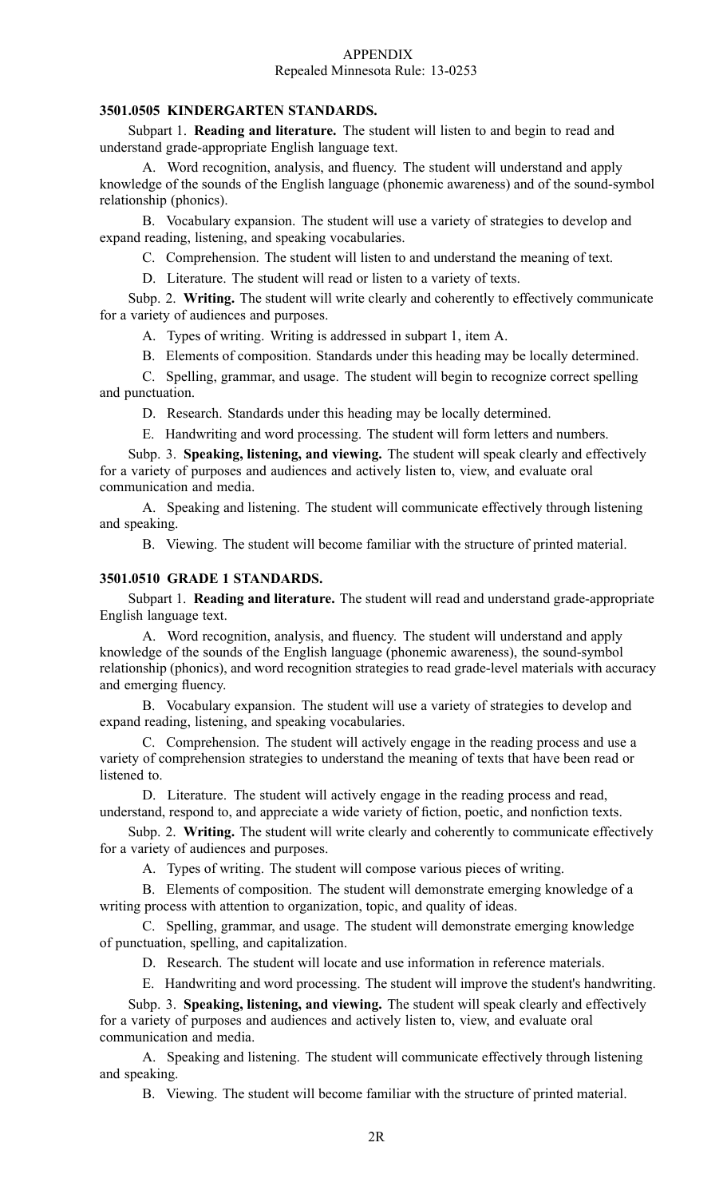APPENDIX
Repealed Minnesota Rule: 13-0253

### 3501.0505 KINDERGARTEN STANDARDS.

Subpart 1. **Reading and literature.** The student will listen to and begin to read and understand grade-appropriate English language text.

A. Word recognition, analysis, and fluency. The student will understand and apply knowledge of the sounds of the English language (phonemic awareness) and of the sound-symbol relationship (phonics).

B. Vocabulary expansion. The student will use a variety of strategies to develop and expand reading, listening, and speaking vocabularies.

C. Comprehension. The student will listen to and understand the meaning of text.

D. Literature. The student will read or listen to a variety of texts.

Subp. 2. **Writing.** The student will write clearly and coherently to effectively communicate for a variety of audiences and purposes.

A. Types of writing. Writing is addressed in subpart 1, item A.

B. Elements of composition. Standards under this heading may be locally determined.

C. Spelling, grammar, and usage. The student will begin to recognize correct spelling and punctuation.

D. Research. Standards under this heading may be locally determined.

E. Handwriting and word processing. The student will form letters and numbers.

Subp. 3. **Speaking, listening, and viewing.** The student will speak clearly and effectively for a variety of purposes and audiences and actively listen to, view, and evaluate oral communication and media.

A. Speaking and listening. The student will communicate effectively through listening and speaking.

B. Viewing. The student will become familiar with the structure of printed material.

### 3501.0510 GRADE 1 STANDARDS.

Subpart 1. **Reading and literature.** The student will read and understand grade-appropriate English language text.

A. Word recognition, analysis, and fluency. The student will understand and apply knowledge of the sounds of the English language (phonemic awareness), the sound-symbol relationship (phonics), and word recognition strategies to read grade-level materials with accuracy and emerging fluency.

B. Vocabulary expansion. The student will use a variety of strategies to develop and expand reading, listening, and speaking vocabularies.

C. Comprehension. The student will actively engage in the reading process and use a variety of comprehension strategies to understand the meaning of texts that have been read or listened to.

D. Literature. The student will actively engage in the reading process and read, understand, respond to, and appreciate a wide variety of fiction, poetic, and nonfiction texts.

Subp. 2. **Writing.** The student will write clearly and coherently to communicate effectively for a variety of audiences and purposes.

A. Types of writing. The student will compose various pieces of writing.

B. Elements of composition. The student will demonstrate emerging knowledge of a writing process with attention to organization, topic, and quality of ideas.

C. Spelling, grammar, and usage. The student will demonstrate emerging knowledge of punctuation, spelling, and capitalization.

D. Research. The student will locate and use information in reference materials.

E. Handwriting and word processing. The student will improve the student's handwriting.

Subp. 3. **Speaking, listening, and viewing.** The student will speak clearly and effectively for a variety of purposes and audiences and actively listen to, view, and evaluate oral communication and media.

A. Speaking and listening. The student will communicate effectively through listening and speaking.

B. Viewing. The student will become familiar with the structure of printed material.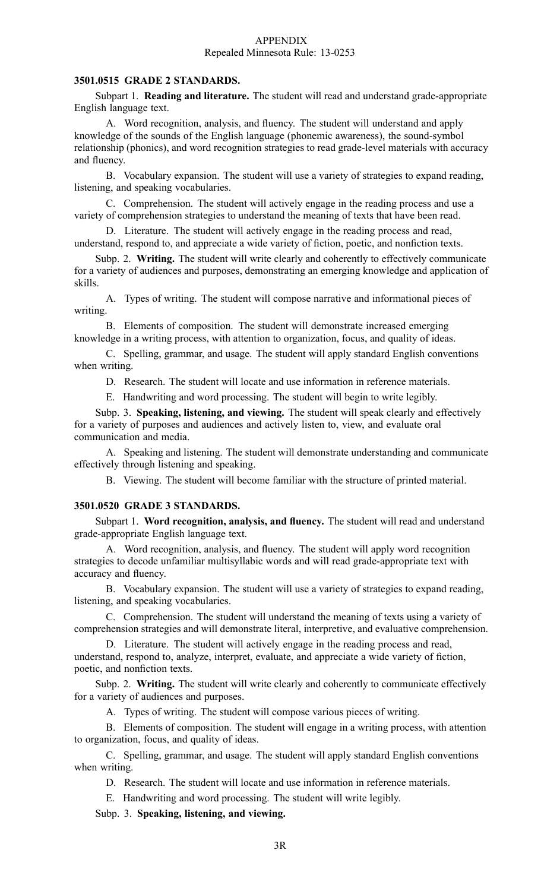APPENDIX
Repealed Minnesota Rule: 13-0253

**3501.0515 GRADE 2 STANDARDS.**

Subpart 1. **Reading and literature.** The student will read and understand grade-appropriate English language text.

A. Word recognition, analysis, and fluency. The student will understand and apply knowledge of the sounds of the English language (phonemic awareness), the sound-symbol relationship (phonics), and word recognition strategies to read grade-level materials with accuracy and fluency.

B. Vocabulary expansion. The student will use a variety of strategies to expand reading, listening, and speaking vocabularies.

C. Comprehension. The student will actively engage in the reading process and use a variety of comprehension strategies to understand the meaning of texts that have been read.

D. Literature. The student will actively engage in the reading process and read, understand, respond to, and appreciate a wide variety of fiction, poetic, and nonfiction texts.

Subp. 2. **Writing.** The student will write clearly and coherently to effectively communicate for a variety of audiences and purposes, demonstrating an emerging knowledge and application of skills.

A. Types of writing. The student will compose narrative and informational pieces of writing.

B. Elements of composition. The student will demonstrate increased emerging knowledge in a writing process, with attention to organization, focus, and quality of ideas.

C. Spelling, grammar, and usage. The student will apply standard English conventions when writing.

D. Research. The student will locate and use information in reference materials.

E. Handwriting and word processing. The student will begin to write legibly.

Subp. 3. **Speaking, listening, and viewing.** The student will speak clearly and effectively for a variety of purposes and audiences and actively listen to, view, and evaluate oral communication and media.

A. Speaking and listening. The student will demonstrate understanding and communicate effectively through listening and speaking.

B. Viewing. The student will become familiar with the structure of printed material.

**3501.0520 GRADE 3 STANDARDS.**

Subpart 1. **Word recognition, analysis, and fluency.** The student will read and understand grade-appropriate English language text.

A. Word recognition, analysis, and fluency. The student will apply word recognition strategies to decode unfamiliar multisyllabic words and will read grade-appropriate text with accuracy and fluency.

B. Vocabulary expansion. The student will use a variety of strategies to expand reading, listening, and speaking vocabularies.

C. Comprehension. The student will understand the meaning of texts using a variety of comprehension strategies and will demonstrate literal, interpretive, and evaluative comprehension.

D. Literature. The student will actively engage in the reading process and read, understand, respond to, analyze, interpret, evaluate, and appreciate a wide variety of fiction, poetic, and nonfiction texts.

Subp. 2. **Writing.** The student will write clearly and coherently to communicate effectively for a variety of audiences and purposes.

A. Types of writing. The student will compose various pieces of writing.

B. Elements of composition. The student will engage in a writing process, with attention to organization, focus, and quality of ideas.

C. Spelling, grammar, and usage. The student will apply standard English conventions when writing.

D. Research. The student will locate and use information in reference materials.

E. Handwriting and word processing. The student will write legibly.

Subp. 3. **Speaking, listening, and viewing.**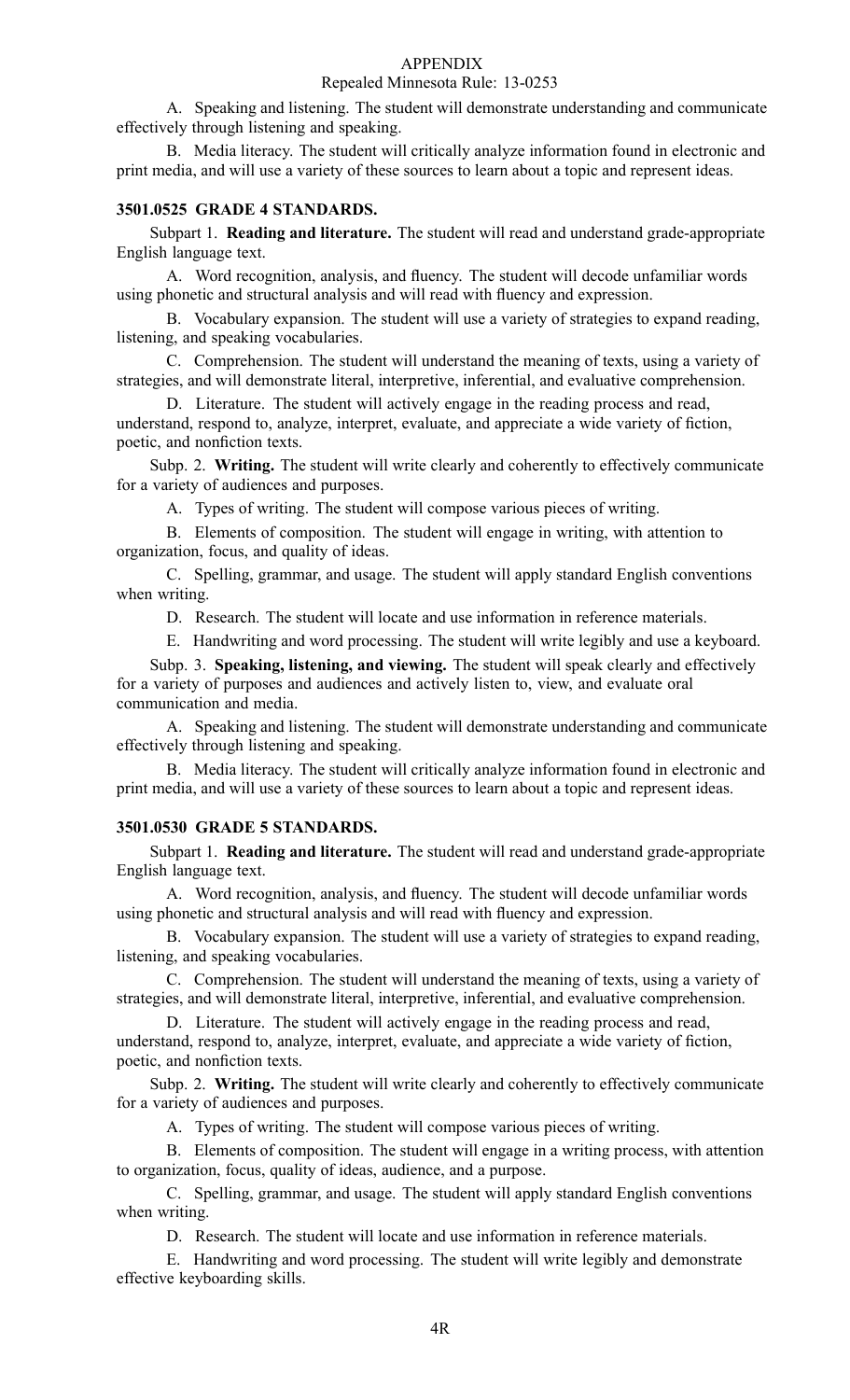A. Speaking and listening. The student will demonstrate understanding and communicate effectively through listening and speaking.

B. Media literacy. The student will critically analyze information found in electronic and print media, and will use a variety of these sources to learn about a topic and represent ideas.

### 3501.0525 GRADE 4 STANDARDS.

Subpart 1. **Reading and literature.** The student will read and understand grade-appropriate English language text.

A. Word recognition, analysis, and fluency. The student will decode unfamiliar words using phonetic and structural analysis and will read with fluency and expression.

B. Vocabulary expansion. The student will use a variety of strategies to expand reading, listening, and speaking vocabularies.

C. Comprehension. The student will understand the meaning of texts, using a variety of strategies, and will demonstrate literal, interpretive, inferential, and evaluative comprehension.

D. Literature. The student will actively engage in the reading process and read, understand, respond to, analyze, interpret, evaluate, and appreciate a wide variety of fiction, poetic, and nonfiction texts.

Subp. 2. **Writing.** The student will write clearly and coherently to effectively communicate for a variety of audiences and purposes.

A. Types of writing. The student will compose various pieces of writing.

B. Elements of composition. The student will engage in writing, with attention to organization, focus, and quality of ideas.

C. Spelling, grammar, and usage. The student will apply standard English conventions when writing.

D. Research. The student will locate and use information in reference materials.

E. Handwriting and word processing. The student will write legibly and use a keyboard.

Subp. 3. **Speaking, listening, and viewing.** The student will speak clearly and effectively for a variety of purposes and audiences and actively listen to, view, and evaluate oral communication and media.

A. Speaking and listening. The student will demonstrate understanding and communicate effectively through listening and speaking.

B. Media literacy. The student will critically analyze information found in electronic and print media, and will use a variety of these sources to learn about a topic and represent ideas.

### 3501.0530 GRADE 5 STANDARDS.

Subpart 1. **Reading and literature.** The student will read and understand grade-appropriate English language text.

A. Word recognition, analysis, and fluency. The student will decode unfamiliar words using phonetic and structural analysis and will read with fluency and expression.

B. Vocabulary expansion. The student will use a variety of strategies to expand reading, listening, and speaking vocabularies.

C. Comprehension. The student will understand the meaning of texts, using a variety of strategies, and will demonstrate literal, interpretive, inferential, and evaluative comprehension.

D. Literature. The student will actively engage in the reading process and read, understand, respond to, analyze, interpret, evaluate, and appreciate a wide variety of fiction, poetic, and nonfiction texts.

Subp. 2. **Writing.** The student will write clearly and coherently to effectively communicate for a variety of audiences and purposes.

A. Types of writing. The student will compose various pieces of writing.

B. Elements of composition. The student will engage in a writing process, with attention to organization, focus, quality of ideas, audience, and a purpose.

C. Spelling, grammar, and usage. The student will apply standard English conventions when writing.

D. Research. The student will locate and use information in reference materials.

E. Handwriting and word processing. The student will write legibly and demonstrate effective keyboarding skills.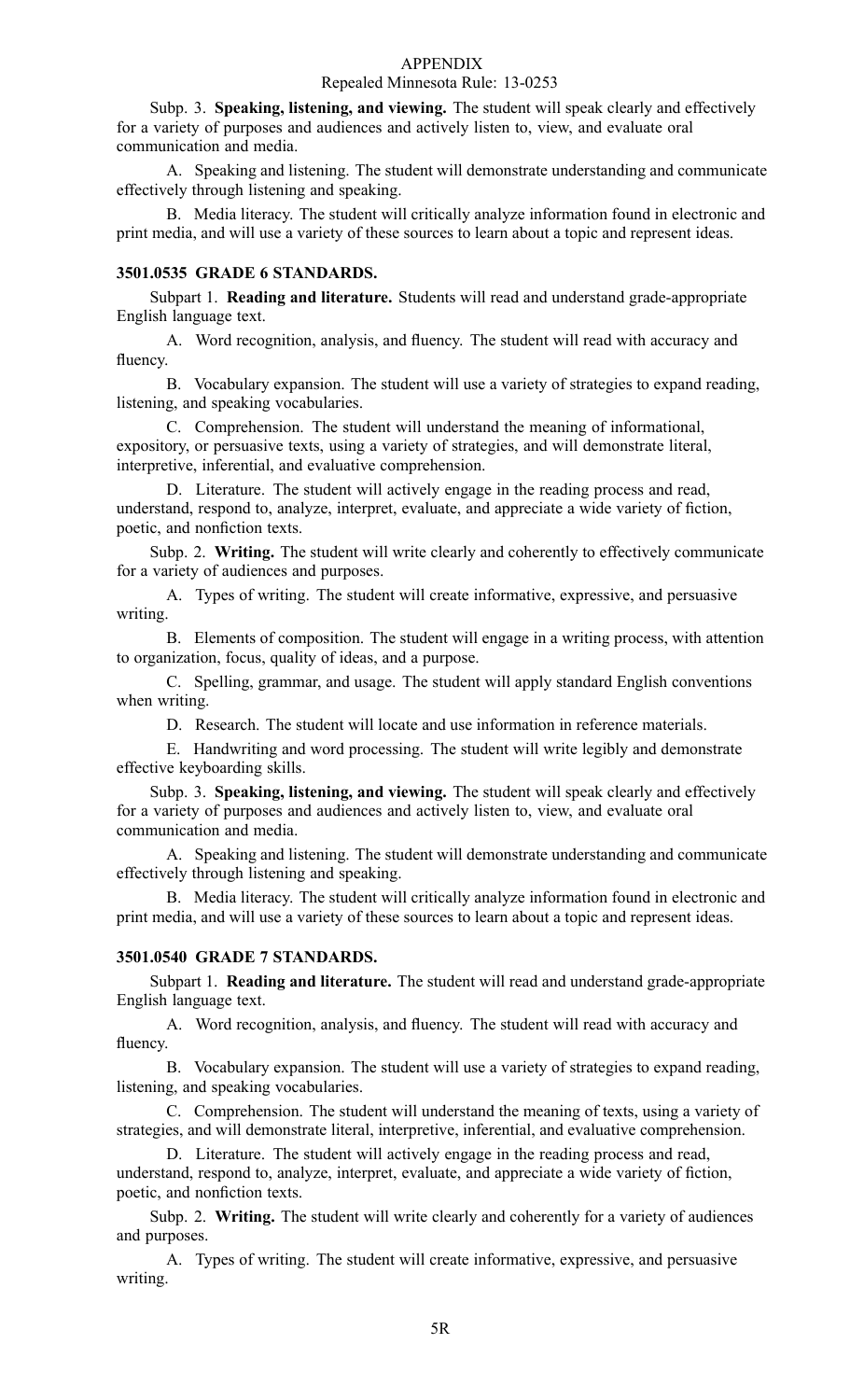Subp. 3. **Speaking, listening, and viewing.** The student will speak clearly and effectively for a variety of purposes and audiences and actively listen to, view, and evaluate oral communication and media.

A. Speaking and listening. The student will demonstrate understanding and communicate effectively through listening and speaking.

B. Media literacy. The student will critically analyze information found in electronic and print media, and will use a variety of these sources to learn about a topic and represent ideas.

### 3501.0535 GRADE 6 STANDARDS.

Subpart 1. **Reading and literature.** Students will read and understand grade-appropriate English language text.

A. Word recognition, analysis, and fluency. The student will read with accuracy and fluency.

B. Vocabulary expansion. The student will use a variety of strategies to expand reading, listening, and speaking vocabularies.

C. Comprehension. The student will understand the meaning of informational, expository, or persuasive texts, using a variety of strategies, and will demonstrate literal, interpretive, inferential, and evaluative comprehension.

D. Literature. The student will actively engage in the reading process and read, understand, respond to, analyze, interpret, evaluate, and appreciate a wide variety of fiction, poetic, and nonfiction texts.

Subp. 2. **Writing.** The student will write clearly and coherently to effectively communicate for a variety of audiences and purposes.

A. Types of writing. The student will create informative, expressive, and persuasive writing.

B. Elements of composition. The student will engage in a writing process, with attention to organization, focus, quality of ideas, and a purpose.

C. Spelling, grammar, and usage. The student will apply standard English conventions when writing.

D. Research. The student will locate and use information in reference materials.

E. Handwriting and word processing. The student will write legibly and demonstrate effective keyboarding skills.

Subp. 3. **Speaking, listening, and viewing.** The student will speak clearly and effectively for a variety of purposes and audiences and actively listen to, view, and evaluate oral communication and media.

A. Speaking and listening. The student will demonstrate understanding and communicate effectively through listening and speaking.

B. Media literacy. The student will critically analyze information found in electronic and print media, and will use a variety of these sources to learn about a topic and represent ideas.

### 3501.0540 GRADE 7 STANDARDS.

Subpart 1. **Reading and literature.** The student will read and understand grade-appropriate English language text.

A. Word recognition, analysis, and fluency. The student will read with accuracy and fluency.

B. Vocabulary expansion. The student will use a variety of strategies to expand reading, listening, and speaking vocabularies.

C. Comprehension. The student will understand the meaning of texts, using a variety of strategies, and will demonstrate literal, interpretive, inferential, and evaluative comprehension.

D. Literature. The student will actively engage in the reading process and read, understand, respond to, analyze, interpret, evaluate, and appreciate a wide variety of fiction, poetic, and nonfiction texts.

Subp. 2. **Writing.** The student will write clearly and coherently for a variety of audiences and purposes.

A. Types of writing. The student will create informative, expressive, and persuasive writing.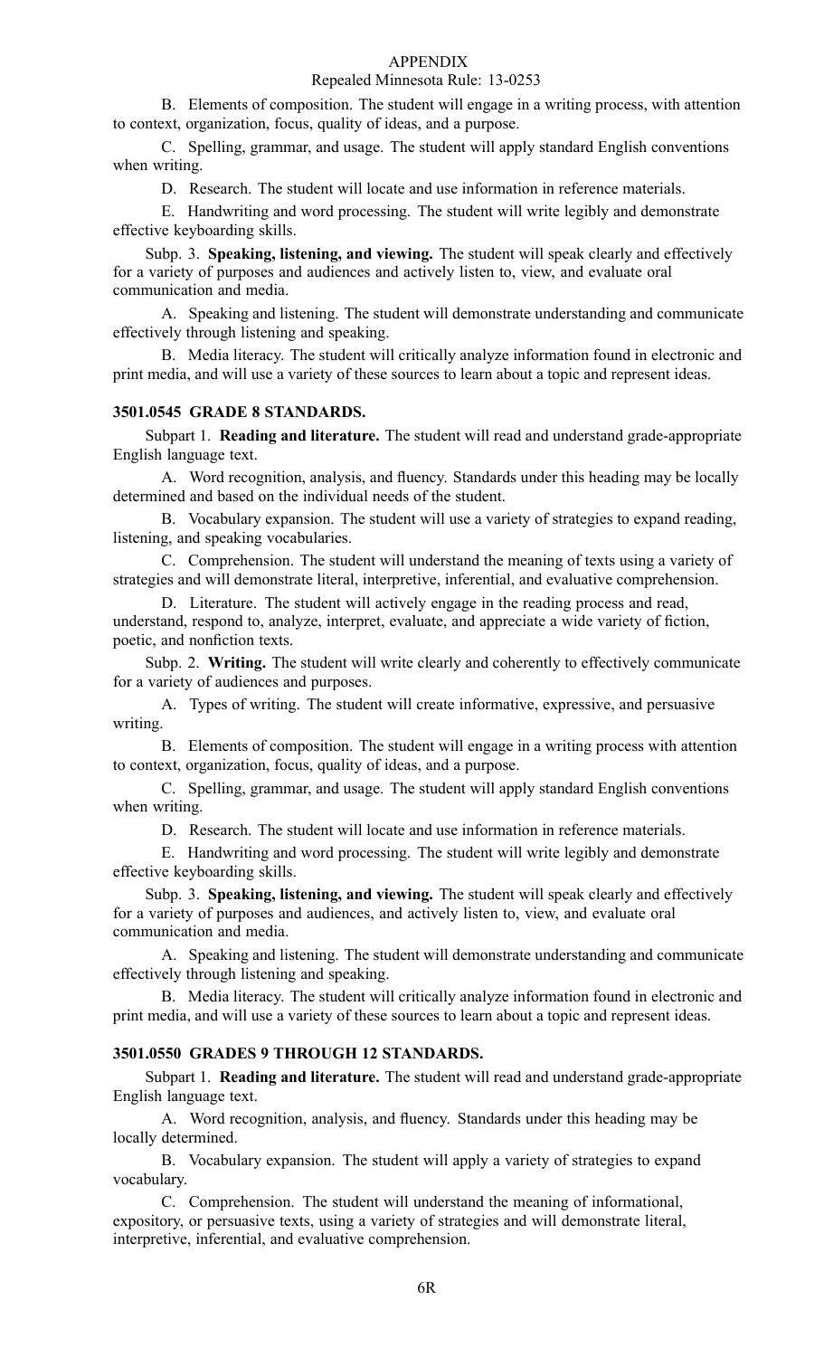B. Elements of composition. The student will engage in a writing process, with attention to context, organization, focus, quality of ideas, and a purpose.

C. Spelling, grammar, and usage. The student will apply standard English conventions when writing.

D. Research. The student will locate and use information in reference materials.

E. Handwriting and word processing. The student will write legibly and demonstrate effective keyboarding skills.

Subp. 3. **Speaking, listening, and viewing.** The student will speak clearly and effectively for a variety of purposes and audiences and actively listen to, view, and evaluate oral communication and media.

A. Speaking and listening. The student will demonstrate understanding and communicate effectively through listening and speaking.

B. Media literacy. The student will critically analyze information found in electronic and print media, and will use a variety of these sources to learn about a topic and represent ideas.

### 3501.0545 GRADE 8 STANDARDS.

Subpart 1. **Reading and literature.** The student will read and understand grade-appropriate English language text.

A. Word recognition, analysis, and fluency. Standards under this heading may be locally determined and based on the individual needs of the student.

B. Vocabulary expansion. The student will use a variety of strategies to expand reading, listening, and speaking vocabularies.

C. Comprehension. The student will understand the meaning of texts using a variety of strategies and will demonstrate literal, interpretive, inferential, and evaluative comprehension.

D. Literature. The student will actively engage in the reading process and read, understand, respond to, analyze, interpret, evaluate, and appreciate a wide variety of fiction, poetic, and nonfiction texts.

Subp. 2. **Writing.** The student will write clearly and coherently to effectively communicate for a variety of audiences and purposes.

A. Types of writing. The student will create informative, expressive, and persuasive writing.

B. Elements of composition. The student will engage in a writing process with attention to context, organization, focus, quality of ideas, and a purpose.

C. Spelling, grammar, and usage. The student will apply standard English conventions when writing.

D. Research. The student will locate and use information in reference materials.

E. Handwriting and word processing. The student will write legibly and demonstrate effective keyboarding skills.

Subp. 3. **Speaking, listening, and viewing.** The student will speak clearly and effectively for a variety of purposes and audiences, and actively listen to, view, and evaluate oral communication and media.

A. Speaking and listening. The student will demonstrate understanding and communicate effectively through listening and speaking.

B. Media literacy. The student will critically analyze information found in electronic and print media, and will use a variety of these sources to learn about a topic and represent ideas.

### 3501.0550 GRADES 9 THROUGH 12 STANDARDS.

Subpart 1. **Reading and literature.** The student will read and understand grade-appropriate English language text.

A. Word recognition, analysis, and fluency. Standards under this heading may be locally determined.

B. Vocabulary expansion. The student will apply a variety of strategies to expand vocabulary.

C. Comprehension. The student will understand the meaning of informational, expository, or persuasive texts, using a variety of strategies and will demonstrate literal, interpretive, inferential, and evaluative comprehension.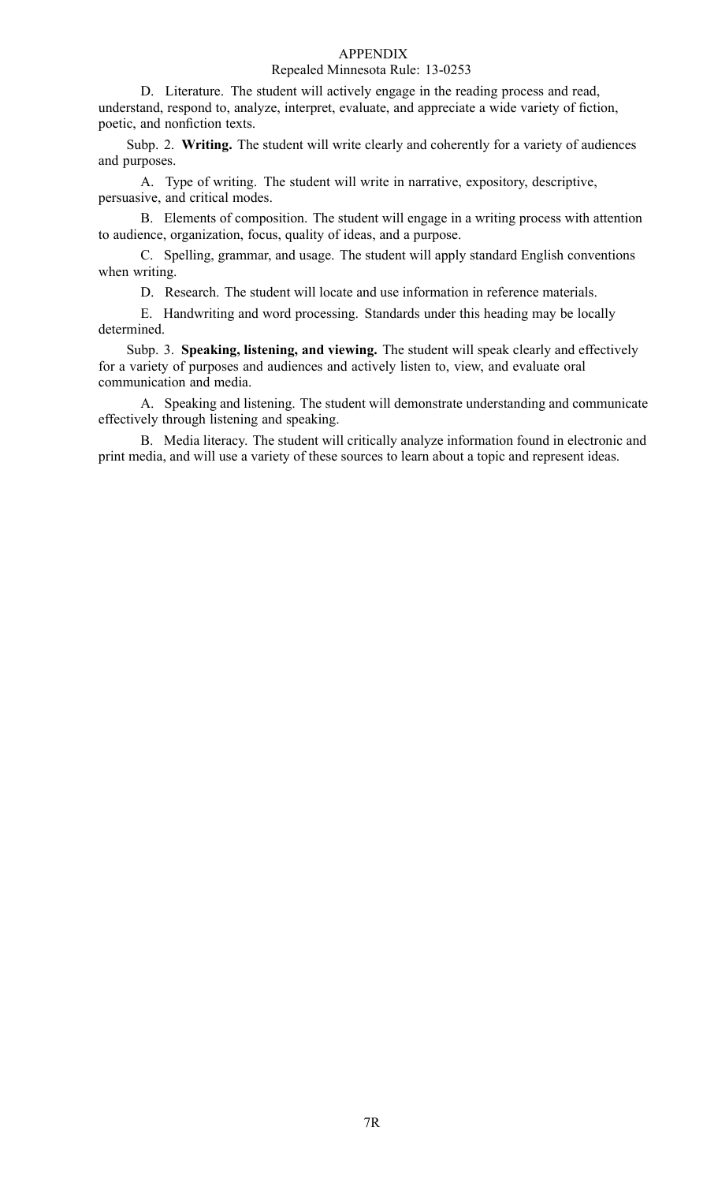D. Literature. The student will actively engage in the reading process and read, understand, respond to, analyze, interpret, evaluate, and appreciate a wide variety of fiction, poetic, and nonfiction texts.

Subp. 2. **Writing.** The student will write clearly and coherently for a variety of audiences and purposes.

A. Type of writing. The student will write in narrative, expository, descriptive, persuasive, and critical modes.

B. Elements of composition. The student will engage in a writing process with attention to audience, organization, focus, quality of ideas, and a purpose.

C. Spelling, grammar, and usage. The student will apply standard English conventions when writing.

D. Research. The student will locate and use information in reference materials.

E. Handwriting and word processing. Standards under this heading may be locally determined.

Subp. 3. **Speaking, listening, and viewing.** The student will speak clearly and effectively for a variety of purposes and audiences and actively listen to, view, and evaluate oral communication and media.

A. Speaking and listening. The student will demonstrate understanding and communicate effectively through listening and speaking.

B. Media literacy. The student will critically analyze information found in electronic and print media, and will use a variety of these sources to learn about a topic and represent ideas.